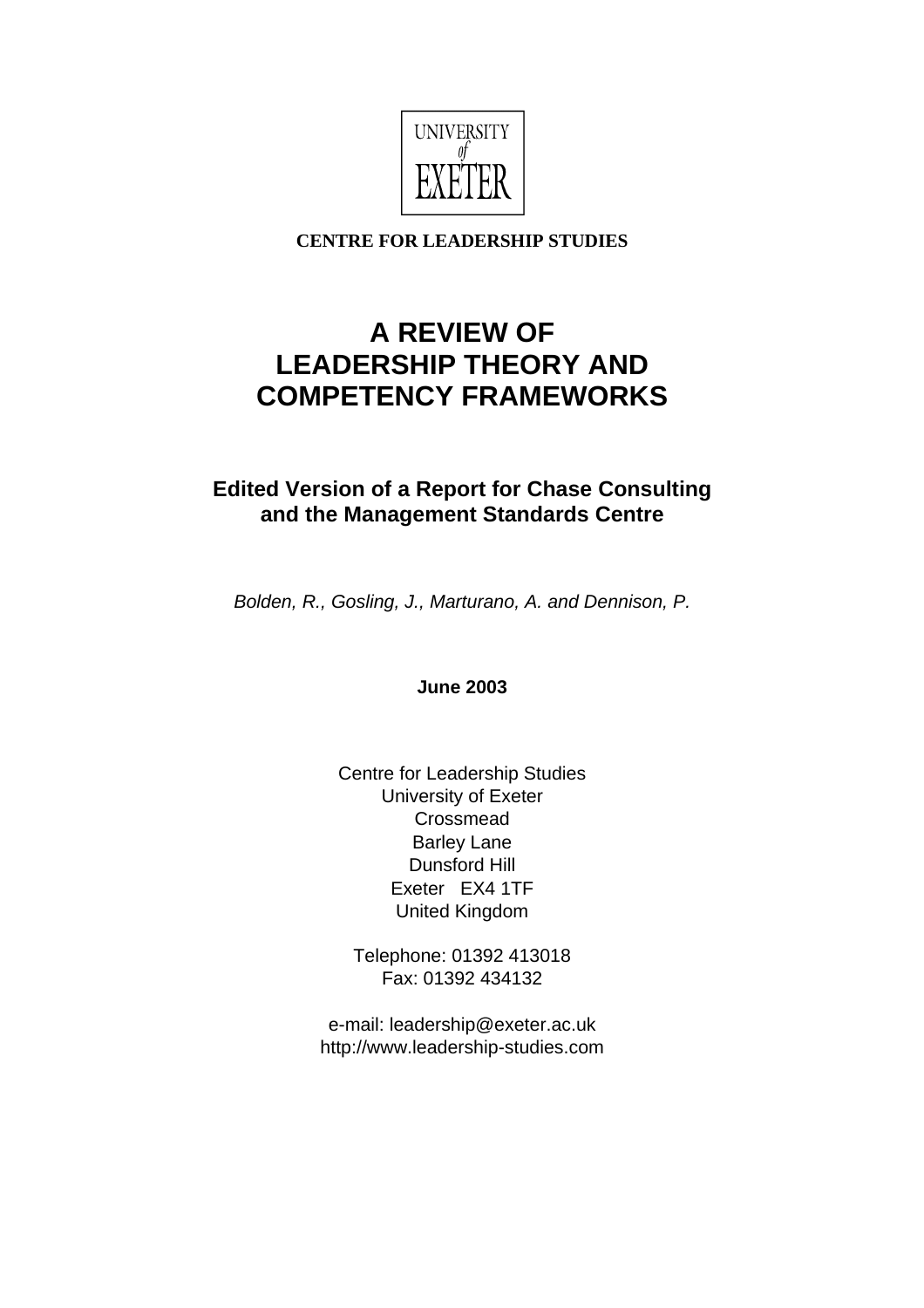UNIVERSITY
*of*
EXETER

**CENTRE FOR LEADERSHIP STUDIES**

# A REVIEW OF LEADERSHIP THEORY AND COMPETENCY FRAMEWORKS

## Edited Version of a Report for Chase Consulting and the Management Standards Centre

*Bolden, R., Gosling, J., Marturano, A. and Dennison, P.*

**June 2003**

Centre for Leadership Studies
University of Exeter
Crossmead
Barley Lane
Dunsford Hill
Exeter EX4 1TF
United Kingdom

Telephone: 01392 413018
Fax: 01392 434132

e-mail: leadership@exeter.ac.uk
http://www.leadership-studies.com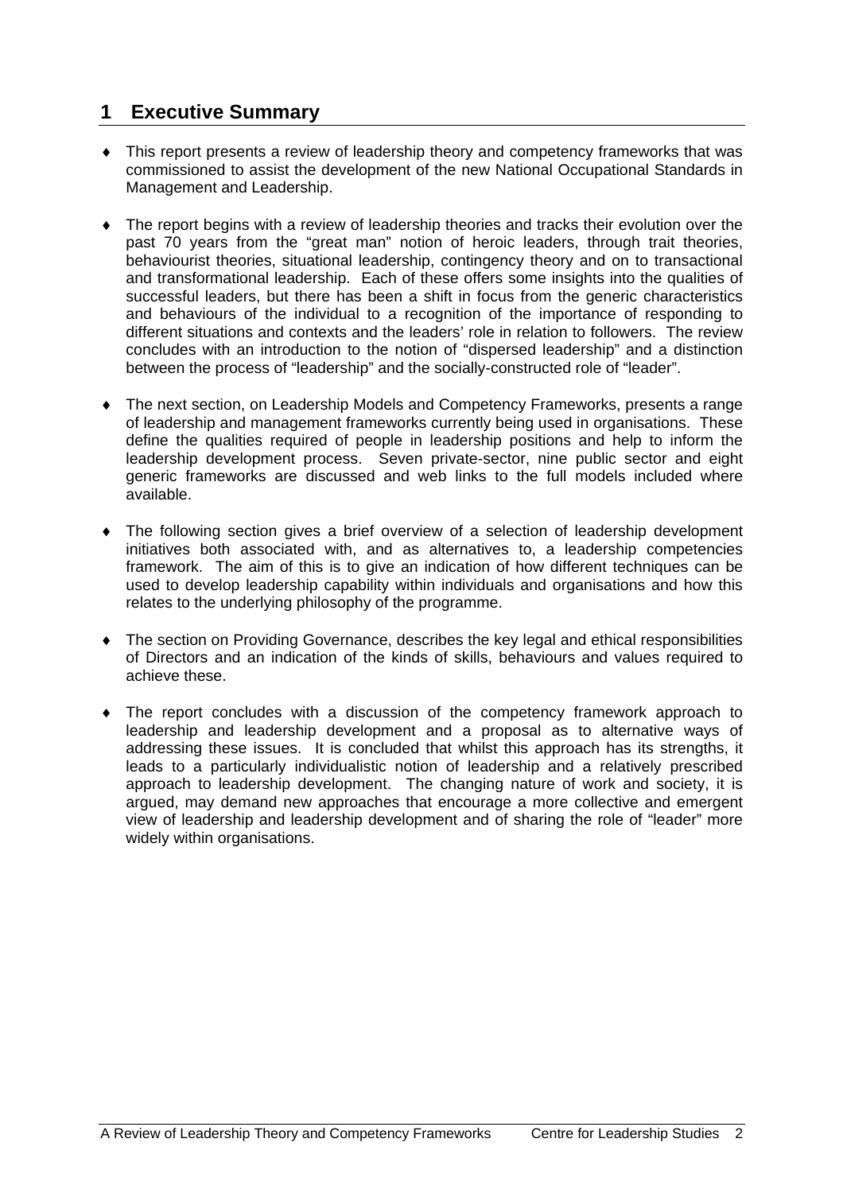# 1 Executive Summary

- This report presents a review of leadership theory and competency frameworks that was commissioned to assist the development of the new National Occupational Standards in Management and Leadership.

- The report begins with a review of leadership theories and tracks their evolution over the past 70 years from the "great man" notion of heroic leaders, through trait theories, behaviourist theories, situational leadership, contingency theory and on to transactional and transformational leadership. Each of these offers some insights into the qualities of successful leaders, but there has been a shift in focus from the generic characteristics and behaviours of the individual to a recognition of the importance of responding to different situations and contexts and the leaders' role in relation to followers. The review concludes with an introduction to the notion of "dispersed leadership" and a distinction between the process of "leadership" and the socially-constructed role of "leader".

- The next section, on Leadership Models and Competency Frameworks, presents a range of leadership and management frameworks currently being used in organisations. These define the qualities required of people in leadership positions and help to inform the leadership development process. Seven private-sector, nine public sector and eight generic frameworks are discussed and web links to the full models included where available.

- The following section gives a brief overview of a selection of leadership development initiatives both associated with, and as alternatives to, a leadership competencies framework. The aim of this is to give an indication of how different techniques can be used to develop leadership capability within individuals and organisations and how this relates to the underlying philosophy of the programme.

- The section on Providing Governance, describes the key legal and ethical responsibilities of Directors and an indication of the kinds of skills, behaviours and values required to achieve these.

- The report concludes with a discussion of the competency framework approach to leadership and leadership development and a proposal as to alternative ways of addressing these issues. It is concluded that whilst this approach has its strengths, it leads to a particularly individualistic notion of leadership and a relatively prescribed approach to leadership development. The changing nature of work and society, it is argued, may demand new approaches that encourage a more collective and emergent view of leadership and leadership development and of sharing the role of "leader" more widely within organisations.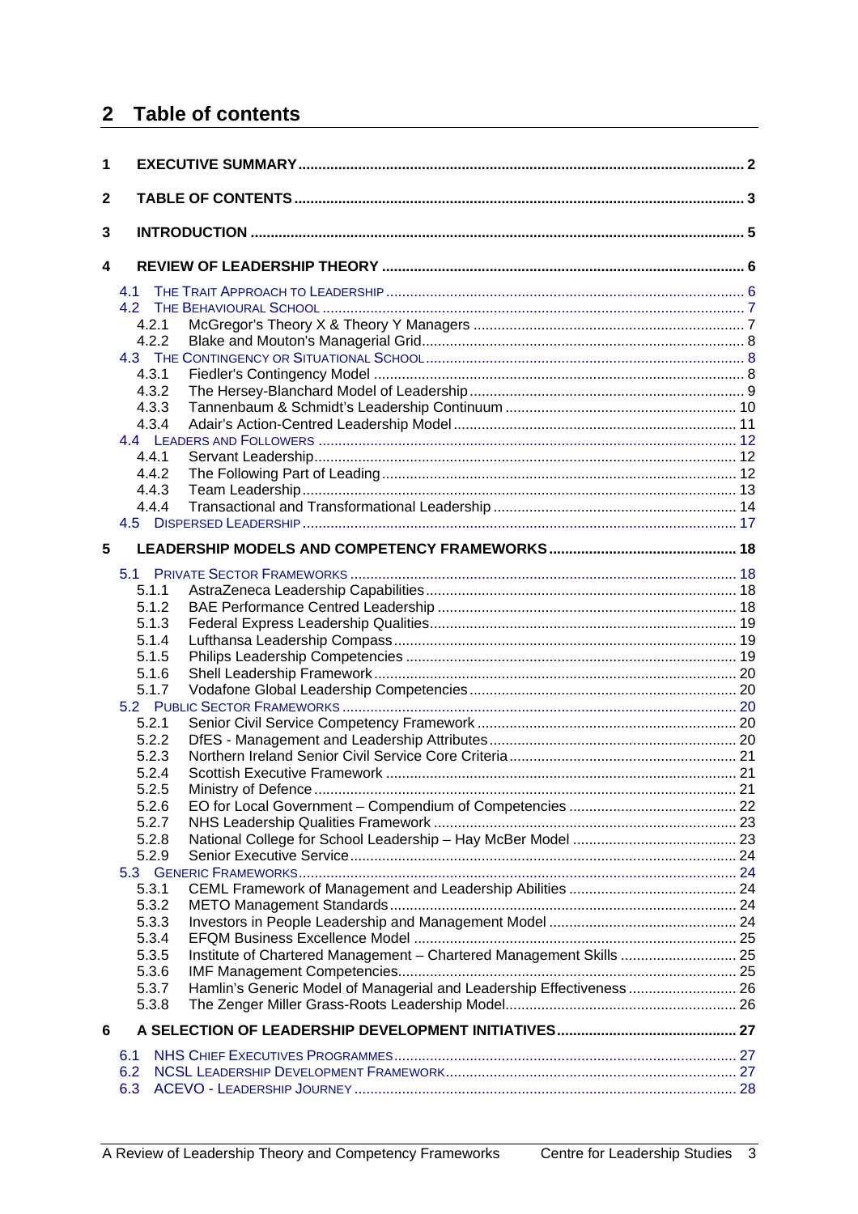## 2 Table of contents

1 EXECUTIVE SUMMARY ..... 2

2 TABLE OF CONTENTS ..... 3

3 INTRODUCTION ..... 5

4 REVIEW OF LEADERSHIP THEORY ..... 6

- 4.1 THE TRAIT APPROACH TO LEADERSHIP ..... 6
- 4.2 THE BEHAVIOURAL SCHOOL ..... 7
  - 4.2.1 McGregor's Theory X & Theory Y Managers ..... 7
  - 4.2.2 Blake and Mouton's Managerial Grid ..... 8
- 4.3 THE CONTINGENCY OR SITUATIONAL SCHOOL ..... 8
  - 4.3.1 Fiedler's Contingency Model ..... 8
  - 4.3.2 The Hersey-Blanchard Model of Leadership ..... 9
  - 4.3.3 Tannenbaum & Schmidt's Leadership Continuum ..... 10
  - 4.3.4 Adair's Action-Centred Leadership Model ..... 11
- 4.4 LEADERS AND FOLLOWERS ..... 12
  - 4.4.1 Servant Leadership ..... 12
  - 4.4.2 The Following Part of Leading ..... 12
  - 4.4.3 Team Leadership ..... 13
  - 4.4.4 Transactional and Transformational Leadership ..... 14
- 4.5 DISPERSED LEADERSHIP ..... 17

5 LEADERSHIP MODELS AND COMPETENCY FRAMEWORKS ..... 18

- 5.1 PRIVATE SECTOR FRAMEWORKS ..... 18
  - 5.1.1 AstraZeneca Leadership Capabilities ..... 18
  - 5.1.2 BAE Performance Centred Leadership ..... 18
  - 5.1.3 Federal Express Leadership Qualities ..... 19
  - 5.1.4 Lufthansa Leadership Compass ..... 19
  - 5.1.5 Philips Leadership Competencies ..... 19
  - 5.1.6 Shell Leadership Framework ..... 20
  - 5.1.7 Vodafone Global Leadership Competencies ..... 20
- 5.2 PUBLIC SECTOR FRAMEWORKS ..... 20
  - 5.2.1 Senior Civil Service Competency Framework ..... 20
  - 5.2.2 DfES - Management and Leadership Attributes ..... 20
  - 5.2.3 Northern Ireland Senior Civil Service Core Criteria ..... 21
  - 5.2.4 Scottish Executive Framework ..... 21
  - 5.2.5 Ministry of Defence ..... 21
  - 5.2.6 EO for Local Government – Compendium of Competencies ..... 22
  - 5.2.7 NHS Leadership Qualities Framework ..... 23
  - 5.2.8 National College for School Leadership – Hay McBer Model ..... 23
  - 5.2.9 Senior Executive Service ..... 24
- 5.3 GENERIC FRAMEWORKS ..... 24
  - 5.3.1 CEML Framework of Management and Leadership Abilities ..... 24
  - 5.3.2 METO Management Standards ..... 24
  - 5.3.3 Investors in People Leadership and Management Model ..... 24
  - 5.3.4 EFQM Business Excellence Model ..... 25
  - 5.3.5 Institute of Chartered Management – Chartered Management Skills ..... 25
  - 5.3.6 IMF Management Competencies ..... 25
  - 5.3.7 Hamlin's Generic Model of Managerial and Leadership Effectiveness ..... 26
  - 5.3.8 The Zenger Miller Grass-Roots Leadership Model ..... 26

6 A SELECTION OF LEADERSHIP DEVELOPMENT INITIATIVES ..... 27

- 6.1 NHS CHIEF EXECUTIVES PROGRAMMES ..... 27
- 6.2 NCSL LEADERSHIP DEVELOPMENT FRAMEWORK ..... 27
- 6.3 ACEVO - LEADERSHIP JOURNEY ..... 28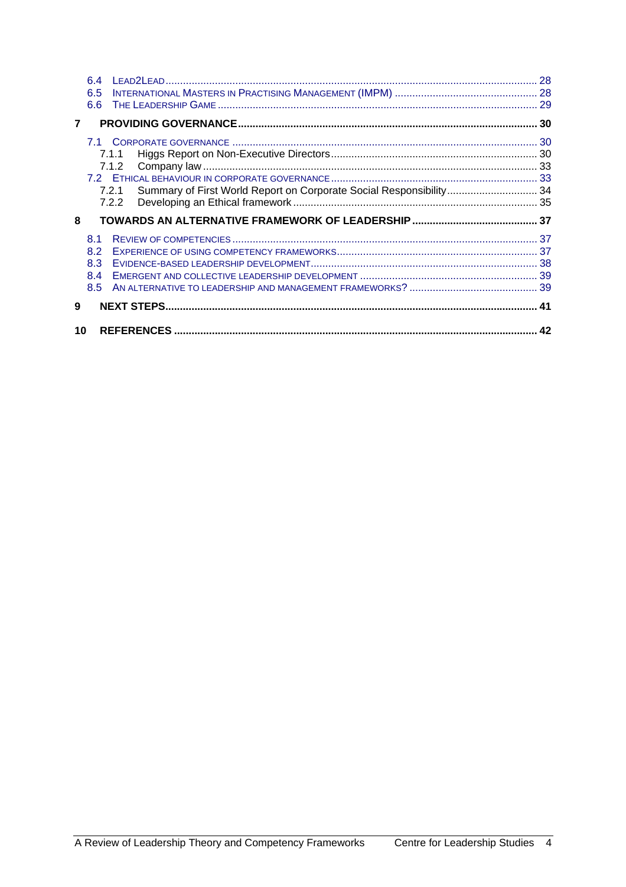- 6.4 Lead2Lead .......... 28
- 6.5 International Masters in Practising Management (IMPM) .......... 28
- 6.6 The Leadership Game .......... 29

**7 PROVIDING GOVERNANCE .......... 30**

- 7.1 Corporate Governance .......... 30
  - 7.1.1 Higgs Report on Non-Executive Directors .......... 30
  - 7.1.2 Company law .......... 33
- 7.2 Ethical behaviour in corporate governance .......... 33
  - 7.2.1 Summary of First World Report on Corporate Social Responsibility .......... 34
  - 7.2.2 Developing an Ethical framework .......... 35

**8 TOWARDS AN ALTERNATIVE FRAMEWORK OF LEADERSHIP .......... 37**

- 8.1 Review of competencies .......... 37
- 8.2 Experience of using competency frameworks .......... 37
- 8.3 Evidence-based leadership development .......... 38
- 8.4 Emergent and collective leadership development .......... 39
- 8.5 An alternative to leadership and management frameworks? .......... 39

**9 NEXT STEPS .......... 41**

**10 REFERENCES .......... 42**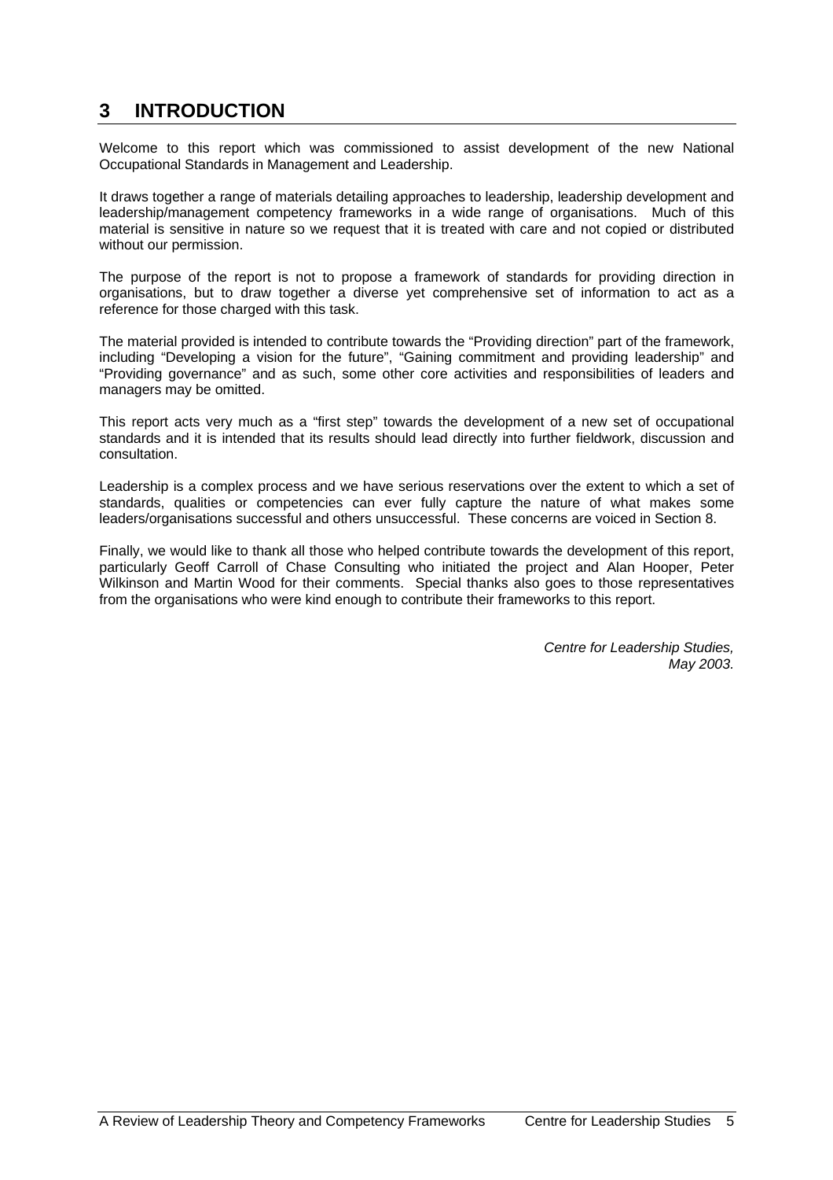# 3 INTRODUCTION

Welcome to this report which was commissioned to assist development of the new National Occupational Standards in Management and Leadership.

It draws together a range of materials detailing approaches to leadership, leadership development and leadership/management competency frameworks in a wide range of organisations. Much of this material is sensitive in nature so we request that it is treated with care and not copied or distributed without our permission.

The purpose of the report is not to propose a framework of standards for providing direction in organisations, but to draw together a diverse yet comprehensive set of information to act as a reference for those charged with this task.

The material provided is intended to contribute towards the "Providing direction" part of the framework, including "Developing a vision for the future", "Gaining commitment and providing leadership" and "Providing governance" and as such, some other core activities and responsibilities of leaders and managers may be omitted.

This report acts very much as a "first step" towards the development of a new set of occupational standards and it is intended that its results should lead directly into further fieldwork, discussion and consultation.

Leadership is a complex process and we have serious reservations over the extent to which a set of standards, qualities or competencies can ever fully capture the nature of what makes some leaders/organisations successful and others unsuccessful. These concerns are voiced in Section 8.

Finally, we would like to thank all those who helped contribute towards the development of this report, particularly Geoff Carroll of Chase Consulting who initiated the project and Alan Hooper, Peter Wilkinson and Martin Wood for their comments. Special thanks also goes to those representatives from the organisations who were kind enough to contribute their frameworks to this report.

*Centre for Leadership Studies,*
*May 2003.*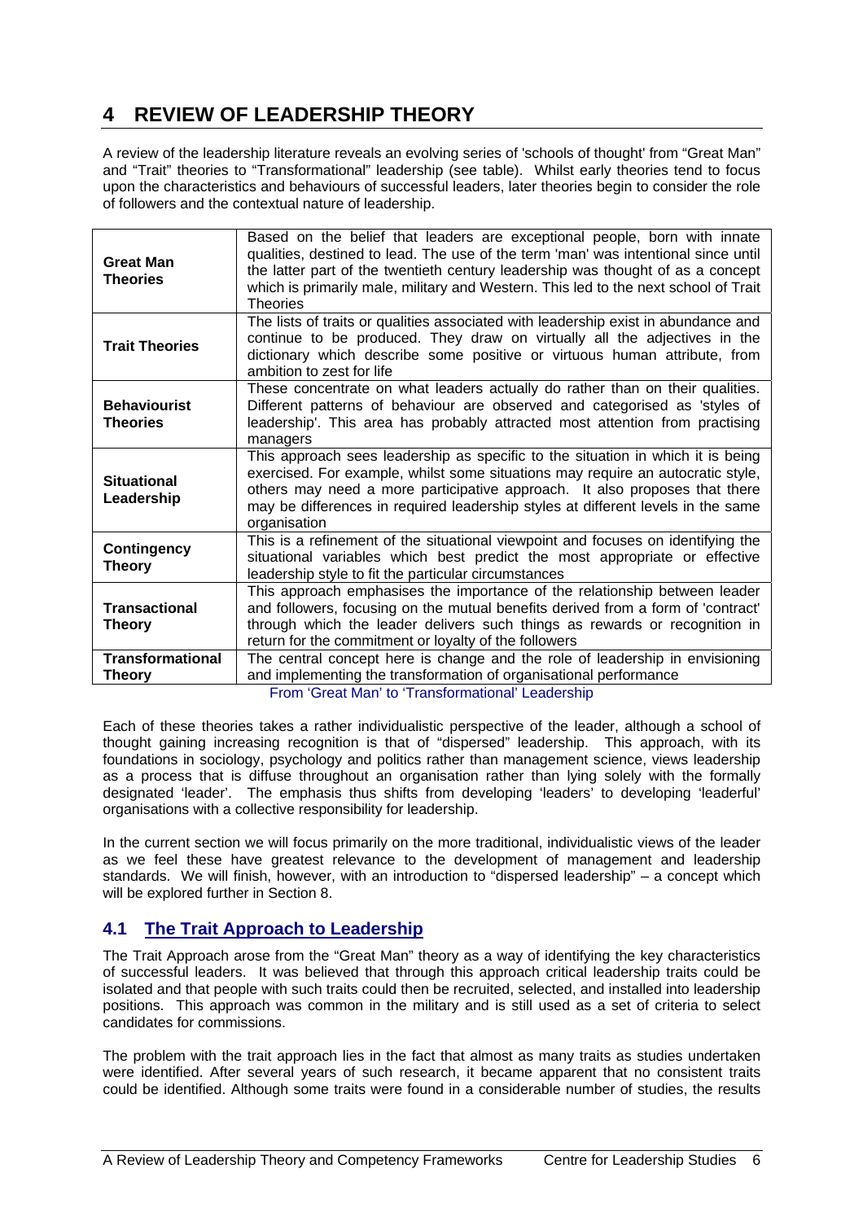# 4 REVIEW OF LEADERSHIP THEORY

A review of the leadership literature reveals an evolving series of 'schools of thought' from "Great Man" and "Trait" theories to "Transformational" leadership (see table). Whilst early theories tend to focus upon the characteristics and behaviours of successful leaders, later theories begin to consider the role of followers and the contextual nature of leadership.

| | |
|---|---|
| **Great Man Theories** | Based on the belief that leaders are exceptional people, born with innate qualities, destined to lead. The use of the term 'man' was intentional since until the latter part of the twentieth century leadership was thought of as a concept which is primarily male, military and Western. This led to the next school of Trait Theories |
| **Trait Theories** | The lists of traits or qualities associated with leadership exist in abundance and continue to be produced. They draw on virtually all the adjectives in the dictionary which describe some positive or virtuous human attribute, from ambition to zest for life |
| **Behaviourist Theories** | These concentrate on what leaders actually do rather than on their qualities. Different patterns of behaviour are observed and categorised as 'styles of leadership'. This area has probably attracted most attention from practising managers |
| **Situational Leadership** | This approach sees leadership as specific to the situation in which it is being exercised. For example, whilst some situations may require an autocratic style, others may need a more participative approach. It also proposes that there may be differences in required leadership styles at different levels in the same organisation |
| **Contingency Theory** | This is a refinement of the situational viewpoint and focuses on identifying the situational variables which best predict the most appropriate or effective leadership style to fit the particular circumstances |
| **Transactional Theory** | This approach emphasises the importance of the relationship between leader and followers, focusing on the mutual benefits derived from a form of 'contract' through which the leader delivers such things as rewards or recognition in return for the commitment or loyalty of the followers |
| **Transformational Theory** | The central concept here is change and the role of leadership in envisioning and implementing the transformation of organisational performance |

From 'Great Man' to 'Transformational' Leadership

Each of these theories takes a rather individualistic perspective of the leader, although a school of thought gaining increasing recognition is that of "dispersed" leadership. This approach, with its foundations in sociology, psychology and politics rather than management science, views leadership as a process that is diffuse throughout an organisation rather than lying solely with the formally designated 'leader'. The emphasis thus shifts from developing 'leaders' to developing 'leaderful' organisations with a collective responsibility for leadership.

In the current section we will focus primarily on the more traditional, individualistic views of the leader as we feel these have greatest relevance to the development of management and leadership standards. We will finish, however, with an introduction to "dispersed leadership" – a concept which will be explored further in Section 8.

## 4.1 The Trait Approach to Leadership

The Trait Approach arose from the "Great Man" theory as a way of identifying the key characteristics of successful leaders. It was believed that through this approach critical leadership traits could be isolated and that people with such traits could then be recruited, selected, and installed into leadership positions. This approach was common in the military and is still used as a set of criteria to select candidates for commissions.

The problem with the trait approach lies in the fact that almost as many traits as studies undertaken were identified. After several years of such research, it became apparent that no consistent traits could be identified. Although some traits were found in a considerable number of studies, the results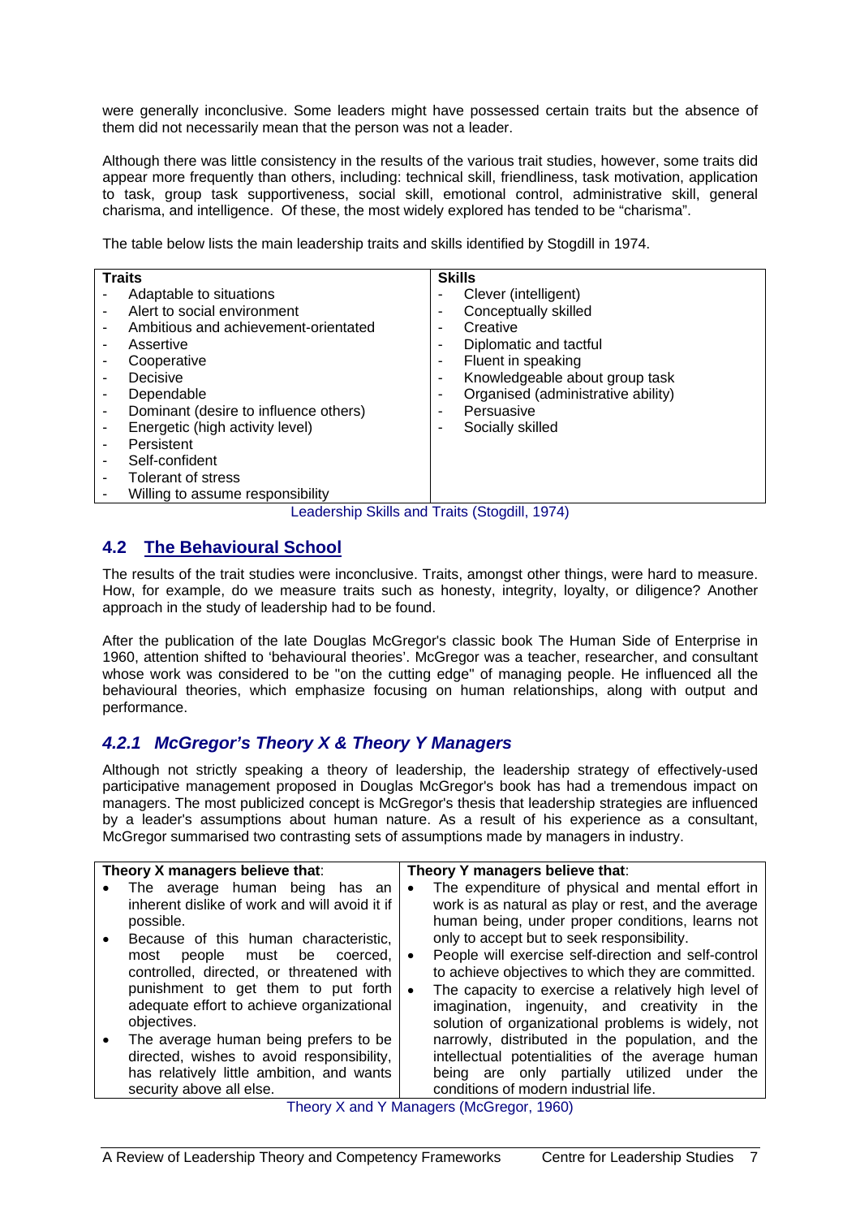were generally inconclusive. Some leaders might have possessed certain traits but the absence of them did not necessarily mean that the person was not a leader.

Although there was little consistency in the results of the various trait studies, however, some traits did appear more frequently than others, including: technical skill, friendliness, task motivation, application to task, group task supportiveness, social skill, emotional control, administrative skill, general charisma, and intelligence. Of these, the most widely explored has tended to be "charisma".

The table below lists the main leadership traits and skills identified by Stogdill in 1974.

| Traits | Skills |
|---|---|
| - Adaptable to situations | - Clever (intelligent) |
| - Alert to social environment | - Conceptually skilled |
| - Ambitious and achievement-orientated | - Creative |
| - Assertive | - Diplomatic and tactful |
| - Cooperative | - Fluent in speaking |
| - Decisive | - Knowledgeable about group task |
| - Dependable | - Organised (administrative ability) |
| - Dominant (desire to influence others) | - Persuasive |
| - Energetic (high activity level) | - Socially skilled |
| - Persistent | |
| - Self-confident | |
| - Tolerant of stress | |
| - Willing to assume responsibility | |

Leadership Skills and Traits (Stogdill, 1974)

## 4.2 The Behavioural School

The results of the trait studies were inconclusive. Traits, amongst other things, were hard to measure. How, for example, do we measure traits such as honesty, integrity, loyalty, or diligence? Another approach in the study of leadership had to be found.

After the publication of the late Douglas McGregor's classic book The Human Side of Enterprise in 1960, attention shifted to 'behavioural theories'. McGregor was a teacher, researcher, and consultant whose work was considered to be "on the cutting edge" of managing people. He influenced all the behavioural theories, which emphasize focusing on human relationships, along with output and performance.

### *4.2.1 McGregor's Theory X & Theory Y Managers*

Although not strictly speaking a theory of leadership, the leadership strategy of effectively-used participative management proposed in Douglas McGregor's book has had a tremendous impact on managers. The most publicized concept is McGregor's thesis that leadership strategies are influenced by a leader's assumptions about human nature. As a result of his experience as a consultant, McGregor summarised two contrasting sets of assumptions made by managers in industry.

| Theory X managers believe that: | Theory Y managers believe that: |
|---|---|
| • The average human being has an inherent dislike of work and will avoid it if possible.<br>• Because of this human characteristic, most people must be coerced, controlled, directed, or threatened with punishment to get them to put forth adequate effort to achieve organizational objectives.<br>• The average human being prefers to be directed, wishes to avoid responsibility, has relatively little ambition, and wants security above all else. | • The expenditure of physical and mental effort in work is as natural as play or rest, and the average human being, under proper conditions, learns not only to accept but to seek responsibility.<br>• People will exercise self-direction and self-control to achieve objectives to which they are committed.<br>• The capacity to exercise a relatively high level of imagination, ingenuity, and creativity in the solution of organizational problems is widely, not narrowly, distributed in the population, and the intellectual potentialities of the average human being are only partially utilized under the conditions of modern industrial life. |

Theory X and Y Managers (McGregor, 1960)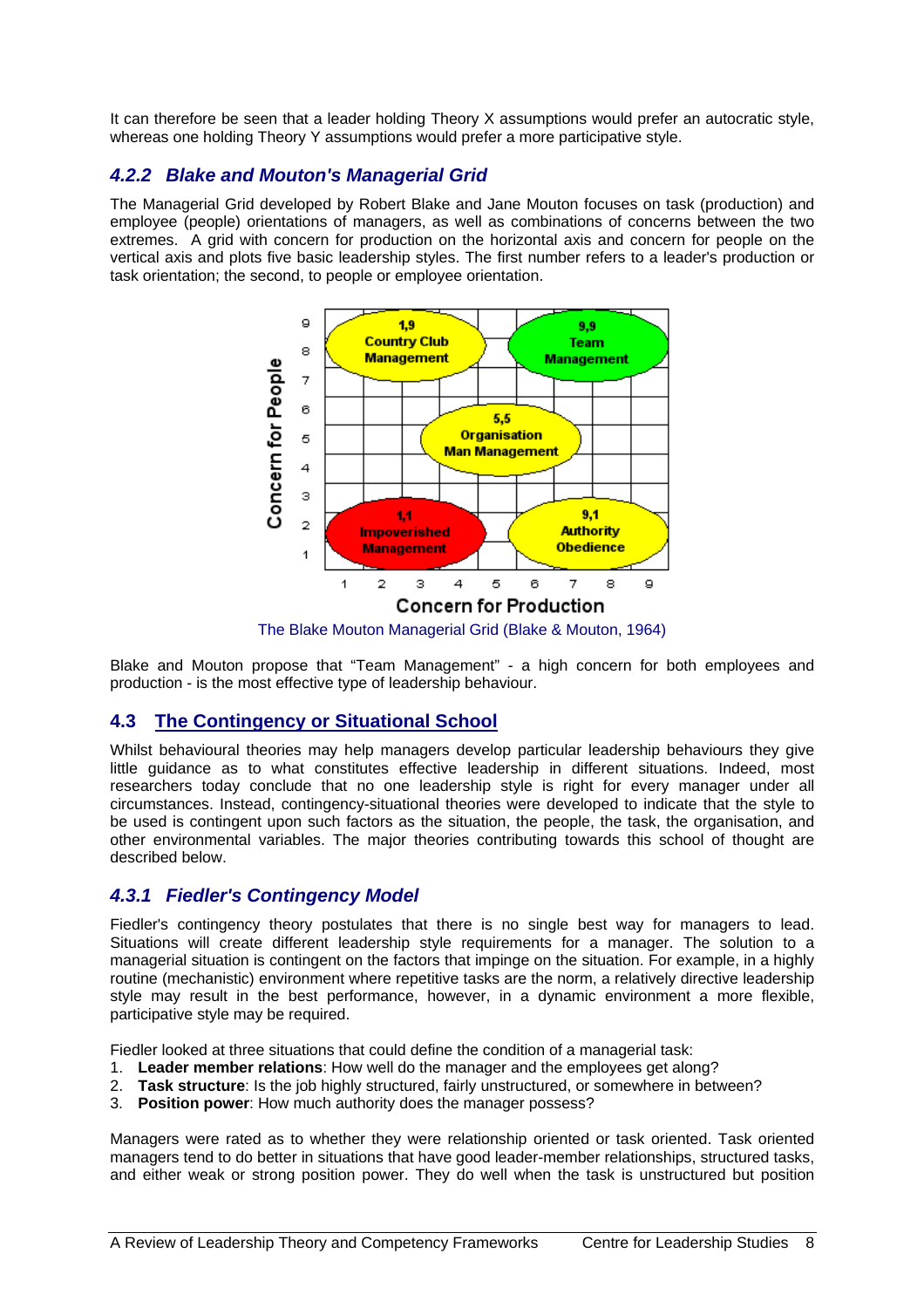It can therefore be seen that a leader holding Theory X assumptions would prefer an autocratic style, whereas one holding Theory Y assumptions would prefer a more participative style.

### *4.2.2 Blake and Mouton's Managerial Grid*

The Managerial Grid developed by Robert Blake and Jane Mouton focuses on task (production) and employee (people) orientations of managers, as well as combinations of concerns between the two extremes. A grid with concern for production on the horizontal axis and concern for people on the vertical axis and plots five basic leadership styles. The first number refers to a leader's production or task orientation; the second, to people or employee orientation.

The Blake Mouton Managerial Grid (Blake & Mouton, 1964)

Blake and Mouton propose that "Team Management" - a high concern for both employees and production - is the most effective type of leadership behaviour.

## 4.3 The Contingency or Situational School

Whilst behavioural theories may help managers develop particular leadership behaviours they give little guidance as to what constitutes effective leadership in different situations. Indeed, most researchers today conclude that no one leadership style is right for every manager under all circumstances. Instead, contingency-situational theories were developed to indicate that the style to be used is contingent upon such factors as the situation, the people, the task, the organisation, and other environmental variables. The major theories contributing towards this school of thought are described below.

### *4.3.1 Fiedler's Contingency Model*

Fiedler's contingency theory postulates that there is no single best way for managers to lead. Situations will create different leadership style requirements for a manager. The solution to a managerial situation is contingent on the factors that impinge on the situation. For example, in a highly routine (mechanistic) environment where repetitive tasks are the norm, a relatively directive leadership style may result in the best performance, however, in a dynamic environment a more flexible, participative style may be required.

Fiedler looked at three situations that could define the condition of a managerial task:

1. **Leader member relations**: How well do the manager and the employees get along?
2. **Task structure**: Is the job highly structured, fairly unstructured, or somewhere in between?
3. **Position power**: How much authority does the manager possess?

Managers were rated as to whether they were relationship oriented or task oriented. Task oriented managers tend to do better in situations that have good leader-member relationships, structured tasks, and either weak or strong position power. They do well when the task is unstructured but position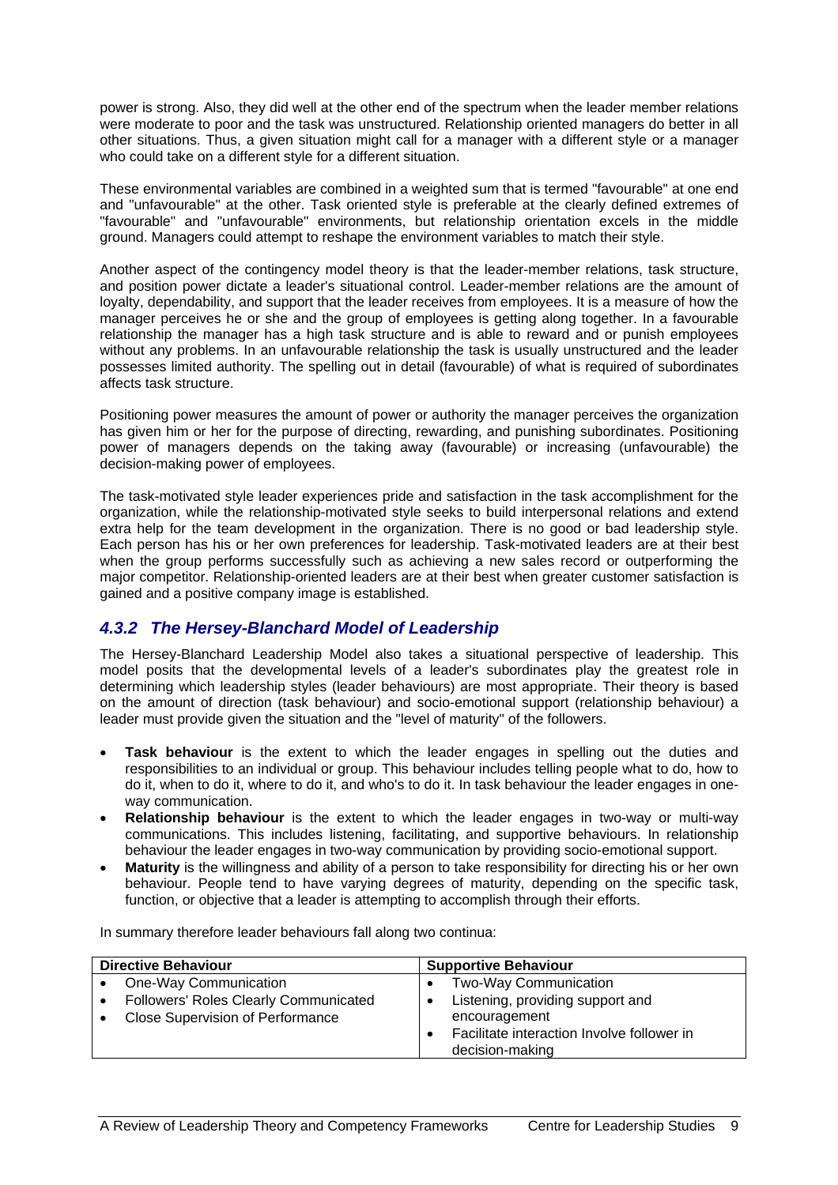power is strong. Also, they did well at the other end of the spectrum when the leader member relations were moderate to poor and the task was unstructured. Relationship oriented managers do better in all other situations. Thus, a given situation might call for a manager with a different style or a manager who could take on a different style for a different situation.

These environmental variables are combined in a weighted sum that is termed "favourable" at one end and "unfavourable" at the other. Task oriented style is preferable at the clearly defined extremes of "favourable" and "unfavourable" environments, but relationship orientation excels in the middle ground. Managers could attempt to reshape the environment variables to match their style.

Another aspect of the contingency model theory is that the leader-member relations, task structure, and position power dictate a leader's situational control. Leader-member relations are the amount of loyalty, dependability, and support that the leader receives from employees. It is a measure of how the manager perceives he or she and the group of employees is getting along together. In a favourable relationship the manager has a high task structure and is able to reward and or punish employees without any problems. In an unfavourable relationship the task is usually unstructured and the leader possesses limited authority. The spelling out in detail (favourable) of what is required of subordinates affects task structure.

Positioning power measures the amount of power or authority the manager perceives the organization has given him or her for the purpose of directing, rewarding, and punishing subordinates. Positioning power of managers depends on the taking away (favourable) or increasing (unfavourable) the decision-making power of employees.

The task-motivated style leader experiences pride and satisfaction in the task accomplishment for the organization, while the relationship-motivated style seeks to build interpersonal relations and extend extra help for the team development in the organization. There is no good or bad leadership style. Each person has his or her own preferences for leadership. Task-motivated leaders are at their best when the group performs successfully such as achieving a new sales record or outperforming the major competitor. Relationship-oriented leaders are at their best when greater customer satisfaction is gained and a positive company image is established.

### *4.3.2 The Hersey-Blanchard Model of Leadership*

The Hersey-Blanchard Leadership Model also takes a situational perspective of leadership. This model posits that the developmental levels of a leader's subordinates play the greatest role in determining which leadership styles (leader behaviours) are most appropriate. Their theory is based on the amount of direction (task behaviour) and socio-emotional support (relationship behaviour) a leader must provide given the situation and the "level of maturity" of the followers.

- **Task behaviour** is the extent to which the leader engages in spelling out the duties and responsibilities to an individual or group. This behaviour includes telling people what to do, how to do it, when to do it, where to do it, and who's to do it. In task behaviour the leader engages in one-way communication.
- **Relationship behaviour** is the extent to which the leader engages in two-way or multi-way communications. This includes listening, facilitating, and supportive behaviours. In relationship behaviour the leader engages in two-way communication by providing socio-emotional support.
- **Maturity** is the willingness and ability of a person to take responsibility for directing his or her own behaviour. People tend to have varying degrees of maturity, depending on the specific task, function, or objective that a leader is attempting to accomplish through their efforts.

In summary therefore leader behaviours fall along two continua:

| Directive Behaviour | Supportive Behaviour |
|---|---|
| • One-Way Communication<br>• Followers' Roles Clearly Communicated<br>• Close Supervision of Performance | • Two-Way Communication<br>• Listening, providing support and encouragement<br>• Facilitate interaction Involve follower in decision-making |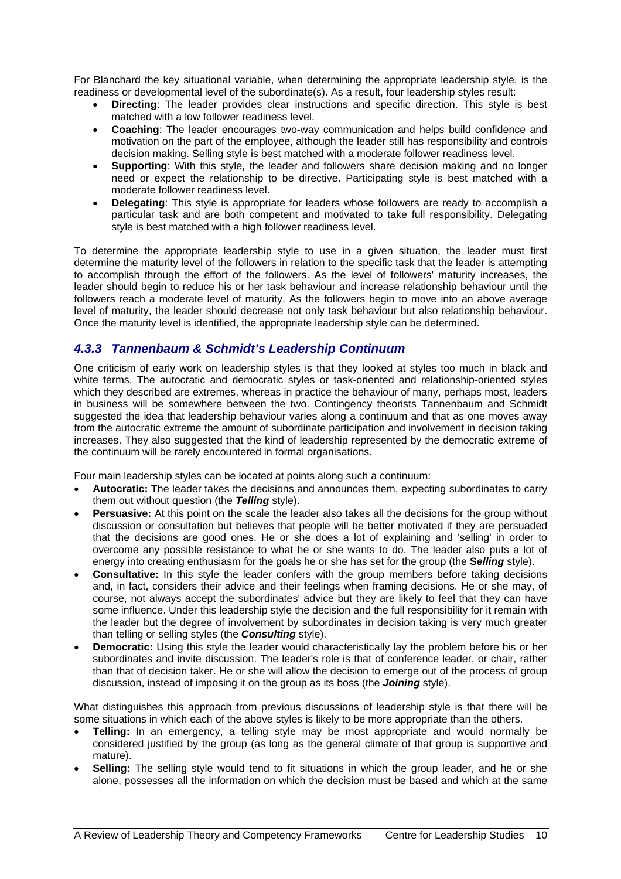For Blanchard the key situational variable, when determining the appropriate leadership style, is the readiness or developmental level of the subordinate(s). As a result, four leadership styles result:

- **Directing**: The leader provides clear instructions and specific direction. This style is best matched with a low follower readiness level.
- **Coaching**: The leader encourages two-way communication and helps build confidence and motivation on the part of the employee, although the leader still has responsibility and controls decision making. Selling style is best matched with a moderate follower readiness level.
- **Supporting**: With this style, the leader and followers share decision making and no longer need or expect the relationship to be directive. Participating style is best matched with a moderate follower readiness level.
- **Delegating**: This style is appropriate for leaders whose followers are ready to accomplish a particular task and are both competent and motivated to take full responsibility. Delegating style is best matched with a high follower readiness level.

To determine the appropriate leadership style to use in a given situation, the leader must first determine the maturity level of the followers in relation to the specific task that the leader is attempting to accomplish through the effort of the followers. As the level of followers' maturity increases, the leader should begin to reduce his or her task behaviour and increase relationship behaviour until the followers reach a moderate level of maturity. As the followers begin to move into an above average level of maturity, the leader should decrease not only task behaviour but also relationship behaviour. Once the maturity level is identified, the appropriate leadership style can be determined.

### *4.3.3 Tannenbaum & Schmidt's Leadership Continuum*

One criticism of early work on leadership styles is that they looked at styles too much in black and white terms. The autocratic and democratic styles or task-oriented and relationship-oriented styles which they described are extremes, whereas in practice the behaviour of many, perhaps most, leaders in business will be somewhere between the two. Contingency theorists Tannenbaum and Schmidt suggested the idea that leadership behaviour varies along a continuum and that as one moves away from the autocratic extreme the amount of subordinate participation and involvement in decision taking increases. They also suggested that the kind of leadership represented by the democratic extreme of the continuum will be rarely encountered in formal organisations.

Four main leadership styles can be located at points along such a continuum:

- **Autocratic:** The leader takes the decisions and announces them, expecting subordinates to carry them out without question (the ***Telling*** style).
- **Persuasive:** At this point on the scale the leader also takes all the decisions for the group without discussion or consultation but believes that people will be better motivated if they are persuaded that the decisions are good ones. He or she does a lot of explaining and 'selling' in order to overcome any possible resistance to what he or she wants to do. The leader also puts a lot of energy into creating enthusiasm for the goals he or she has set for the group (the **S*elling*** style).
- **Consultative:** In this style the leader confers with the group members before taking decisions and, in fact, considers their advice and their feelings when framing decisions. He or she may, of course, not always accept the subordinates' advice but they are likely to feel that they can have some influence. Under this leadership style the decision and the full responsibility for it remain with the leader but the degree of involvement by subordinates in decision taking is very much greater than telling or selling styles (the ***Consulting*** style).
- **Democratic:** Using this style the leader would characteristically lay the problem before his or her subordinates and invite discussion. The leader's role is that of conference leader, or chair, rather than that of decision taker. He or she will allow the decision to emerge out of the process of group discussion, instead of imposing it on the group as its boss (the ***Joining*** style).

What distinguishes this approach from previous discussions of leadership style is that there will be some situations in which each of the above styles is likely to be more appropriate than the others.

- **Telling:** In an emergency, a telling style may be most appropriate and would normally be considered justified by the group (as long as the general climate of that group is supportive and mature).
- **Selling:** The selling style would tend to fit situations in which the group leader, and he or she alone, possesses all the information on which the decision must be based and which at the same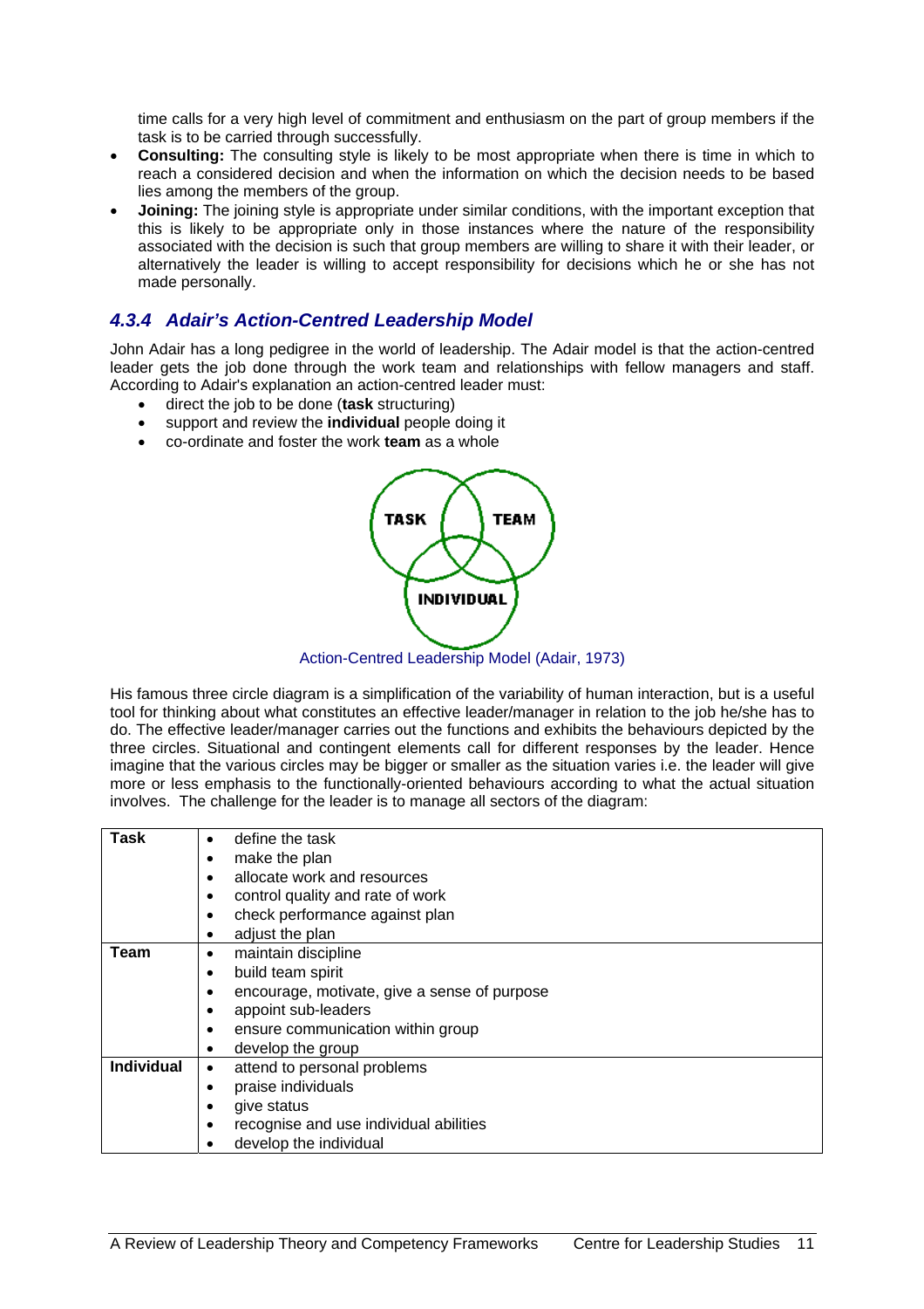time calls for a very high level of commitment and enthusiasm on the part of group members if the task is to be carried through successfully.

- **Consulting:** The consulting style is likely to be most appropriate when there is time in which to reach a considered decision and when the information on which the decision needs to be based lies among the members of the group.
- **Joining:** The joining style is appropriate under similar conditions, with the important exception that this is likely to be appropriate only in those instances where the nature of the responsibility associated with the decision is such that group members are willing to share it with their leader, or alternatively the leader is willing to accept responsibility for decisions which he or she has not made personally.

### *4.3.4 Adair's Action-Centred Leadership Model*

John Adair has a long pedigree in the world of leadership. The Adair model is that the action-centred leader gets the job done through the work team and relationships with fellow managers and staff. According to Adair's explanation an action-centred leader must:

- direct the job to be done (**task** structuring)
- support and review the **individual** people doing it
- co-ordinate and foster the work **team** as a whole

TASK TEAM INDIVIDUAL

Action-Centred Leadership Model (Adair, 1973)

His famous three circle diagram is a simplification of the variability of human interaction, but is a useful tool for thinking about what constitutes an effective leader/manager in relation to the job he/she has to do. The effective leader/manager carries out the functions and exhibits the behaviours depicted by the three circles. Situational and contingent elements call for different responses by the leader. Hence imagine that the various circles may be bigger or smaller as the situation varies i.e. the leader will give more or less emphasis to the functionally-oriented behaviours according to what the actual situation involves. The challenge for the leader is to manage all sectors of the diagram:

| | |
|---|---|
| **Task** | • define the task<br>• make the plan<br>• allocate work and resources<br>• control quality and rate of work<br>• check performance against plan<br>• adjust the plan |
| **Team** | • maintain discipline<br>• build team spirit<br>• encourage, motivate, give a sense of purpose<br>• appoint sub-leaders<br>• ensure communication within group<br>• develop the group |
| **Individual** | • attend to personal problems<br>• praise individuals<br>• give status<br>• recognise and use individual abilities<br>• develop the individual |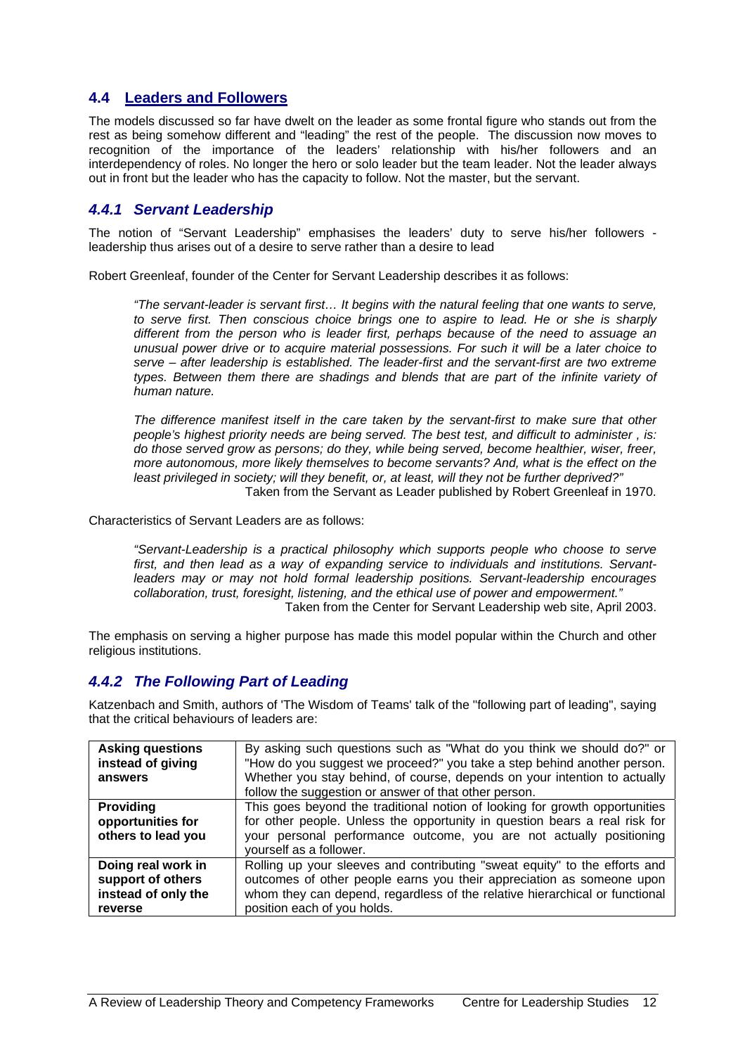## 4.4 Leaders and Followers

The models discussed so far have dwelt on the leader as some frontal figure who stands out from the rest as being somehow different and "leading" the rest of the people. The discussion now moves to recognition of the importance of the leaders' relationship with his/her followers and an interdependency of roles. No longer the hero or solo leader but the team leader. Not the leader always out in front but the leader who has the capacity to follow. Not the master, but the servant.

### 4.4.1 Servant Leadership

The notion of "Servant Leadership" emphasises the leaders' duty to serve his/her followers - leadership thus arises out of a desire to serve rather than a desire to lead

Robert Greenleaf, founder of the Center for Servant Leadership describes it as follows:

> *"The servant-leader is servant first… It begins with the natural feeling that one wants to serve, to serve first. Then conscious choice brings one to aspire to lead. He or she is sharply different from the person who is leader first, perhaps because of the need to assuage an unusual power drive or to acquire material possessions. For such it will be a later choice to serve – after leadership is established. The leader-first and the servant-first are two extreme types. Between them there are shadings and blends that are part of the infinite variety of human nature.*
>
> *The difference manifest itself in the care taken by the servant-first to make sure that other people's highest priority needs are being served. The best test, and difficult to administer , is: do those served grow as persons; do they, while being served, become healthier, wiser, freer, more autonomous, more likely themselves to become servants? And, what is the effect on the least privileged in society; will they benefit, or, at least, will they not be further deprived?"*
>
> Taken from the Servant as Leader published by Robert Greenleaf in 1970.

Characteristics of Servant Leaders are as follows:

> *"Servant-Leadership is a practical philosophy which supports people who choose to serve first, and then lead as a way of expanding service to individuals and institutions. Servant-leaders may or may not hold formal leadership positions. Servant-leadership encourages collaboration, trust, foresight, listening, and the ethical use of power and empowerment."*
>
> Taken from the Center for Servant Leadership web site, April 2003.

The emphasis on serving a higher purpose has made this model popular within the Church and other religious institutions.

### 4.4.2 The Following Part of Leading

Katzenbach and Smith, authors of 'The Wisdom of Teams' talk of the "following part of leading", saying that the critical behaviours of leaders are:

| | |
|---|---|
| **Asking questions instead of giving answers** | By asking such questions such as "What do you think we should do?" or "How do you suggest we proceed?" you take a step behind another person. Whether you stay behind, of course, depends on your intention to actually follow the suggestion or answer of that other person. |
| **Providing opportunities for others to lead you** | This goes beyond the traditional notion of looking for growth opportunities for other people. Unless the opportunity in question bears a real risk for your personal performance outcome, you are not actually positioning yourself as a follower. |
| **Doing real work in support of others instead of only the reverse** | Rolling up your sleeves and contributing "sweat equity" to the efforts and outcomes of other people earns you their appreciation as someone upon whom they can depend, regardless of the relative hierarchical or functional position each of you holds. |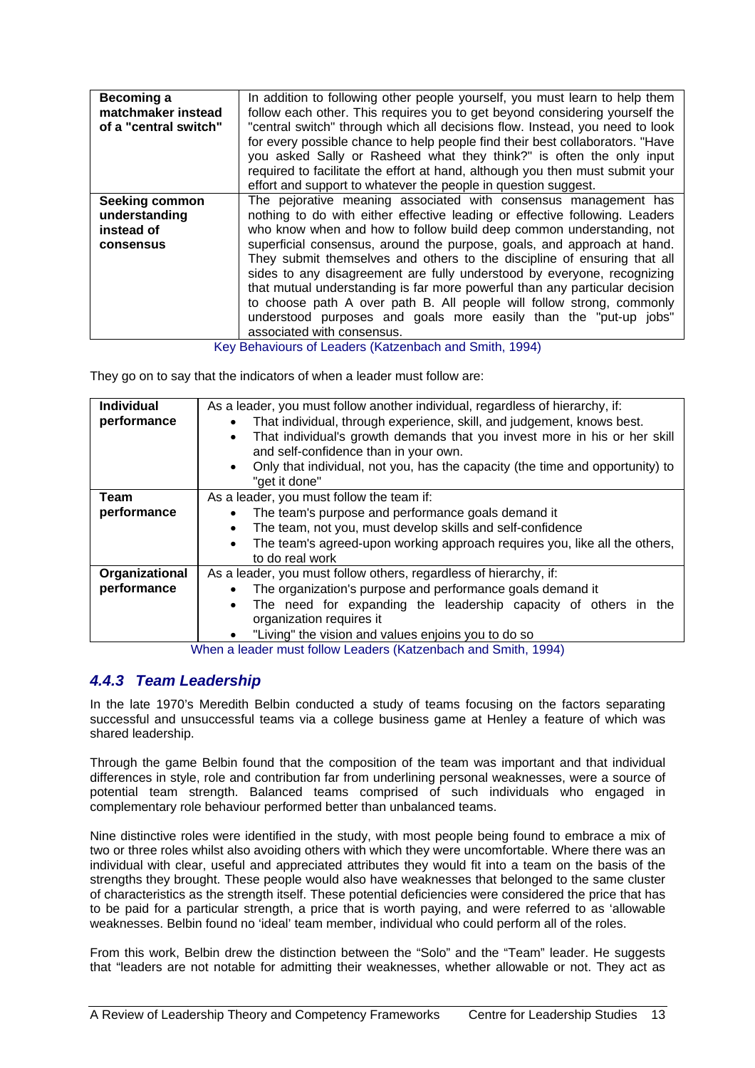| | |
|---|---|
| **Becoming a matchmaker instead of a "central switch"** | In addition to following other people yourself, you must learn to help them follow each other. This requires you to get beyond considering yourself the "central switch" through which all decisions flow. Instead, you need to look for every possible chance to help people find their best collaborators. "Have you asked Sally or Rasheed what they think?" is often the only input required to facilitate the effort at hand, although you then must submit your effort and support to whatever the people in question suggest. |
| **Seeking common understanding instead of consensus** | The pejorative meaning associated with consensus management has nothing to do with either effective leading or effective following. Leaders who know when and how to follow build deep common understanding, not superficial consensus, around the purpose, goals, and approach at hand. They submit themselves and others to the discipline of ensuring that all sides to any disagreement are fully understood by everyone, recognizing that mutual understanding is far more powerful than any particular decision to choose path A over path B. All people will follow strong, commonly understood purposes and goals more easily than the "put-up jobs" associated with consensus. |

Key Behaviours of Leaders (Katzenbach and Smith, 1994)

They go on to say that the indicators of when a leader must follow are:

| | |
|---|---|
| **Individual performance** | As a leader, you must follow another individual, regardless of hierarchy, if:<br>• That individual, through experience, skill, and judgement, knows best.<br>• That individual's growth demands that you invest more in his or her skill and self-confidence than in your own.<br>• Only that individual, not you, has the capacity (the time and opportunity) to "get it done" |
| **Team performance** | As a leader, you must follow the team if:<br>• The team's purpose and performance goals demand it<br>• The team, not you, must develop skills and self-confidence<br>• The team's agreed-upon working approach requires you, like all the others, to do real work |
| **Organizational performance** | As a leader, you must follow others, regardless of hierarchy, if:<br>• The organization's purpose and performance goals demand it<br>• The need for expanding the leadership capacity of others in the organization requires it<br>• "Living" the vision and values enjoins you to do so |

When a leader must follow Leaders (Katzenbach and Smith, 1994)

### *4.4.3 Team Leadership*

In the late 1970's Meredith Belbin conducted a study of teams focusing on the factors separating successful and unsuccessful teams via a college business game at Henley a feature of which was shared leadership.

Through the game Belbin found that the composition of the team was important and that individual differences in style, role and contribution far from underlining personal weaknesses, were a source of potential team strength. Balanced teams comprised of such individuals who engaged in complementary role behaviour performed better than unbalanced teams.

Nine distinctive roles were identified in the study, with most people being found to embrace a mix of two or three roles whilst also avoiding others with which they were uncomfortable. Where there was an individual with clear, useful and appreciated attributes they would fit into a team on the basis of the strengths they brought. These people would also have weaknesses that belonged to the same cluster of characteristics as the strength itself. These potential deficiencies were considered the price that has to be paid for a particular strength, a price that is worth paying, and were referred to as 'allowable weaknesses. Belbin found no 'ideal' team member, individual who could perform all of the roles.

From this work, Belbin drew the distinction between the "Solo" and the "Team" leader. He suggests that "leaders are not notable for admitting their weaknesses, whether allowable or not. They act as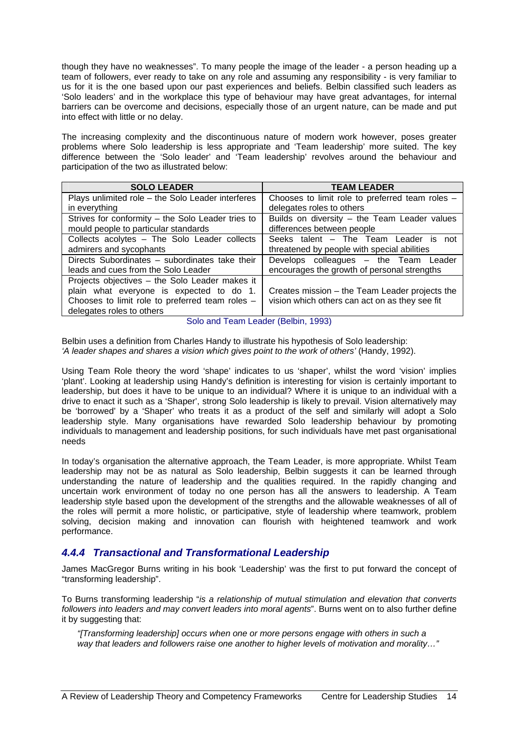though they have no weaknesses". To many people the image of the leader - a person heading up a team of followers, ever ready to take on any role and assuming any responsibility - is very familiar to us for it is the one based upon our past experiences and beliefs. Belbin classified such leaders as 'Solo leaders' and in the workplace this type of behaviour may have great advantages, for internal barriers can be overcome and decisions, especially those of an urgent nature, can be made and put into effect with little or no delay.

The increasing complexity and the discontinuous nature of modern work however, poses greater problems where Solo leadership is less appropriate and 'Team leadership' more suited. The key difference between the 'Solo leader' and 'Team leadership' revolves around the behaviour and participation of the two as illustrated below:

| SOLO LEADER | TEAM LEADER |
|---|---|
| Plays unlimited role – the Solo Leader interferes in everything | Chooses to limit role to preferred team roles – delegates roles to others |
| Strives for conformity – the Solo Leader tries to mould people to particular standards | Builds on diversity – the Team Leader values differences between people |
| Collects acolytes – The Solo Leader collects admirers and sycophants | Seeks talent – The Team Leader is not threatened by people with special abilities |
| Directs Subordinates – subordinates take their leads and cues from the Solo Leader | Develops colleagues – the Team Leader encourages the growth of personal strengths |
| Projects objectives – the Solo Leader makes it plain what everyone is expected to do 1. Chooses to limit role to preferred team roles – delegates roles to others | Creates mission – the Team Leader projects the vision which others can act on as they see fit |

Solo and Team Leader (Belbin, 1993)

Belbin uses a definition from Charles Handy to illustrate his hypothesis of Solo leadership:
*'A leader shapes and shares a vision which gives point to the work of others'* (Handy, 1992).

Using Team Role theory the word 'shape' indicates to us 'shaper', whilst the word 'vision' implies 'plant'. Looking at leadership using Handy's definition is interesting for vision is certainly important to leadership, but does it have to be unique to an individual? Where it is unique to an individual with a drive to enact it such as a 'Shaper', strong Solo leadership is likely to prevail. Vision alternatively may be 'borrowed' by a 'Shaper' who treats it as a product of the self and similarly will adopt a Solo leadership style. Many organisations have rewarded Solo leadership behaviour by promoting individuals to management and leadership positions, for such individuals have met past organisational needs

In today's organisation the alternative approach, the Team Leader, is more appropriate. Whilst Team leadership may not be as natural as Solo leadership, Belbin suggests it can be learned through understanding the nature of leadership and the qualities required. In the rapidly changing and uncertain work environment of today no one person has all the answers to leadership. A Team leadership style based upon the development of the strengths and the allowable weaknesses of all of the roles will permit a more holistic, or participative, style of leadership where teamwork, problem solving, decision making and innovation can flourish with heightened teamwork and work performance.

### *4.4.4 Transactional and Transformational Leadership*

James MacGregor Burns writing in his book 'Leadership' was the first to put forward the concept of "transforming leadership".

To Burns transforming leadership "*is a relationship of mutual stimulation and elevation that converts followers into leaders and may convert leaders into moral agents*". Burns went on to also further define it by suggesting that:

> *"[Transforming leadership] occurs when one or more persons engage with others in such a way that leaders and followers raise one another to higher levels of motivation and morality…"*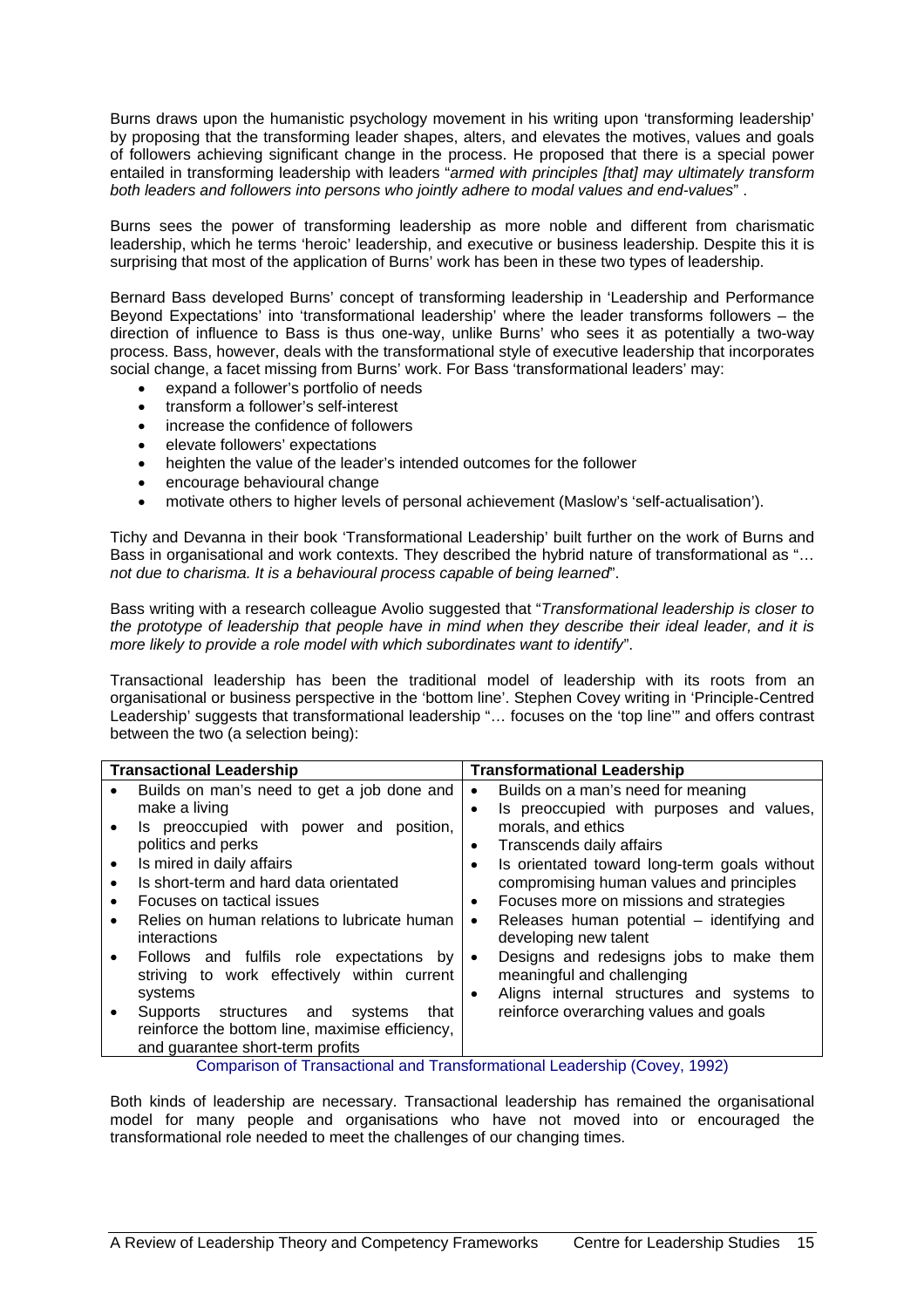Burns draws upon the humanistic psychology movement in his writing upon 'transforming leadership' by proposing that the transforming leader shapes, alters, and elevates the motives, values and goals of followers achieving significant change in the process. He proposed that there is a special power entailed in transforming leadership with leaders "*armed with principles [that] may ultimately transform both leaders and followers into persons who jointly adhere to modal values and end-values*" .

Burns sees the power of transforming leadership as more noble and different from charismatic leadership, which he terms 'heroic' leadership, and executive or business leadership. Despite this it is surprising that most of the application of Burns' work has been in these two types of leadership.

Bernard Bass developed Burns' concept of transforming leadership in 'Leadership and Performance Beyond Expectations' into 'transformational leadership' where the leader transforms followers – the direction of influence to Bass is thus one-way, unlike Burns' who sees it as potentially a two-way process. Bass, however, deals with the transformational style of executive leadership that incorporates social change, a facet missing from Burns' work. For Bass 'transformational leaders' may:

- expand a follower's portfolio of needs
- transform a follower's self-interest
- increase the confidence of followers
- elevate followers' expectations
- heighten the value of the leader's intended outcomes for the follower
- encourage behavioural change
- motivate others to higher levels of personal achievement (Maslow's 'self-actualisation').

Tichy and Devanna in their book 'Transformational Leadership' built further on the work of Burns and Bass in organisational and work contexts. They described the hybrid nature of transformational as "*… not due to charisma. It is a behavioural process capable of being learned*".

Bass writing with a research colleague Avolio suggested that "*Transformational leadership is closer to the prototype of leadership that people have in mind when they describe their ideal leader, and it is more likely to provide a role model with which subordinates want to identify*".

Transactional leadership has been the traditional model of leadership with its roots from an organisational or business perspective in the 'bottom line'. Stephen Covey writing in 'Principle-Centred Leadership' suggests that transformational leadership "… focuses on the 'top line'" and offers contrast between the two (a selection being):

| Transactional Leadership | Transformational Leadership |
|---|---|
| • Builds on man's need to get a job done and make a living<br>• Is preoccupied with power and position, politics and perks<br>• Is mired in daily affairs<br>• Is short-term and hard data orientated<br>• Focuses on tactical issues<br>• Relies on human relations to lubricate human interactions<br>• Follows and fulfils role expectations by striving to work effectively within current systems<br>• Supports structures and systems that reinforce the bottom line, maximise efficiency, and guarantee short-term profits | • Builds on a man's need for meaning<br>• Is preoccupied with purposes and values, morals, and ethics<br>• Transcends daily affairs<br>• Is orientated toward long-term goals without compromising human values and principles<br>• Focuses more on missions and strategies<br>• Releases human potential – identifying and developing new talent<br>• Designs and redesigns jobs to make them meaningful and challenging<br>• Aligns internal structures and systems to reinforce overarching values and goals |

Comparison of Transactional and Transformational Leadership (Covey, 1992)

Both kinds of leadership are necessary. Transactional leadership has remained the organisational model for many people and organisations who have not moved into or encouraged the transformational role needed to meet the challenges of our changing times.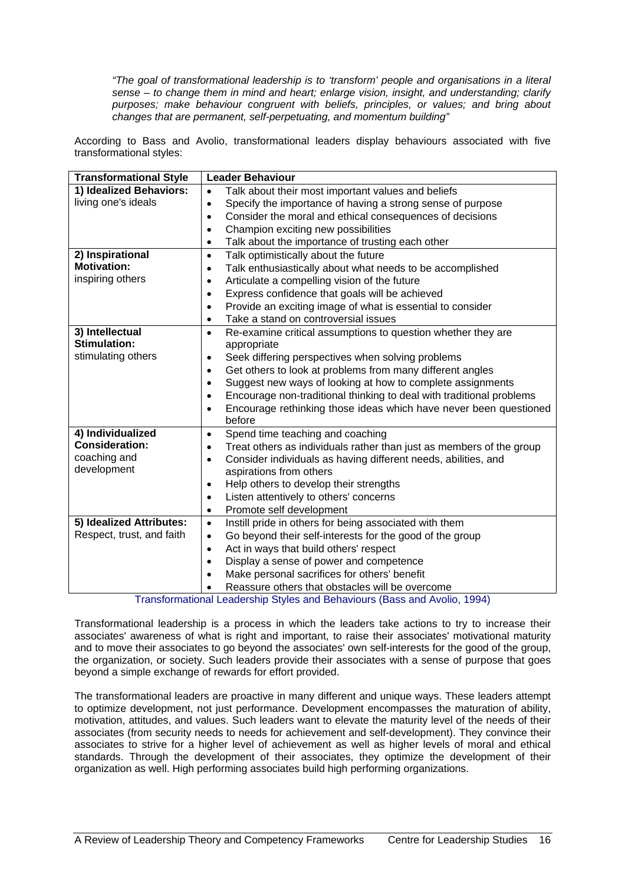*"The goal of transformational leadership is to 'transform' people and organisations in a literal sense – to change them in mind and heart; enlarge vision, insight, and understanding; clarify purposes; make behaviour congruent with beliefs, principles, or values; and bring about changes that are permanent, self-perpetuating, and momentum building"*

According to Bass and Avolio, transformational leaders display behaviours associated with five transformational styles:

| Transformational Style | Leader Behaviour |
|---|---|
| **1) Idealized Behaviors:** living one's ideals | • Talk about their most important values and beliefs<br>• Specify the importance of having a strong sense of purpose<br>• Consider the moral and ethical consequences of decisions<br>• Champion exciting new possibilities<br>• Talk about the importance of trusting each other |
| **2) Inspirational Motivation:** inspiring others | • Talk optimistically about the future<br>• Talk enthusiastically about what needs to be accomplished<br>• Articulate a compelling vision of the future<br>• Express confidence that goals will be achieved<br>• Provide an exciting image of what is essential to consider<br>• Take a stand on controversial issues |
| **3) Intellectual Stimulation:** stimulating others | • Re-examine critical assumptions to question whether they are appropriate<br>• Seek differing perspectives when solving problems<br>• Get others to look at problems from many different angles<br>• Suggest new ways of looking at how to complete assignments<br>• Encourage non-traditional thinking to deal with traditional problems<br>• Encourage rethinking those ideas which have never been questioned before |
| **4) Individualized Consideration:** coaching and development | • Spend time teaching and coaching<br>• Treat others as individuals rather than just as members of the group<br>• Consider individuals as having different needs, abilities, and aspirations from others<br>• Help others to develop their strengths<br>• Listen attentively to others' concerns<br>• Promote self development |
| **5) Idealized Attributes:** Respect, trust, and faith | • Instill pride in others for being associated with them<br>• Go beyond their self-interests for the good of the group<br>• Act in ways that build others' respect<br>• Display a sense of power and competence<br>• Make personal sacrifices for others' benefit<br>• Reassure others that obstacles will be overcome |

Transformational Leadership Styles and Behaviours (Bass and Avolio, 1994)

Transformational leadership is a process in which the leaders take actions to try to increase their associates' awareness of what is right and important, to raise their associates' motivational maturity and to move their associates to go beyond the associates' own self-interests for the good of the group, the organization, or society. Such leaders provide their associates with a sense of purpose that goes beyond a simple exchange of rewards for effort provided.

The transformational leaders are proactive in many different and unique ways. These leaders attempt to optimize development, not just performance. Development encompasses the maturation of ability, motivation, attitudes, and values. Such leaders want to elevate the maturity level of the needs of their associates (from security needs to needs for achievement and self-development). They convince their associates to strive for a higher level of achievement as well as higher levels of moral and ethical standards. Through the development of their associates, they optimize the development of their organization as well. High performing associates build high performing organizations.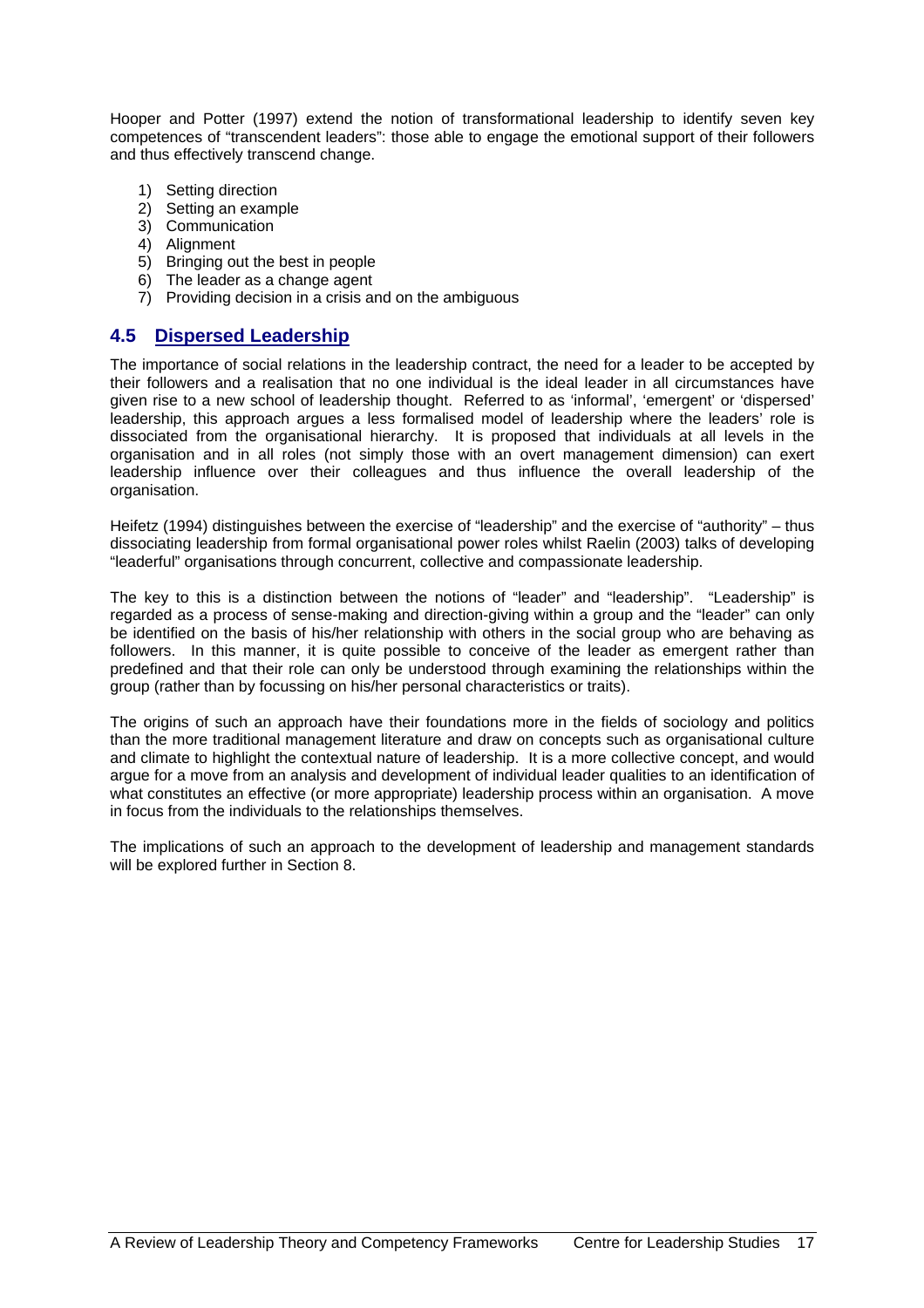Hooper and Potter (1997) extend the notion of transformational leadership to identify seven key competences of "transcendent leaders": those able to engage the emotional support of their followers and thus effectively transcend change.

1) Setting direction
2) Setting an example
3) Communication
4) Alignment
5) Bringing out the best in people
6) The leader as a change agent
7) Providing decision in a crisis and on the ambiguous

## 4.5 Dispersed Leadership

The importance of social relations in the leadership contract, the need for a leader to be accepted by their followers and a realisation that no one individual is the ideal leader in all circumstances have given rise to a new school of leadership thought. Referred to as 'informal', 'emergent' or 'dispersed' leadership, this approach argues a less formalised model of leadership where the leaders' role is dissociated from the organisational hierarchy. It is proposed that individuals at all levels in the organisation and in all roles (not simply those with an overt management dimension) can exert leadership influence over their colleagues and thus influence the overall leadership of the organisation.

Heifetz (1994) distinguishes between the exercise of "leadership" and the exercise of "authority" – thus dissociating leadership from formal organisational power roles whilst Raelin (2003) talks of developing "leaderful" organisations through concurrent, collective and compassionate leadership.

The key to this is a distinction between the notions of "leader" and "leadership". "Leadership" is regarded as a process of sense-making and direction-giving within a group and the "leader" can only be identified on the basis of his/her relationship with others in the social group who are behaving as followers. In this manner, it is quite possible to conceive of the leader as emergent rather than predefined and that their role can only be understood through examining the relationships within the group (rather than by focussing on his/her personal characteristics or traits).

The origins of such an approach have their foundations more in the fields of sociology and politics than the more traditional management literature and draw on concepts such as organisational culture and climate to highlight the contextual nature of leadership. It is a more collective concept, and would argue for a move from an analysis and development of individual leader qualities to an identification of what constitutes an effective (or more appropriate) leadership process within an organisation. A move in focus from the individuals to the relationships themselves.

The implications of such an approach to the development of leadership and management standards will be explored further in Section 8.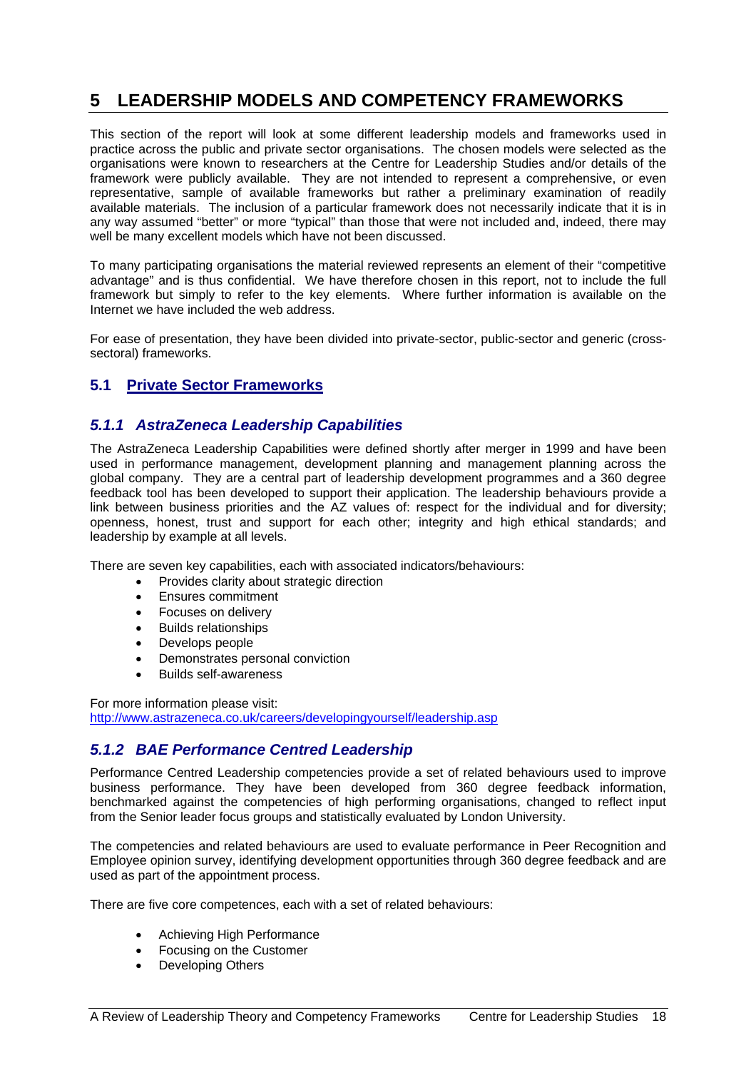# 5 LEADERSHIP MODELS AND COMPETENCY FRAMEWORKS

This section of the report will look at some different leadership models and frameworks used in practice across the public and private sector organisations. The chosen models were selected as the organisations were known to researchers at the Centre for Leadership Studies and/or details of the framework were publicly available. They are not intended to represent a comprehensive, or even representative, sample of available frameworks but rather a preliminary examination of readily available materials. The inclusion of a particular framework does not necessarily indicate that it is in any way assumed "better" or more "typical" than those that were not included and, indeed, there may well be many excellent models which have not been discussed.

To many participating organisations the material reviewed represents an element of their "competitive advantage" and is thus confidential. We have therefore chosen in this report, not to include the full framework but simply to refer to the key elements. Where further information is available on the Internet we have included the web address.

For ease of presentation, they have been divided into private-sector, public-sector and generic (cross-sectoral) frameworks.

## 5.1 Private Sector Frameworks

### *5.1.1 AstraZeneca Leadership Capabilities*

The AstraZeneca Leadership Capabilities were defined shortly after merger in 1999 and have been used in performance management, development planning and management planning across the global company. They are a central part of leadership development programmes and a 360 degree feedback tool has been developed to support their application. The leadership behaviours provide a link between business priorities and the AZ values of: respect for the individual and for diversity; openness, honest, trust and support for each other; integrity and high ethical standards; and leadership by example at all levels.

There are seven key capabilities, each with associated indicators/behaviours:

- Provides clarity about strategic direction
- Ensures commitment
- Focuses on delivery
- Builds relationships
- Develops people
- Demonstrates personal conviction
- Builds self-awareness

For more information please visit:
http://www.astrazeneca.co.uk/careers/developingyourself/leadership.asp

### *5.1.2 BAE Performance Centred Leadership*

Performance Centred Leadership competencies provide a set of related behaviours used to improve business performance. They have been developed from 360 degree feedback information, benchmarked against the competencies of high performing organisations, changed to reflect input from the Senior leader focus groups and statistically evaluated by London University.

The competencies and related behaviours are used to evaluate performance in Peer Recognition and Employee opinion survey, identifying development opportunities through 360 degree feedback and are used as part of the appointment process.

There are five core competences, each with a set of related behaviours:

- Achieving High Performance
- Focusing on the Customer
- Developing Others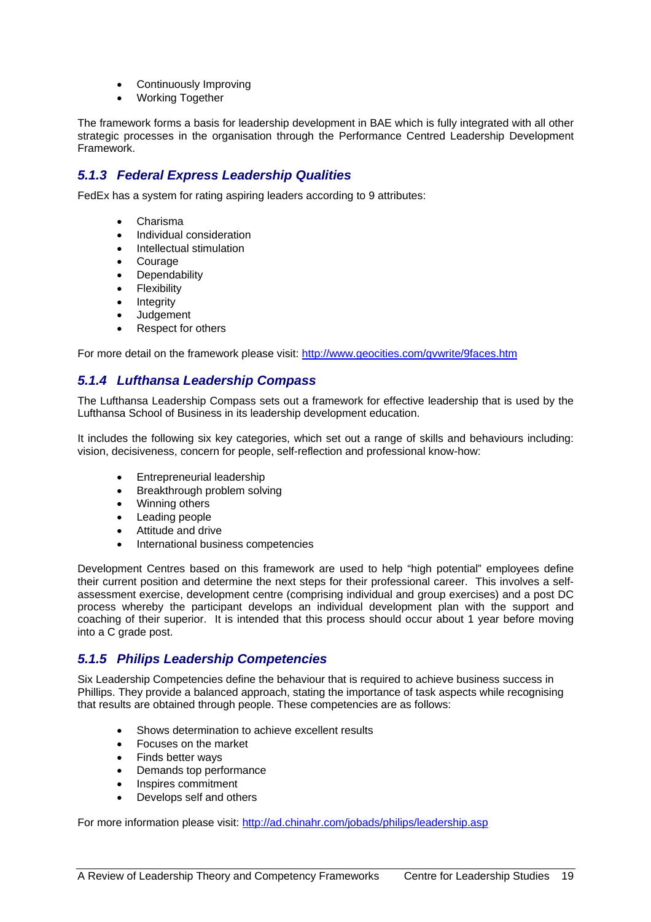- Continuously Improving
- Working Together

The framework forms a basis for leadership development in BAE which is fully integrated with all other strategic processes in the organisation through the Performance Centred Leadership Development Framework.

### 5.1.3 Federal Express Leadership Qualities

FedEx has a system for rating aspiring leaders according to 9 attributes:

- Charisma
- Individual consideration
- Intellectual stimulation
- Courage
- Dependability
- Flexibility
- Integrity
- Judgement
- Respect for others

For more detail on the framework please visit: [http://www.geocities.com/gvwrite/9faces.htm](http://www.geocities.com/gvwrite/9faces.htm)

### 5.1.4 Lufthansa Leadership Compass

The Lufthansa Leadership Compass sets out a framework for effective leadership that is used by the Lufthansa School of Business in its leadership development education.

It includes the following six key categories, which set out a range of skills and behaviours including: vision, decisiveness, concern for people, self-reflection and professional know-how:

- Entrepreneurial leadership
- Breakthrough problem solving
- Winning others
- Leading people
- Attitude and drive
- International business competencies

Development Centres based on this framework are used to help "high potential" employees define their current position and determine the next steps for their professional career. This involves a self-assessment exercise, development centre (comprising individual and group exercises) and a post DC process whereby the participant develops an individual development plan with the support and coaching of their superior. It is intended that this process should occur about 1 year before moving into a C grade post.

### 5.1.5 Philips Leadership Competencies

Six Leadership Competencies define the behaviour that is required to achieve business success in Phillips. They provide a balanced approach, stating the importance of task aspects while recognising that results are obtained through people. These competencies are as follows:

- Shows determination to achieve excellent results
- Focuses on the market
- Finds better ways
- Demands top performance
- Inspires commitment
- Develops self and others

For more information please visit: [http://ad.chinahr.com/jobads/philips/leadership.asp](http://ad.chinahr.com/jobads/philips/leadership.asp)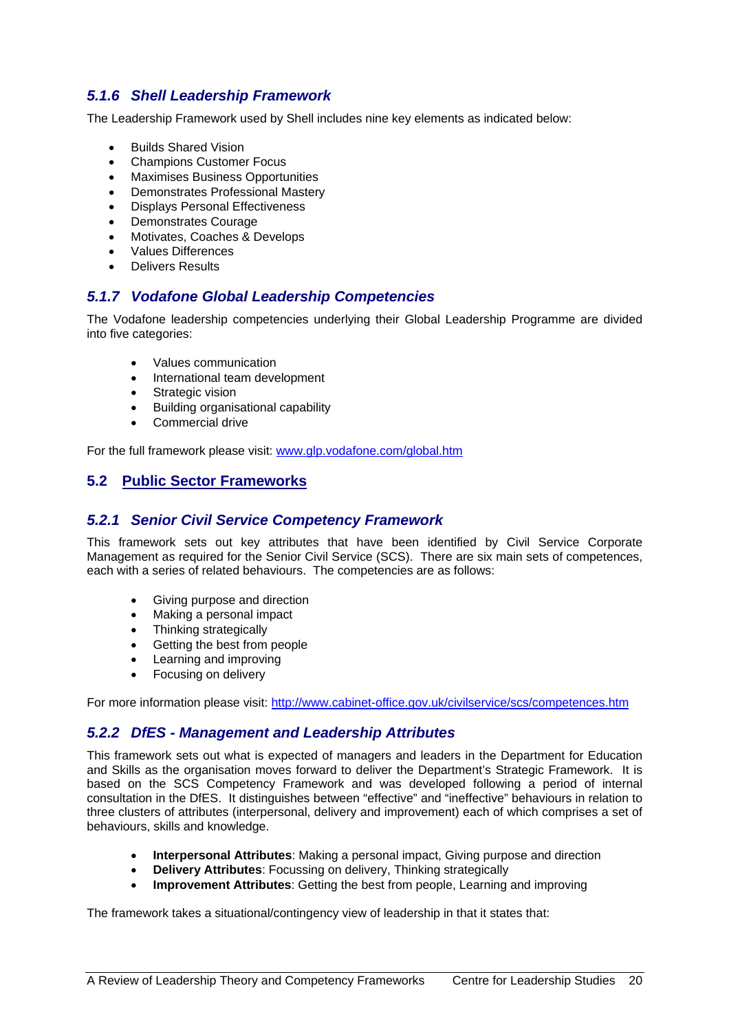### 5.1.6 Shell Leadership Framework

The Leadership Framework used by Shell includes nine key elements as indicated below:

- Builds Shared Vision
- Champions Customer Focus
- Maximises Business Opportunities
- Demonstrates Professional Mastery
- Displays Personal Effectiveness
- Demonstrates Courage
- Motivates, Coaches & Develops
- Values Differences
- Delivers Results

### 5.1.7 Vodafone Global Leadership Competencies

The Vodafone leadership competencies underlying their Global Leadership Programme are divided into five categories:

- Values communication
- International team development
- Strategic vision
- Building organisational capability
- Commercial drive

For the full framework please visit: www.glp.vodafone.com/global.htm

## 5.2 Public Sector Frameworks

### 5.2.1 Senior Civil Service Competency Framework

This framework sets out key attributes that have been identified by Civil Service Corporate Management as required for the Senior Civil Service (SCS). There are six main sets of competences, each with a series of related behaviours. The competencies are as follows:

- Giving purpose and direction
- Making a personal impact
- Thinking strategically
- Getting the best from people
- Learning and improving
- Focusing on delivery

For more information please visit: http://www.cabinet-office.gov.uk/civilservice/scs/competences.htm

### 5.2.2 DfES - Management and Leadership Attributes

This framework sets out what is expected of managers and leaders in the Department for Education and Skills as the organisation moves forward to deliver the Department's Strategic Framework. It is based on the SCS Competency Framework and was developed following a period of internal consultation in the DfES. It distinguishes between "effective" and "ineffective" behaviours in relation to three clusters of attributes (interpersonal, delivery and improvement) each of which comprises a set of behaviours, skills and knowledge.

- **Interpersonal Attributes**: Making a personal impact, Giving purpose and direction
- **Delivery Attributes**: Focussing on delivery, Thinking strategically
- **Improvement Attributes**: Getting the best from people, Learning and improving

The framework takes a situational/contingency view of leadership in that it states that: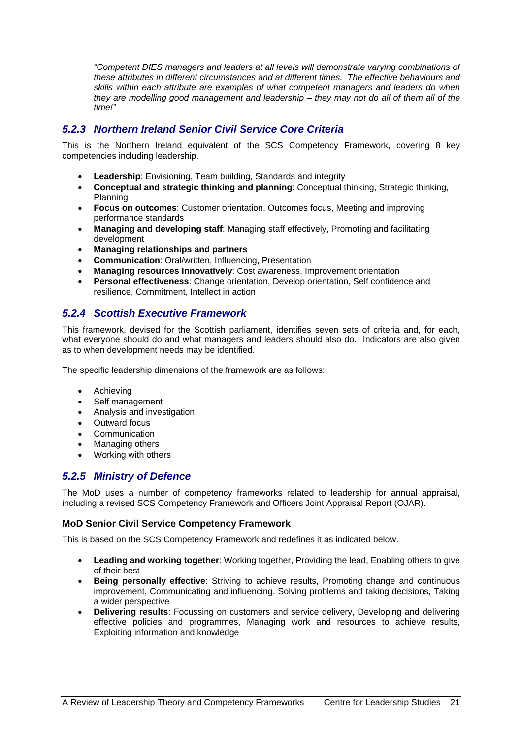*"Competent DfES managers and leaders at all levels will demonstrate varying combinations of these attributes in different circumstances and at different times. The effective behaviours and skills within each attribute are examples of what competent managers and leaders do when they are modelling good management and leadership – they may not do all of them all of the time!"*

### *5.2.3 Northern Ireland Senior Civil Service Core Criteria*

This is the Northern Ireland equivalent of the SCS Competency Framework, covering 8 key competencies including leadership.

- **Leadership**: Envisioning, Team building, Standards and integrity
- **Conceptual and strategic thinking and planning**: Conceptual thinking, Strategic thinking, Planning
- **Focus on outcomes**: Customer orientation, Outcomes focus, Meeting and improving performance standards
- **Managing and developing staff**: Managing staff effectively, Promoting and facilitating development
- **Managing relationships and partners**
- **Communication**: Oral/written, Influencing, Presentation
- **Managing resources innovatively**: Cost awareness, Improvement orientation
- **Personal effectiveness**: Change orientation, Develop orientation, Self confidence and resilience, Commitment, Intellect in action

### *5.2.4 Scottish Executive Framework*

This framework, devised for the Scottish parliament, identifies seven sets of criteria and, for each, what everyone should do and what managers and leaders should also do. Indicators are also given as to when development needs may be identified.

The specific leadership dimensions of the framework are as follows:

- Achieving
- Self management
- Analysis and investigation
- Outward focus
- Communication
- Managing others
- Working with others

### *5.2.5 Ministry of Defence*

The MoD uses a number of competency frameworks related to leadership for annual appraisal, including a revised SCS Competency Framework and Officers Joint Appraisal Report (OJAR).

#### MoD Senior Civil Service Competency Framework

This is based on the SCS Competency Framework and redefines it as indicated below.

- **Leading and working together**: Working together, Providing the lead, Enabling others to give of their best
- **Being personally effective**: Striving to achieve results, Promoting change and continuous improvement, Communicating and influencing, Solving problems and taking decisions, Taking a wider perspective
- **Delivering results**: Focussing on customers and service delivery, Developing and delivering effective policies and programmes, Managing work and resources to achieve results, Exploiting information and knowledge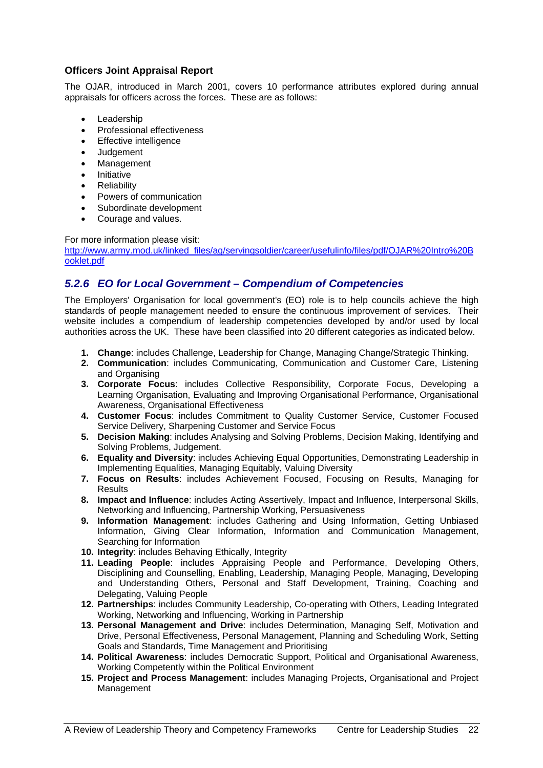**Officers Joint Appraisal Report**

The OJAR, introduced in March 2001, covers 10 performance attributes explored during annual appraisals for officers across the forces. These are as follows:

- Leadership
- Professional effectiveness
- Effective intelligence
- Judgement
- Management
- Initiative
- Reliability
- Powers of communication
- Subordinate development
- Courage and values.

For more information please visit:
[http://www.army.mod.uk/linked_files/ag/servingsoldier/career/usefulinfo/files/pdf/OJAR%20Intro%20Booklet.pdf](http://www.army.mod.uk/linked_files/ag/servingsoldier/career/usefulinfo/files/pdf/OJAR%20Intro%20Booklet.pdf)

### *5.2.6 EO for Local Government – Compendium of Competencies*

The Employers' Organisation for local government's (EO) role is to help councils achieve the high standards of people management needed to ensure the continuous improvement of services. Their website includes a compendium of leadership competencies developed by and/or used by local authorities across the UK. These have been classified into 20 different categories as indicated below.

1. **Change**: includes Challenge, Leadership for Change, Managing Change/Strategic Thinking.
2. **Communication**: includes Communicating, Communication and Customer Care, Listening and Organising
3. **Corporate Focus**: includes Collective Responsibility, Corporate Focus, Developing a Learning Organisation, Evaluating and Improving Organisational Performance, Organisational Awareness, Organisational Effectiveness
4. **Customer Focus**: includes Commitment to Quality Customer Service, Customer Focused Service Delivery, Sharpening Customer and Service Focus
5. **Decision Making**: includes Analysing and Solving Problems, Decision Making, Identifying and Solving Problems, Judgement.
6. **Equality and Diversity**: includes Achieving Equal Opportunities, Demonstrating Leadership in Implementing Equalities, Managing Equitably, Valuing Diversity
7. **Focus on Results**: includes Achievement Focused, Focusing on Results, Managing for Results
8. **Impact and Influence**: includes Acting Assertively, Impact and Influence, Interpersonal Skills, Networking and Influencing, Partnership Working, Persuasiveness
9. **Information Management**: includes Gathering and Using Information, Getting Unbiased Information, Giving Clear Information, Information and Communication Management, Searching for Information
10. **Integrity**: includes Behaving Ethically, Integrity
11. **Leading People**: includes Appraising People and Performance, Developing Others, Disciplining and Counselling, Enabling, Leadership, Managing People, Managing, Developing and Understanding Others, Personal and Staff Development, Training, Coaching and Delegating, Valuing People
12. **Partnerships**: includes Community Leadership, Co-operating with Others, Leading Integrated Working, Networking and Influencing, Working in Partnership
13. **Personal Management and Drive**: includes Determination, Managing Self, Motivation and Drive, Personal Effectiveness, Personal Management, Planning and Scheduling Work, Setting Goals and Standards, Time Management and Prioritising
14. **Political Awareness**: includes Democratic Support, Political and Organisational Awareness, Working Competently within the Political Environment
15. **Project and Process Management**: includes Managing Projects, Organisational and Project Management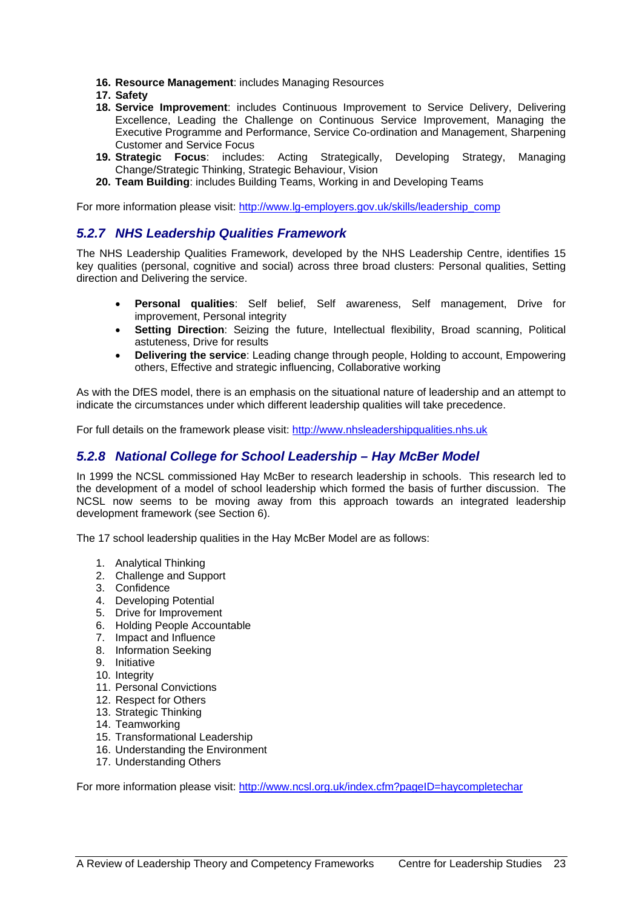16. **Resource Management**: includes Managing Resources
17. **Safety**
18. **Service Improvement**: includes Continuous Improvement to Service Delivery, Delivering Excellence, Leading the Challenge on Continuous Service Improvement, Managing the Executive Programme and Performance, Service Co-ordination and Management, Sharpening Customer and Service Focus
19. **Strategic Focus**: includes: Acting Strategically, Developing Strategy, Managing Change/Strategic Thinking, Strategic Behaviour, Vision
20. **Team Building**: includes Building Teams, Working in and Developing Teams

For more information please visit: http://www.lg-employers.gov.uk/skills/leadership_comp

### *5.2.7 NHS Leadership Qualities Framework*

The NHS Leadership Qualities Framework, developed by the NHS Leadership Centre, identifies 15 key qualities (personal, cognitive and social) across three broad clusters: Personal qualities, Setting direction and Delivering the service.

- **Personal qualities**: Self belief, Self awareness, Self management, Drive for improvement, Personal integrity
- **Setting Direction**: Seizing the future, Intellectual flexibility, Broad scanning, Political astuteness, Drive for results
- **Delivering the service**: Leading change through people, Holding to account, Empowering others, Effective and strategic influencing, Collaborative working

As with the DfES model, there is an emphasis on the situational nature of leadership and an attempt to indicate the circumstances under which different leadership qualities will take precedence.

For full details on the framework please visit: http://www.nhsleadershipqualities.nhs.uk

### *5.2.8 National College for School Leadership – Hay McBer Model*

In 1999 the NCSL commissioned Hay McBer to research leadership in schools. This research led to the development of a model of school leadership which formed the basis of further discussion. The NCSL now seems to be moving away from this approach towards an integrated leadership development framework (see Section 6).

The 17 school leadership qualities in the Hay McBer Model are as follows:

1. Analytical Thinking
2. Challenge and Support
3. Confidence
4. Developing Potential
5. Drive for Improvement
6. Holding People Accountable
7. Impact and Influence
8. Information Seeking
9. Initiative
10. Integrity
11. Personal Convictions
12. Respect for Others
13. Strategic Thinking
14. Teamworking
15. Transformational Leadership
16. Understanding the Environment
17. Understanding Others

For more information please visit: http://www.ncsl.org.uk/index.cfm?pageID=haycompletechar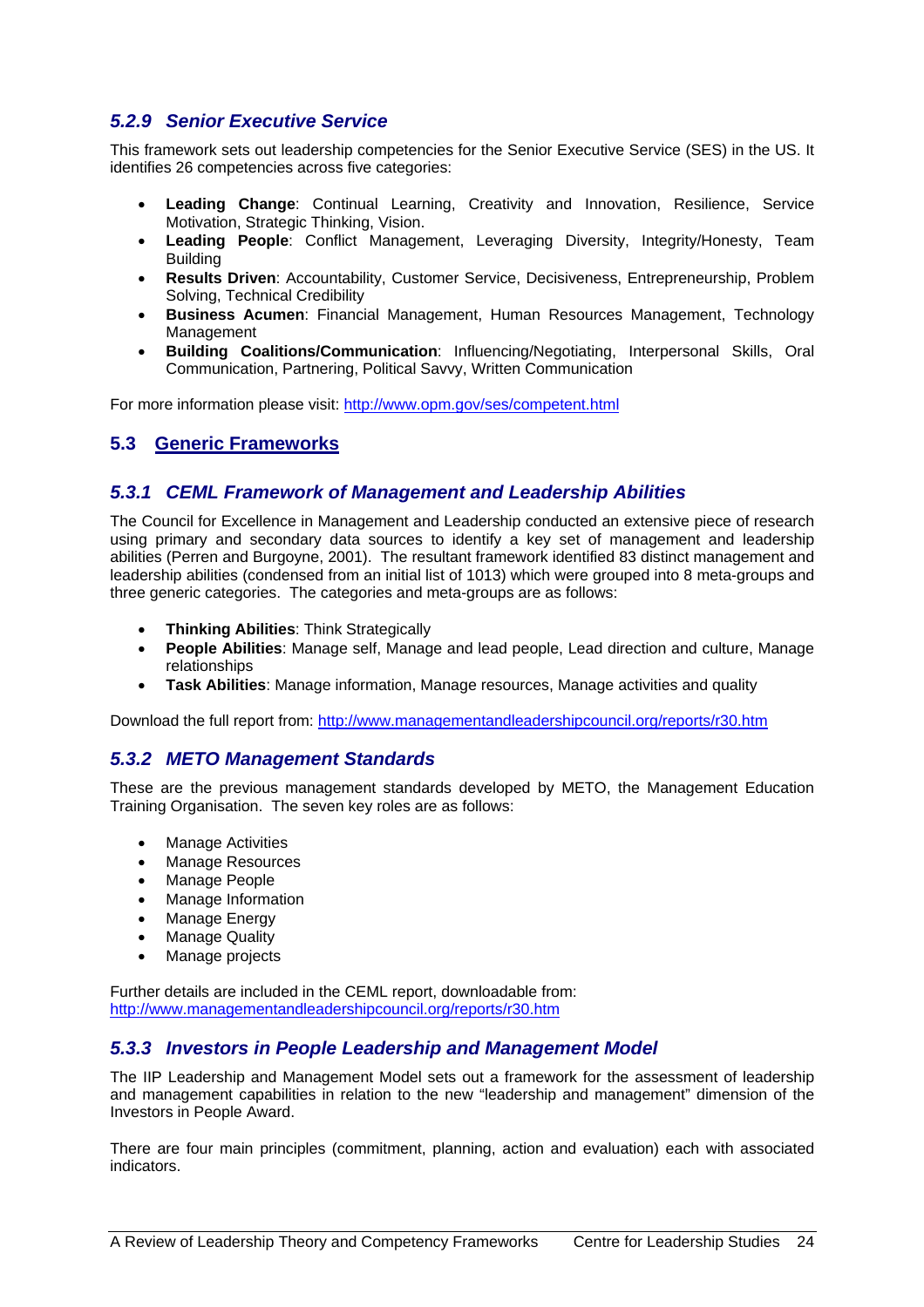### 5.2.9 Senior Executive Service

This framework sets out leadership competencies for the Senior Executive Service (SES) in the US. It identifies 26 competencies across five categories:

- **Leading Change**: Continual Learning, Creativity and Innovation, Resilience, Service Motivation, Strategic Thinking, Vision.
- **Leading People**: Conflict Management, Leveraging Diversity, Integrity/Honesty, Team Building
- **Results Driven**: Accountability, Customer Service, Decisiveness, Entrepreneurship, Problem Solving, Technical Credibility
- **Business Acumen**: Financial Management, Human Resources Management, Technology Management
- **Building Coalitions/Communication**: Influencing/Negotiating, Interpersonal Skills, Oral Communication, Partnering, Political Savvy, Written Communication

For more information please visit: http://www.opm.gov/ses/competent.html

## 5.3 Generic Frameworks

### 5.3.1 CEML Framework of Management and Leadership Abilities

The Council for Excellence in Management and Leadership conducted an extensive piece of research using primary and secondary data sources to identify a key set of management and leadership abilities (Perren and Burgoyne, 2001). The resultant framework identified 83 distinct management and leadership abilities (condensed from an initial list of 1013) which were grouped into 8 meta-groups and three generic categories. The categories and meta-groups are as follows:

- **Thinking Abilities**: Think Strategically
- **People Abilities**: Manage self, Manage and lead people, Lead direction and culture, Manage relationships
- **Task Abilities**: Manage information, Manage resources, Manage activities and quality

Download the full report from: http://www.managementandleadershipcouncil.org/reports/r30.htm

### 5.3.2 METO Management Standards

These are the previous management standards developed by METO, the Management Education Training Organisation. The seven key roles are as follows:

- Manage Activities
- Manage Resources
- Manage People
- Manage Information
- Manage Energy
- Manage Quality
- Manage projects

Further details are included in the CEML report, downloadable from:
http://www.managementandleadershipcouncil.org/reports/r30.htm

### 5.3.3 Investors in People Leadership and Management Model

The IIP Leadership and Management Model sets out a framework for the assessment of leadership and management capabilities in relation to the new "leadership and management" dimension of the Investors in People Award.

There are four main principles (commitment, planning, action and evaluation) each with associated indicators.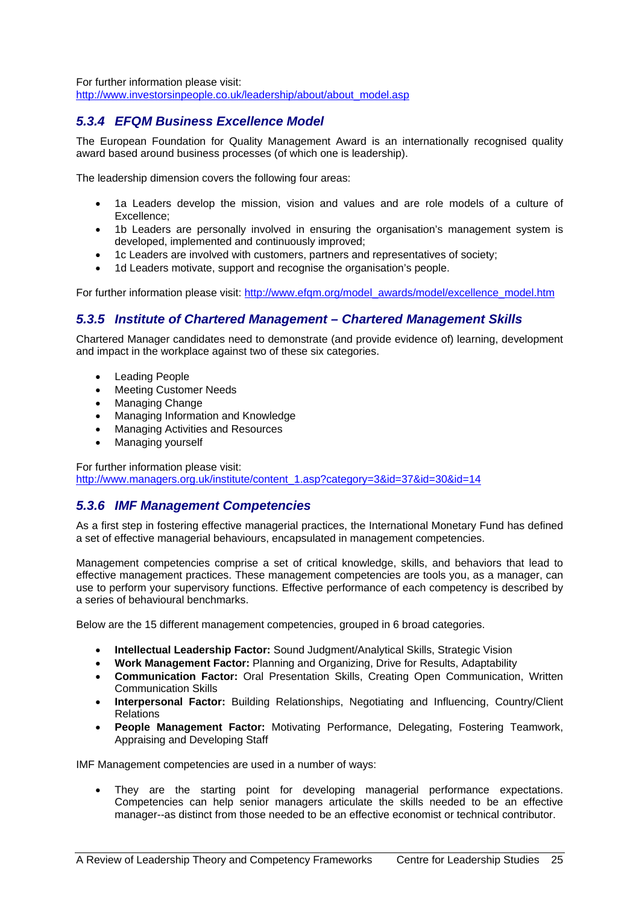For further information please visit:
http://www.investorsinpeople.co.uk/leadership/about/about_model.asp

### *5.3.4 EFQM Business Excellence Model*

The European Foundation for Quality Management Award is an internationally recognised quality award based around business processes (of which one is leadership).

The leadership dimension covers the following four areas:

- 1a Leaders develop the mission, vision and values and are role models of a culture of Excellence;
- 1b Leaders are personally involved in ensuring the organisation's management system is developed, implemented and continuously improved;
- 1c Leaders are involved with customers, partners and representatives of society;
- 1d Leaders motivate, support and recognise the organisation's people.

For further information please visit: http://www.efqm.org/model_awards/model/excellence_model.htm

### *5.3.5 Institute of Chartered Management – Chartered Management Skills*

Chartered Manager candidates need to demonstrate (and provide evidence of) learning, development and impact in the workplace against two of these six categories.

- Leading People
- Meeting Customer Needs
- Managing Change
- Managing Information and Knowledge
- Managing Activities and Resources
- Managing yourself

For further information please visit:
http://www.managers.org.uk/institute/content_1.asp?category=3&id=37&id=30&id=14

### *5.3.6 IMF Management Competencies*

As a first step in fostering effective managerial practices, the International Monetary Fund has defined a set of effective managerial behaviours, encapsulated in management competencies.

Management competencies comprise a set of critical knowledge, skills, and behaviors that lead to effective management practices. These management competencies are tools you, as a manager, can use to perform your supervisory functions. Effective performance of each competency is described by a series of behavioural benchmarks.

Below are the 15 different management competencies, grouped in 6 broad categories.

- **Intellectual Leadership Factor:** Sound Judgment/Analytical Skills, Strategic Vision
- **Work Management Factor:** Planning and Organizing, Drive for Results, Adaptability
- **Communication Factor:** Oral Presentation Skills, Creating Open Communication, Written Communication Skills
- **Interpersonal Factor:** Building Relationships, Negotiating and Influencing, Country/Client Relations
- **People Management Factor:** Motivating Performance, Delegating, Fostering Teamwork, Appraising and Developing Staff

IMF Management competencies are used in a number of ways:

- They are the starting point for developing managerial performance expectations. Competencies can help senior managers articulate the skills needed to be an effective manager--as distinct from those needed to be an effective economist or technical contributor.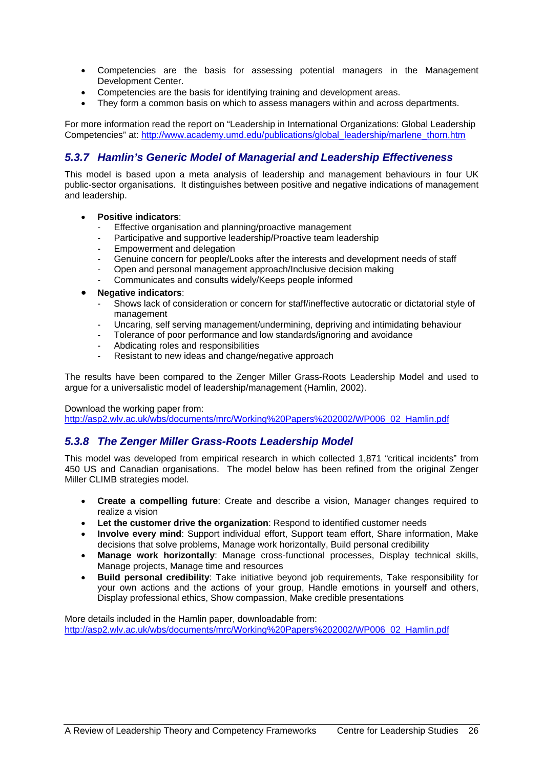- Competencies are the basis for assessing potential managers in the Management Development Center.
- Competencies are the basis for identifying training and development areas.
- They form a common basis on which to assess managers within and across departments.

For more information read the report on "Leadership in International Organizations: Global Leadership Competencies" at: http://www.academy.umd.edu/publications/global_leadership/marlene_thorn.htm

### *5.3.7 Hamlin's Generic Model of Managerial and Leadership Effectiveness*

This model is based upon a meta analysis of leadership and management behaviours in four UK public-sector organisations. It distinguishes between positive and negative indications of management and leadership.

- **Positive indicators**:
  - Effective organisation and planning/proactive management
  - Participative and supportive leadership/Proactive team leadership
  - Empowerment and delegation
  - Genuine concern for people/Looks after the interests and development needs of staff
  - Open and personal management approach/Inclusive decision making
  - Communicates and consults widely/Keeps people informed
- **Negative indicators**:
  - Shows lack of consideration or concern for staff/ineffective autocratic or dictatorial style of management
  - Uncaring, self serving management/undermining, depriving and intimidating behaviour
  - Tolerance of poor performance and low standards/ignoring and avoidance
  - Abdicating roles and responsibilities
  - Resistant to new ideas and change/negative approach

The results have been compared to the Zenger Miller Grass-Roots Leadership Model and used to argue for a universalistic model of leadership/management (Hamlin, 2002).

Download the working paper from:
http://asp2.wlv.ac.uk/wbs/documents/mrc/Working%20Papers%202002/WP006_02_Hamlin.pdf

### *5.3.8 The Zenger Miller Grass-Roots Leadership Model*

This model was developed from empirical research in which collected 1,871 "critical incidents" from 450 US and Canadian organisations. The model below has been refined from the original Zenger Miller CLIMB strategies model.

- **Create a compelling future**: Create and describe a vision, Manager changes required to realize a vision
- **Let the customer drive the organization**: Respond to identified customer needs
- **Involve every mind**: Support individual effort, Support team effort, Share information, Make decisions that solve problems, Manage work horizontally, Build personal credibility
- **Manage work horizontally**: Manage cross-functional processes, Display technical skills, Manage projects, Manage time and resources
- **Build personal credibility**: Take initiative beyond job requirements, Take responsibility for your own actions and the actions of your group, Handle emotions in yourself and others, Display professional ethics, Show compassion, Make credible presentations

More details included in the Hamlin paper, downloadable from:
http://asp2.wlv.ac.uk/wbs/documents/mrc/Working%20Papers%202002/WP006_02_Hamlin.pdf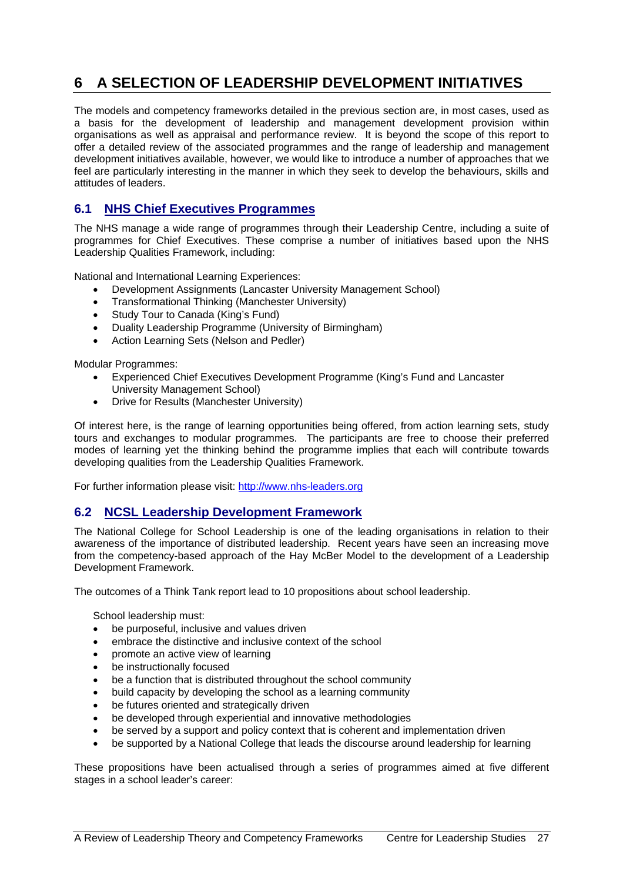# 6 A SELECTION OF LEADERSHIP DEVELOPMENT INITIATIVES

The models and competency frameworks detailed in the previous section are, in most cases, used as a basis for the development of leadership and management development provision within organisations as well as appraisal and performance review. It is beyond the scope of this report to offer a detailed review of the associated programmes and the range of leadership and management development initiatives available, however, we would like to introduce a number of approaches that we feel are particularly interesting in the manner in which they seek to develop the behaviours, skills and attitudes of leaders.

## 6.1 NHS Chief Executives Programmes

The NHS manage a wide range of programmes through their Leadership Centre, including a suite of programmes for Chief Executives. These comprise a number of initiatives based upon the NHS Leadership Qualities Framework, including:

National and International Learning Experiences:

- Development Assignments (Lancaster University Management School)
- Transformational Thinking (Manchester University)
- Study Tour to Canada (King's Fund)
- Duality Leadership Programme (University of Birmingham)
- Action Learning Sets (Nelson and Pedler)

Modular Programmes:

- Experienced Chief Executives Development Programme (King's Fund and Lancaster University Management School)
- Drive for Results (Manchester University)

Of interest here, is the range of learning opportunities being offered, from action learning sets, study tours and exchanges to modular programmes. The participants are free to choose their preferred modes of learning yet the thinking behind the programme implies that each will contribute towards developing qualities from the Leadership Qualities Framework.

For further information please visit: http://www.nhs-leaders.org

## 6.2 NCSL Leadership Development Framework

The National College for School Leadership is one of the leading organisations in relation to their awareness of the importance of distributed leadership. Recent years have seen an increasing move from the competency-based approach of the Hay McBer Model to the development of a Leadership Development Framework.

The outcomes of a Think Tank report lead to 10 propositions about school leadership.

School leadership must:

- be purposeful, inclusive and values driven
- embrace the distinctive and inclusive context of the school
- promote an active view of learning
- be instructionally focused
- be a function that is distributed throughout the school community
- build capacity by developing the school as a learning community
- be futures oriented and strategically driven
- be developed through experiential and innovative methodologies
- be served by a support and policy context that is coherent and implementation driven
- be supported by a National College that leads the discourse around leadership for learning

These propositions have been actualised through a series of programmes aimed at five different stages in a school leader's career: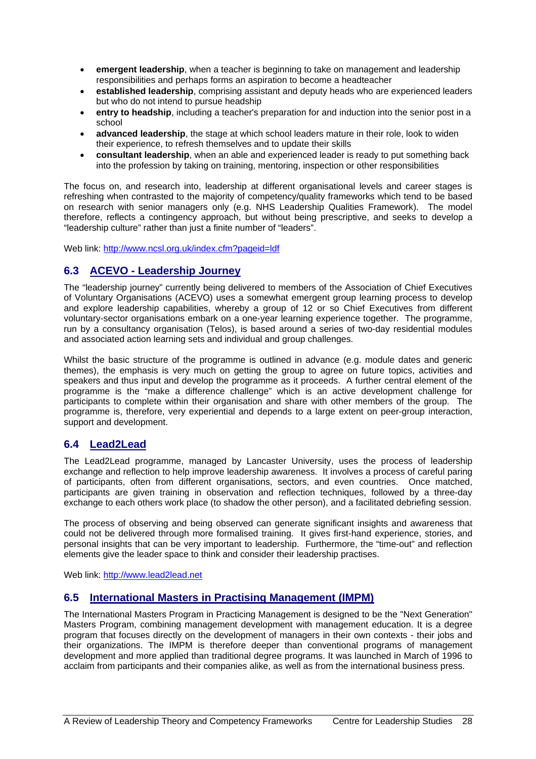- **emergent leadership**, when a teacher is beginning to take on management and leadership responsibilities and perhaps forms an aspiration to become a headteacher
- **established leadership**, comprising assistant and deputy heads who are experienced leaders but who do not intend to pursue headship
- **entry to headship**, including a teacher's preparation for and induction into the senior post in a school
- **advanced leadership**, the stage at which school leaders mature in their role, look to widen their experience, to refresh themselves and to update their skills
- **consultant leadership**, when an able and experienced leader is ready to put something back into the profession by taking on training, mentoring, inspection or other responsibilities

The focus on, and research into, leadership at different organisational levels and career stages is refreshing when contrasted to the majority of competency/quality frameworks which tend to be based on research with senior managers only (e.g. NHS Leadership Qualities Framework). The model therefore, reflects a contingency approach, but without being prescriptive, and seeks to develop a "leadership culture" rather than just a finite number of "leaders".

Web link: http://www.ncsl.org.uk/index.cfm?pageid=ldf

## 6.3 ACEVO - Leadership Journey

The "leadership journey" currently being delivered to members of the Association of Chief Executives of Voluntary Organisations (ACEVO) uses a somewhat emergent group learning process to develop and explore leadership capabilities, whereby a group of 12 or so Chief Executives from different voluntary-sector organisations embark on a one-year learning experience together. The programme, run by a consultancy organisation (Telos), is based around a series of two-day residential modules and associated action learning sets and individual and group challenges.

Whilst the basic structure of the programme is outlined in advance (e.g. module dates and generic themes), the emphasis is very much on getting the group to agree on future topics, activities and speakers and thus input and develop the programme as it proceeds. A further central element of the programme is the "make a difference challenge" which is an active development challenge for participants to complete within their organisation and share with other members of the group. The programme is, therefore, very experiential and depends to a large extent on peer-group interaction, support and development.

## 6.4 Lead2Lead

The Lead2Lead programme, managed by Lancaster University, uses the process of leadership exchange and reflection to help improve leadership awareness. It involves a process of careful paring of participants, often from different organisations, sectors, and even countries. Once matched, participants are given training in observation and reflection techniques, followed by a three-day exchange to each others work place (to shadow the other person), and a facilitated debriefing session.

The process of observing and being observed can generate significant insights and awareness that could not be delivered through more formalised training. It gives first-hand experience, stories, and personal insights that can be very important to leadership. Furthermore, the "time-out" and reflection elements give the leader space to think and consider their leadership practises.

Web link: http://www.lead2lead.net

## 6.5 International Masters in Practising Management (IMPM)

The International Masters Program in Practicing Management is designed to be the "Next Generation" Masters Program, combining management development with management education. It is a degree program that focuses directly on the development of managers in their own contexts - their jobs and their organizations. The IMPM is therefore deeper than conventional programs of management development and more applied than traditional degree programs. It was launched in March of 1996 to acclaim from participants and their companies alike, as well as from the international business press.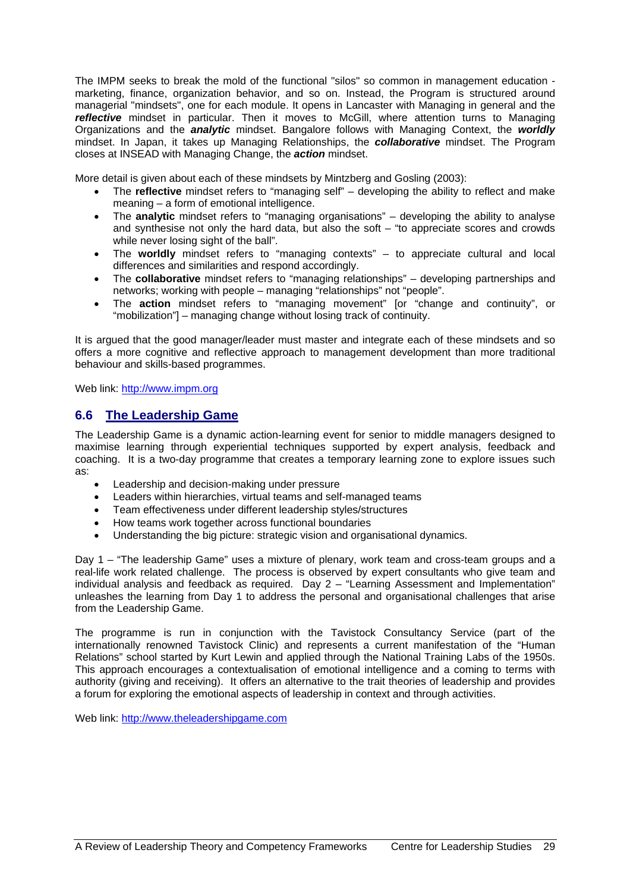The IMPM seeks to break the mold of the functional "silos" so common in management education - marketing, finance, organization behavior, and so on. Instead, the Program is structured around managerial "mindsets", one for each module. It opens in Lancaster with Managing in general and the ***reflective*** mindset in particular. Then it moves to McGill, where attention turns to Managing Organizations and the ***analytic*** mindset. Bangalore follows with Managing Context, the ***worldly*** mindset. In Japan, it takes up Managing Relationships, the ***collaborative*** mindset. The Program closes at INSEAD with Managing Change, the ***action*** mindset.

More detail is given about each of these mindsets by Mintzberg and Gosling (2003):

- The **reflective** mindset refers to "managing self" – developing the ability to reflect and make meaning – a form of emotional intelligence.
- The **analytic** mindset refers to "managing organisations" – developing the ability to analyse and synthesise not only the hard data, but also the soft – "to appreciate scores and crowds while never losing sight of the ball".
- The **worldly** mindset refers to "managing contexts" – to appreciate cultural and local differences and similarities and respond accordingly.
- The **collaborative** mindset refers to "managing relationships" – developing partnerships and networks; working with people – managing "relationships" not "people".
- The **action** mindset refers to "managing movement" [or "change and continuity", or "mobilization"] – managing change without losing track of continuity.

It is argued that the good manager/leader must master and integrate each of these mindsets and so offers a more cognitive and reflective approach to management development than more traditional behaviour and skills-based programmes.

Web link: http://www.impm.org

## 6.6 The Leadership Game

The Leadership Game is a dynamic action-learning event for senior to middle managers designed to maximise learning through experiential techniques supported by expert analysis, feedback and coaching. It is a two-day programme that creates a temporary learning zone to explore issues such as:

- Leadership and decision-making under pressure
- Leaders within hierarchies, virtual teams and self-managed teams
- Team effectiveness under different leadership styles/structures
- How teams work together across functional boundaries
- Understanding the big picture: strategic vision and organisational dynamics.

Day 1 – "The leadership Game" uses a mixture of plenary, work team and cross-team groups and a real-life work related challenge. The process is observed by expert consultants who give team and individual analysis and feedback as required. Day 2 – "Learning Assessment and Implementation" unleashes the learning from Day 1 to address the personal and organisational challenges that arise from the Leadership Game.

The programme is run in conjunction with the Tavistock Consultancy Service (part of the internationally renowned Tavistock Clinic) and represents a current manifestation of the "Human Relations" school started by Kurt Lewin and applied through the National Training Labs of the 1950s. This approach encourages a contextualisation of emotional intelligence and a coming to terms with authority (giving and receiving). It offers an alternative to the trait theories of leadership and provides a forum for exploring the emotional aspects of leadership in context and through activities.

Web link: http://www.theleadershipgame.com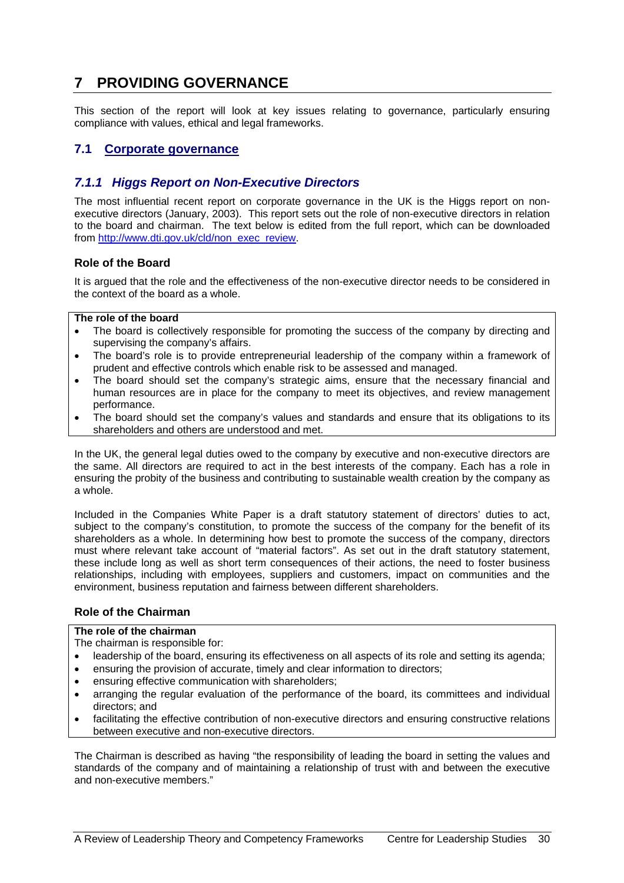# 7 PROVIDING GOVERNANCE

This section of the report will look at key issues relating to governance, particularly ensuring compliance with values, ethical and legal frameworks.

## 7.1 Corporate governance

### 7.1.1 Higgs Report on Non-Executive Directors

The most influential recent report on corporate governance in the UK is the Higgs report on non-executive directors (January, 2003). This report sets out the role of non-executive directors in relation to the board and chairman. The text below is edited from the full report, which can be downloaded from http://www.dti.gov.uk/cld/non_exec_review.

#### Role of the Board

It is argued that the role and the effectiveness of the non-executive director needs to be considered in the context of the board as a whole.

**The role of the board**

- The board is collectively responsible for promoting the success of the company by directing and supervising the company's affairs.
- The board's role is to provide entrepreneurial leadership of the company within a framework of prudent and effective controls which enable risk to be assessed and managed.
- The board should set the company's strategic aims, ensure that the necessary financial and human resources are in place for the company to meet its objectives, and review management performance.
- The board should set the company's values and standards and ensure that its obligations to its shareholders and others are understood and met.

In the UK, the general legal duties owed to the company by executive and non-executive directors are the same. All directors are required to act in the best interests of the company. Each has a role in ensuring the probity of the business and contributing to sustainable wealth creation by the company as a whole.

Included in the Companies White Paper is a draft statutory statement of directors' duties to act, subject to the company's constitution, to promote the success of the company for the benefit of its shareholders as a whole. In determining how best to promote the success of the company, directors must where relevant take account of "material factors". As set out in the draft statutory statement, these include long as well as short term consequences of their actions, the need to foster business relationships, including with employees, suppliers and customers, impact on communities and the environment, business reputation and fairness between different shareholders.

#### Role of the Chairman

**The role of the chairman**

The chairman is responsible for:

- leadership of the board, ensuring its effectiveness on all aspects of its role and setting its agenda;
- ensuring the provision of accurate, timely and clear information to directors;
- ensuring effective communication with shareholders;
- arranging the regular evaluation of the performance of the board, its committees and individual directors; and
- facilitating the effective contribution of non-executive directors and ensuring constructive relations between executive and non-executive directors.

The Chairman is described as having "the responsibility of leading the board in setting the values and standards of the company and of maintaining a relationship of trust with and between the executive and non-executive members."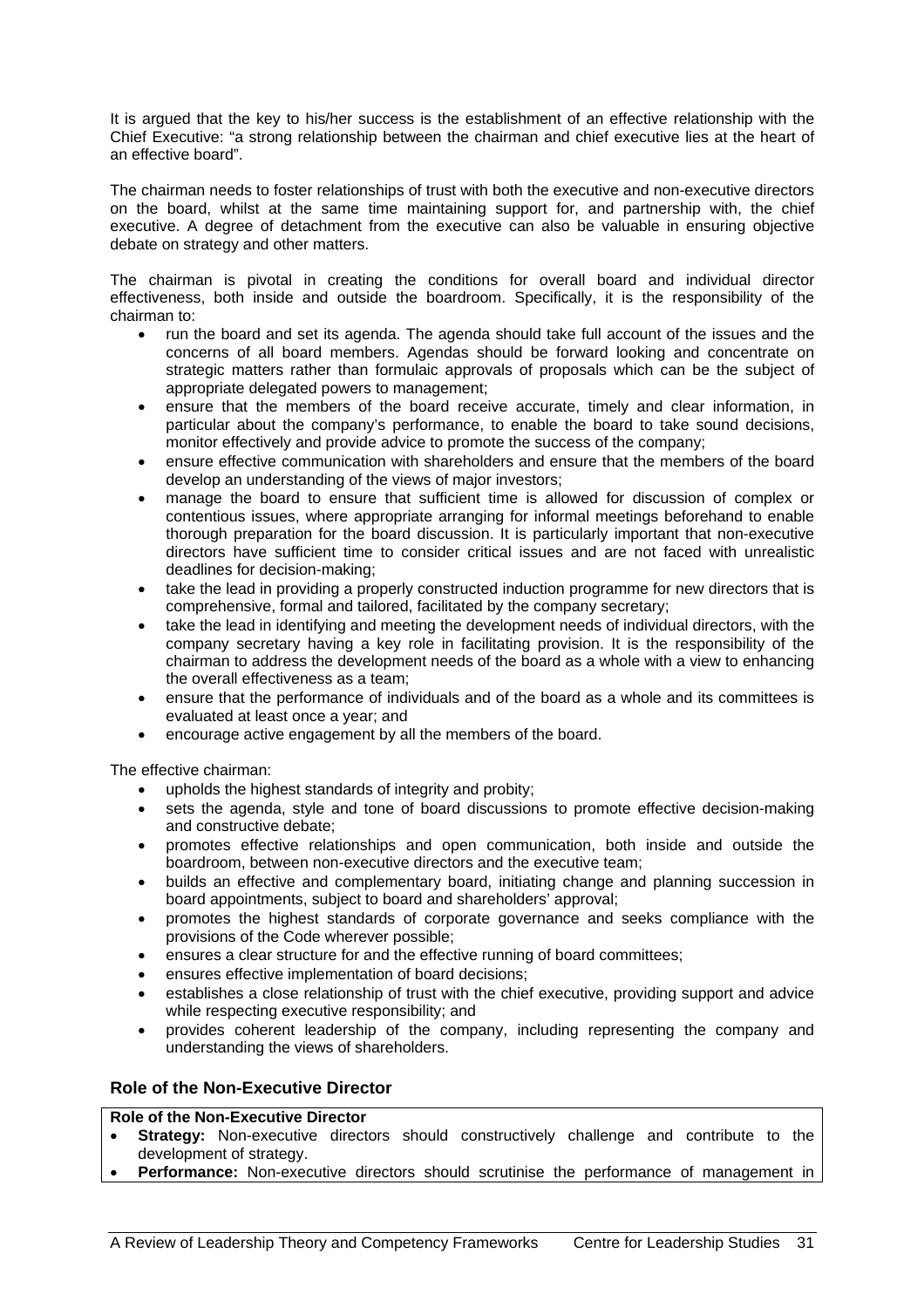It is argued that the key to his/her success is the establishment of an effective relationship with the Chief Executive: "a strong relationship between the chairman and chief executive lies at the heart of an effective board".

The chairman needs to foster relationships of trust with both the executive and non-executive directors on the board, whilst at the same time maintaining support for, and partnership with, the chief executive. A degree of detachment from the executive can also be valuable in ensuring objective debate on strategy and other matters.

The chairman is pivotal in creating the conditions for overall board and individual director effectiveness, both inside and outside the boardroom. Specifically, it is the responsibility of the chairman to:

- run the board and set its agenda. The agenda should take full account of the issues and the concerns of all board members. Agendas should be forward looking and concentrate on strategic matters rather than formulaic approvals of proposals which can be the subject of appropriate delegated powers to management;
- ensure that the members of the board receive accurate, timely and clear information, in particular about the company's performance, to enable the board to take sound decisions, monitor effectively and provide advice to promote the success of the company;
- ensure effective communication with shareholders and ensure that the members of the board develop an understanding of the views of major investors;
- manage the board to ensure that sufficient time is allowed for discussion of complex or contentious issues, where appropriate arranging for informal meetings beforehand to enable thorough preparation for the board discussion. It is particularly important that non-executive directors have sufficient time to consider critical issues and are not faced with unrealistic deadlines for decision-making;
- take the lead in providing a properly constructed induction programme for new directors that is comprehensive, formal and tailored, facilitated by the company secretary;
- take the lead in identifying and meeting the development needs of individual directors, with the company secretary having a key role in facilitating provision. It is the responsibility of the chairman to address the development needs of the board as a whole with a view to enhancing the overall effectiveness as a team;
- ensure that the performance of individuals and of the board as a whole and its committees is evaluated at least once a year; and
- encourage active engagement by all the members of the board.

The effective chairman:

- upholds the highest standards of integrity and probity;
- sets the agenda, style and tone of board discussions to promote effective decision-making and constructive debate;
- promotes effective relationships and open communication, both inside and outside the boardroom, between non-executive directors and the executive team;
- builds an effective and complementary board, initiating change and planning succession in board appointments, subject to board and shareholders' approval;
- promotes the highest standards of corporate governance and seeks compliance with the provisions of the Code wherever possible;
- ensures a clear structure for and the effective running of board committees;
- ensures effective implementation of board decisions;
- establishes a close relationship of trust with the chief executive, providing support and advice while respecting executive responsibility; and
- provides coherent leadership of the company, including representing the company and understanding the views of shareholders.

### Role of the Non-Executive Director

**Role of the Non-Executive Director**

- **Strategy:** Non-executive directors should constructively challenge and contribute to the development of strategy.
- **Performance:** Non-executive directors should scrutinise the performance of management in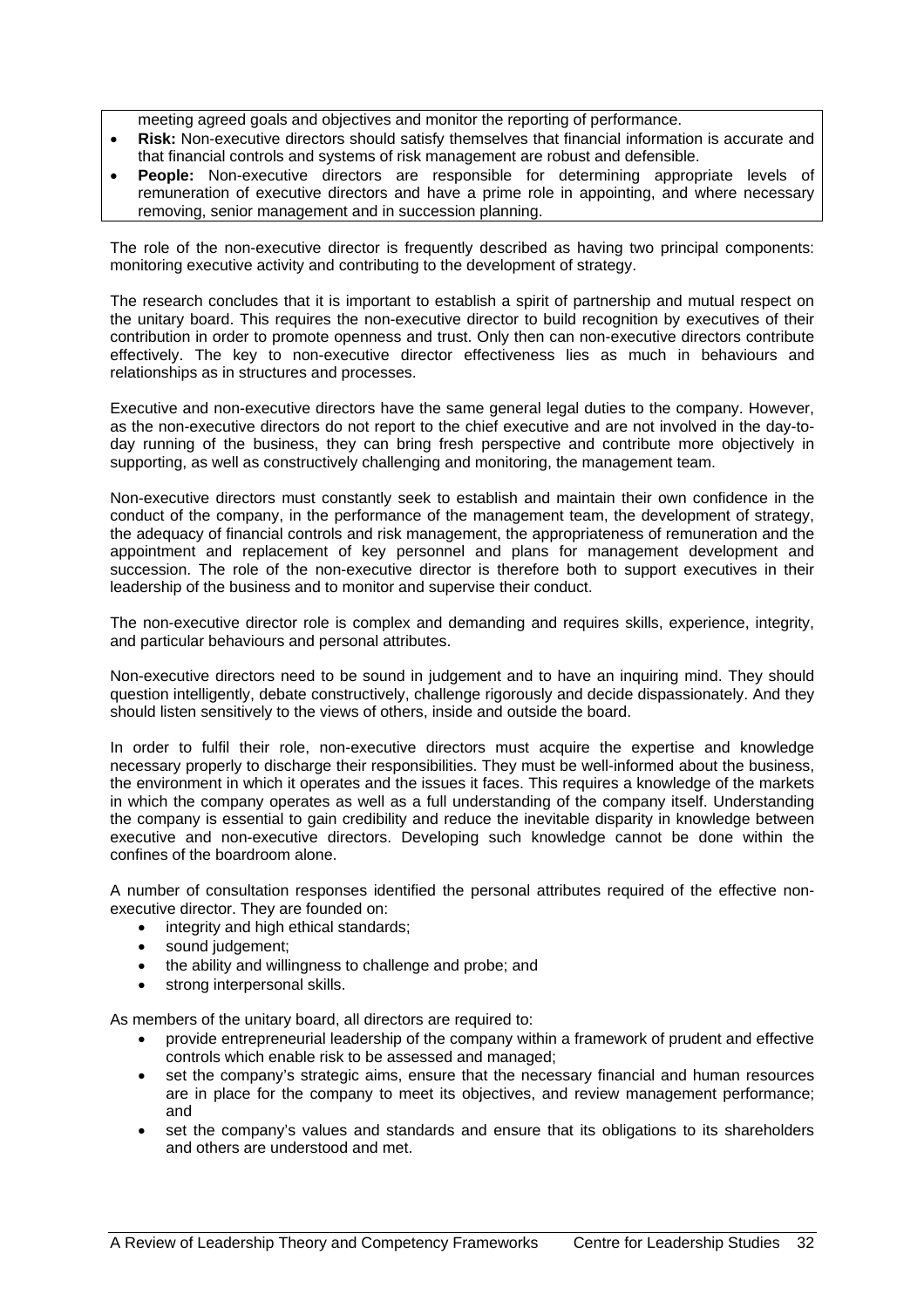meeting agreed goals and objectives and monitor the reporting of performance.

- **Risk:** Non-executive directors should satisfy themselves that financial information is accurate and that financial controls and systems of risk management are robust and defensible.
- **People:** Non-executive directors are responsible for determining appropriate levels of remuneration of executive directors and have a prime role in appointing, and where necessary removing, senior management and in succession planning.

The role of the non-executive director is frequently described as having two principal components: monitoring executive activity and contributing to the development of strategy.

The research concludes that it is important to establish a spirit of partnership and mutual respect on the unitary board. This requires the non-executive director to build recognition by executives of their contribution in order to promote openness and trust. Only then can non-executive directors contribute effectively. The key to non-executive director effectiveness lies as much in behaviours and relationships as in structures and processes.

Executive and non-executive directors have the same general legal duties to the company. However, as the non-executive directors do not report to the chief executive and are not involved in the day-to-day running of the business, they can bring fresh perspective and contribute more objectively in supporting, as well as constructively challenging and monitoring, the management team.

Non-executive directors must constantly seek to establish and maintain their own confidence in the conduct of the company, in the performance of the management team, the development of strategy, the adequacy of financial controls and risk management, the appropriateness of remuneration and the appointment and replacement of key personnel and plans for management development and succession. The role of the non-executive director is therefore both to support executives in their leadership of the business and to monitor and supervise their conduct.

The non-executive director role is complex and demanding and requires skills, experience, integrity, and particular behaviours and personal attributes.

Non-executive directors need to be sound in judgement and to have an inquiring mind. They should question intelligently, debate constructively, challenge rigorously and decide dispassionately. And they should listen sensitively to the views of others, inside and outside the board.

In order to fulfil their role, non-executive directors must acquire the expertise and knowledge necessary properly to discharge their responsibilities. They must be well-informed about the business, the environment in which it operates and the issues it faces. This requires a knowledge of the markets in which the company operates as well as a full understanding of the company itself. Understanding the company is essential to gain credibility and reduce the inevitable disparity in knowledge between executive and non-executive directors. Developing such knowledge cannot be done within the confines of the boardroom alone.

A number of consultation responses identified the personal attributes required of the effective non-executive director. They are founded on:

- integrity and high ethical standards;
- sound judgement;
- the ability and willingness to challenge and probe; and
- strong interpersonal skills.

As members of the unitary board, all directors are required to:

- provide entrepreneurial leadership of the company within a framework of prudent and effective controls which enable risk to be assessed and managed;
- set the company's strategic aims, ensure that the necessary financial and human resources are in place for the company to meet its objectives, and review management performance; and
- set the company's values and standards and ensure that its obligations to its shareholders and others are understood and met.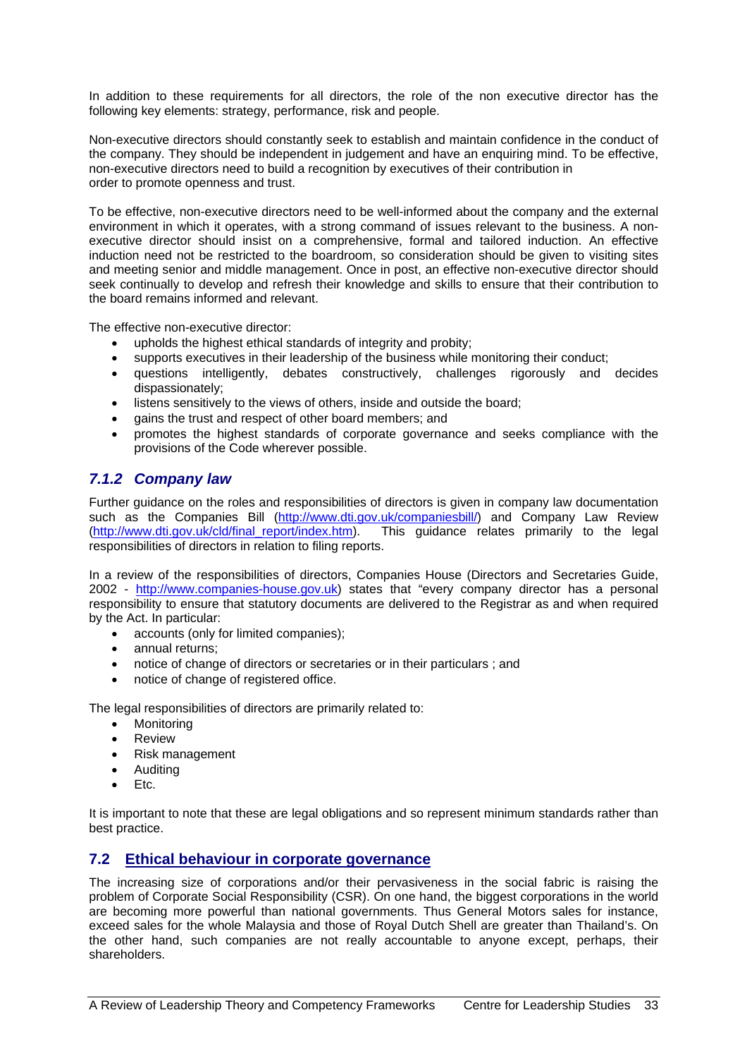In addition to these requirements for all directors, the role of the non executive director has the following key elements: strategy, performance, risk and people.

Non-executive directors should constantly seek to establish and maintain confidence in the conduct of the company. They should be independent in judgement and have an enquiring mind. To be effective, non-executive directors need to build a recognition by executives of their contribution in order to promote openness and trust.

To be effective, non-executive directors need to be well-informed about the company and the external environment in which it operates, with a strong command of issues relevant to the business. A non-executive director should insist on a comprehensive, formal and tailored induction. An effective induction need not be restricted to the boardroom, so consideration should be given to visiting sites and meeting senior and middle management. Once in post, an effective non-executive director should seek continually to develop and refresh their knowledge and skills to ensure that their contribution to the board remains informed and relevant.

The effective non-executive director:

- upholds the highest ethical standards of integrity and probity;
- supports executives in their leadership of the business while monitoring their conduct;
- questions intelligently, debates constructively, challenges rigorously and decides dispassionately;
- listens sensitively to the views of others, inside and outside the board;
- gains the trust and respect of other board members; and
- promotes the highest standards of corporate governance and seeks compliance with the provisions of the Code wherever possible.

### *7.1.2 Company law*

Further guidance on the roles and responsibilities of directors is given in company law documentation such as the Companies Bill (http://www.dti.gov.uk/companiesbill/) and Company Law Review (http://www.dti.gov.uk/cld/final_report/index.htm). This guidance relates primarily to the legal responsibilities of directors in relation to filing reports.

In a review of the responsibilities of directors, Companies House (Directors and Secretaries Guide, 2002 - http://www.companies-house.gov.uk) states that "every company director has a personal responsibility to ensure that statutory documents are delivered to the Registrar as and when required by the Act. In particular:

- accounts (only for limited companies);
- annual returns;
- notice of change of directors or secretaries or in their particulars ; and
- notice of change of registered office.

The legal responsibilities of directors are primarily related to:

- Monitoring
- Review
- Risk management
- Auditing
- Etc.

It is important to note that these are legal obligations and so represent minimum standards rather than best practice.

## 7.2 Ethical behaviour in corporate governance

The increasing size of corporations and/or their pervasiveness in the social fabric is raising the problem of Corporate Social Responsibility (CSR). On one hand, the biggest corporations in the world are becoming more powerful than national governments. Thus General Motors sales for instance, exceed sales for the whole Malaysia and those of Royal Dutch Shell are greater than Thailand's. On the other hand, such companies are not really accountable to anyone except, perhaps, their shareholders.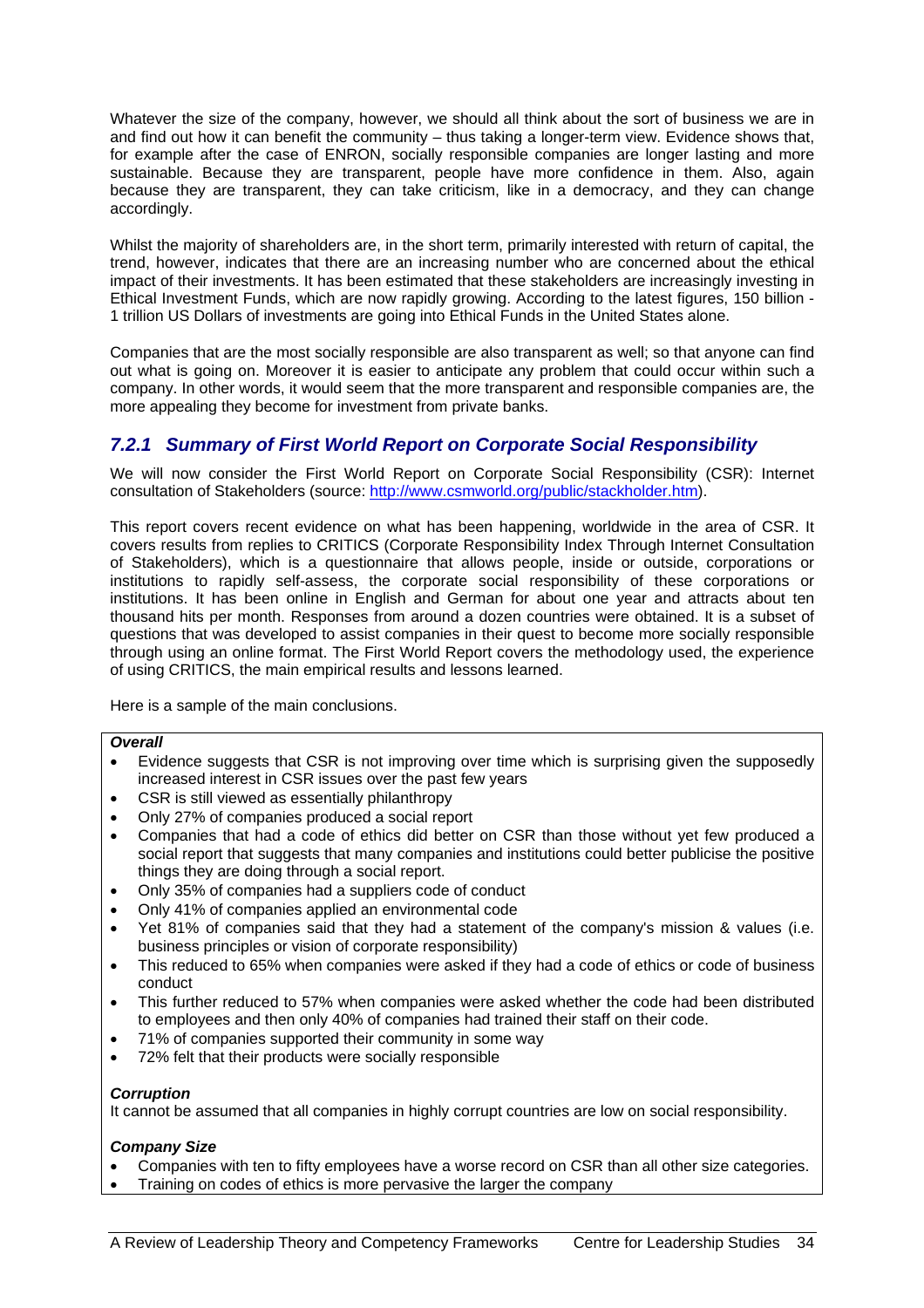Whatever the size of the company, however, we should all think about the sort of business we are in and find out how it can benefit the community – thus taking a longer-term view. Evidence shows that, for example after the case of ENRON, socially responsible companies are longer lasting and more sustainable. Because they are transparent, people have more confidence in them. Also, again because they are transparent, they can take criticism, like in a democracy, and they can change accordingly.

Whilst the majority of shareholders are, in the short term, primarily interested with return of capital, the trend, however, indicates that there are an increasing number who are concerned about the ethical impact of their investments. It has been estimated that these stakeholders are increasingly investing in Ethical Investment Funds, which are now rapidly growing. According to the latest figures, 150 billion - 1 trillion US Dollars of investments are going into Ethical Funds in the United States alone.

Companies that are the most socially responsible are also transparent as well; so that anyone can find out what is going on. Moreover it is easier to anticipate any problem that could occur within such a company. In other words, it would seem that the more transparent and responsible companies are, the more appealing they become for investment from private banks.

### *7.2.1 Summary of First World Report on Corporate Social Responsibility*

We will now consider the First World Report on Corporate Social Responsibility (CSR): Internet consultation of Stakeholders (source: http://www.csmworld.org/public/stackholder.htm).

This report covers recent evidence on what has been happening, worldwide in the area of CSR. It covers results from replies to CRITICS (Corporate Responsibility Index Through Internet Consultation of Stakeholders), which is a questionnaire that allows people, inside or outside, corporations or institutions to rapidly self-assess, the corporate social responsibility of these corporations or institutions. It has been online in English and German for about one year and attracts about ten thousand hits per month. Responses from around a dozen countries were obtained. It is a subset of questions that was developed to assist companies in their quest to become more socially responsible through using an online format. The First World Report covers the methodology used, the experience of using CRITICS, the main empirical results and lessons learned.

Here is a sample of the main conclusions.

***Overall***

- Evidence suggests that CSR is not improving over time which is surprising given the supposedly increased interest in CSR issues over the past few years
- CSR is still viewed as essentially philanthropy
- Only 27% of companies produced a social report
- Companies that had a code of ethics did better on CSR than those without yet few produced a social report that suggests that many companies and institutions could better publicise the positive things they are doing through a social report.
- Only 35% of companies had a suppliers code of conduct
- Only 41% of companies applied an environmental code
- Yet 81% of companies said that they had a statement of the company's mission & values (i.e. business principles or vision of corporate responsibility)
- This reduced to 65% when companies were asked if they had a code of ethics or code of business conduct
- This further reduced to 57% when companies were asked whether the code had been distributed to employees and then only 40% of companies had trained their staff on their code.
- 71% of companies supported their community in some way
- 72% felt that their products were socially responsible

***Corruption***

It cannot be assumed that all companies in highly corrupt countries are low on social responsibility.

***Company Size***

- Companies with ten to fifty employees have a worse record on CSR than all other size categories.
- Training on codes of ethics is more pervasive the larger the company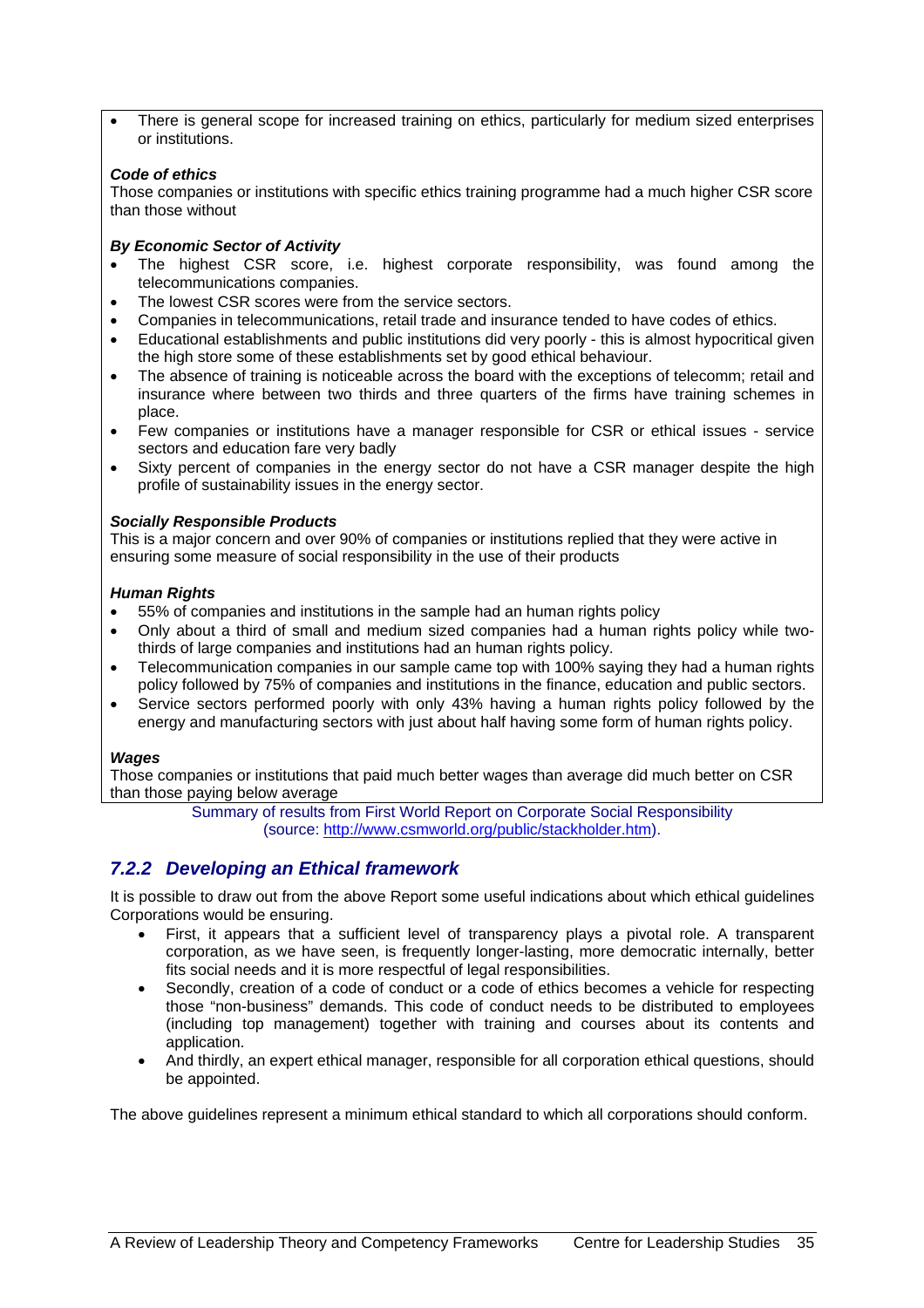- There is general scope for increased training on ethics, particularly for medium sized enterprises or institutions.

***Code of ethics***
Those companies or institutions with specific ethics training programme had a much higher CSR score than those without

***By Economic Sector of Activity***

- The highest CSR score, i.e. highest corporate responsibility, was found among the telecommunications companies.
- The lowest CSR scores were from the service sectors.
- Companies in telecommunications, retail trade and insurance tended to have codes of ethics.
- Educational establishments and public institutions did very poorly - this is almost hypocritical given the high store some of these establishments set by good ethical behaviour.
- The absence of training is noticeable across the board with the exceptions of telecomm; retail and insurance where between two thirds and three quarters of the firms have training schemes in place.
- Few companies or institutions have a manager responsible for CSR or ethical issues - service sectors and education fare very badly
- Sixty percent of companies in the energy sector do not have a CSR manager despite the high profile of sustainability issues in the energy sector.

***Socially Responsible Products***
This is a major concern and over 90% of companies or institutions replied that they were active in ensuring some measure of social responsibility in the use of their products

***Human Rights***

- 55% of companies and institutions in the sample had an human rights policy
- Only about a third of small and medium sized companies had a human rights policy while two-thirds of large companies and institutions had an human rights policy.
- Telecommunication companies in our sample came top with 100% saying they had a human rights policy followed by 75% of companies and institutions in the finance, education and public sectors.
- Service sectors performed poorly with only 43% having a human rights policy followed by the energy and manufacturing sectors with just about half having some form of human rights policy.

***Wages***
Those companies or institutions that paid much better wages than average did much better on CSR than those paying below average

Summary of results from First World Report on Corporate Social Responsibility (source: http://www.csmworld.org/public/stackholder.htm).

### *7.2.2 Developing an Ethical framework*

It is possible to draw out from the above Report some useful indications about which ethical guidelines Corporations would be ensuring.

- First, it appears that a sufficient level of transparency plays a pivotal role. A transparent corporation, as we have seen, is frequently longer-lasting, more democratic internally, better fits social needs and it is more respectful of legal responsibilities.
- Secondly, creation of a code of conduct or a code of ethics becomes a vehicle for respecting those "non-business" demands. This code of conduct needs to be distributed to employees (including top management) together with training and courses about its contents and application.
- And thirdly, an expert ethical manager, responsible for all corporation ethical questions, should be appointed.

The above guidelines represent a minimum ethical standard to which all corporations should conform.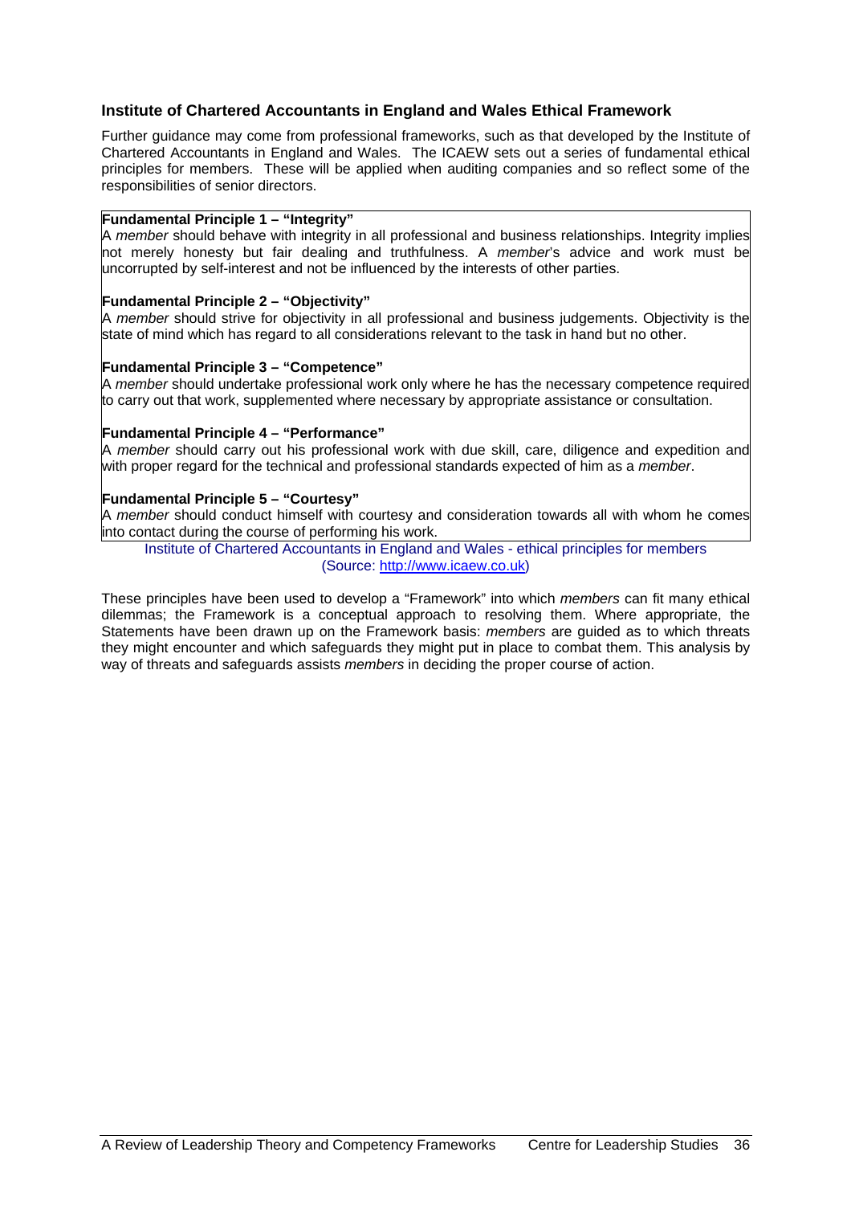### Institute of Chartered Accountants in England and Wales Ethical Framework

Further guidance may come from professional frameworks, such as that developed by the Institute of Chartered Accountants in England and Wales. The ICAEW sets out a series of fundamental ethical principles for members. These will be applied when auditing companies and so reflect some of the responsibilities of senior directors.

**Fundamental Principle 1 – "Integrity"**
A *member* should behave with integrity in all professional and business relationships. Integrity implies not merely honesty but fair dealing and truthfulness. A *member*'s advice and work must be uncorrupted by self-interest and not be influenced by the interests of other parties.

**Fundamental Principle 2 – "Objectivity"**
A *member* should strive for objectivity in all professional and business judgements. Objectivity is the state of mind which has regard to all considerations relevant to the task in hand but no other.

**Fundamental Principle 3 – "Competence"**
A *member* should undertake professional work only where he has the necessary competence required to carry out that work, supplemented where necessary by appropriate assistance or consultation.

**Fundamental Principle 4 – "Performance"**
A *member* should carry out his professional work with due skill, care, diligence and expedition and with proper regard for the technical and professional standards expected of him as a *member*.

**Fundamental Principle 5 – "Courtesy"**
A *member* should conduct himself with courtesy and consideration towards all with whom he comes into contact during the course of performing his work.

Institute of Chartered Accountants in England and Wales - ethical principles for members
(Source: http://www.icaew.co.uk)

These principles have been used to develop a "Framework" into which *members* can fit many ethical dilemmas; the Framework is a conceptual approach to resolving them. Where appropriate, the Statements have been drawn up on the Framework basis: *members* are guided as to which threats they might encounter and which safeguards they might put in place to combat them. This analysis by way of threats and safeguards assists *members* in deciding the proper course of action.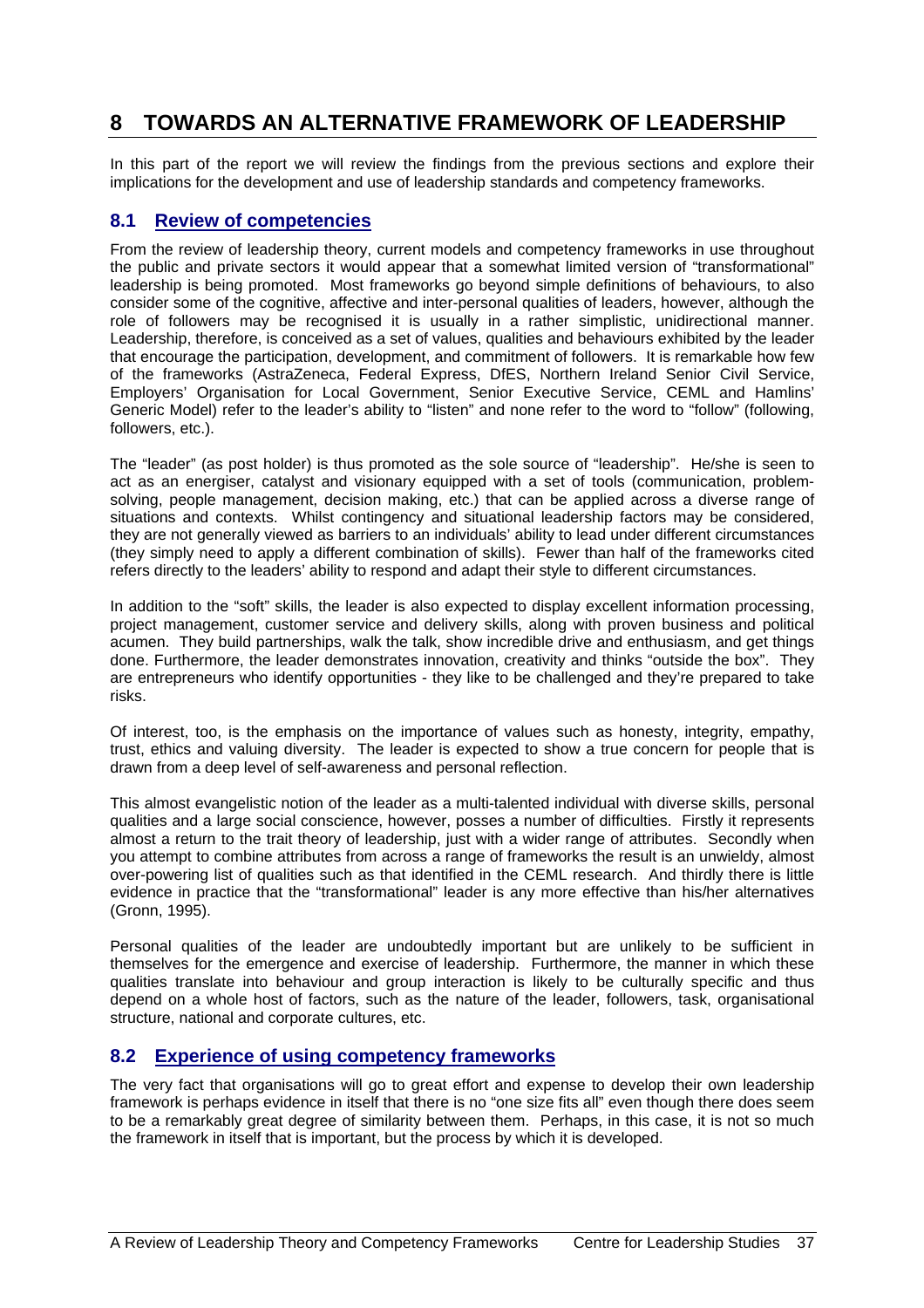# 8 TOWARDS AN ALTERNATIVE FRAMEWORK OF LEADERSHIP

In this part of the report we will review the findings from the previous sections and explore their implications for the development and use of leadership standards and competency frameworks.

## 8.1 Review of competencies

From the review of leadership theory, current models and competency frameworks in use throughout the public and private sectors it would appear that a somewhat limited version of "transformational" leadership is being promoted. Most frameworks go beyond simple definitions of behaviours, to also consider some of the cognitive, affective and inter-personal qualities of leaders, however, although the role of followers may be recognised it is usually in a rather simplistic, unidirectional manner. Leadership, therefore, is conceived as a set of values, qualities and behaviours exhibited by the leader that encourage the participation, development, and commitment of followers. It is remarkable how few of the frameworks (AstraZeneca, Federal Express, DfES, Northern Ireland Senior Civil Service, Employers' Organisation for Local Government, Senior Executive Service, CEML and Hamlins' Generic Model) refer to the leader's ability to "listen" and none refer to the word to "follow" (following, followers, etc.).

The "leader" (as post holder) is thus promoted as the sole source of "leadership". He/she is seen to act as an energiser, catalyst and visionary equipped with a set of tools (communication, problem-solving, people management, decision making, etc.) that can be applied across a diverse range of situations and contexts. Whilst contingency and situational leadership factors may be considered, they are not generally viewed as barriers to an individuals' ability to lead under different circumstances (they simply need to apply a different combination of skills). Fewer than half of the frameworks cited refers directly to the leaders' ability to respond and adapt their style to different circumstances.

In addition to the "soft" skills, the leader is also expected to display excellent information processing, project management, customer service and delivery skills, along with proven business and political acumen. They build partnerships, walk the talk, show incredible drive and enthusiasm, and get things done. Furthermore, the leader demonstrates innovation, creativity and thinks "outside the box". They are entrepreneurs who identify opportunities - they like to be challenged and they're prepared to take risks.

Of interest, too, is the emphasis on the importance of values such as honesty, integrity, empathy, trust, ethics and valuing diversity. The leader is expected to show a true concern for people that is drawn from a deep level of self-awareness and personal reflection.

This almost evangelistic notion of the leader as a multi-talented individual with diverse skills, personal qualities and a large social conscience, however, posses a number of difficulties. Firstly it represents almost a return to the trait theory of leadership, just with a wider range of attributes. Secondly when you attempt to combine attributes from across a range of frameworks the result is an unwieldy, almost over-powering list of qualities such as that identified in the CEML research. And thirdly there is little evidence in practice that the "transformational" leader is any more effective than his/her alternatives (Gronn, 1995).

Personal qualities of the leader are undoubtedly important but are unlikely to be sufficient in themselves for the emergence and exercise of leadership. Furthermore, the manner in which these qualities translate into behaviour and group interaction is likely to be culturally specific and thus depend on a whole host of factors, such as the nature of the leader, followers, task, organisational structure, national and corporate cultures, etc.

## 8.2 Experience of using competency frameworks

The very fact that organisations will go to great effort and expense to develop their own leadership framework is perhaps evidence in itself that there is no "one size fits all" even though there does seem to be a remarkably great degree of similarity between them. Perhaps, in this case, it is not so much the framework in itself that is important, but the process by which it is developed.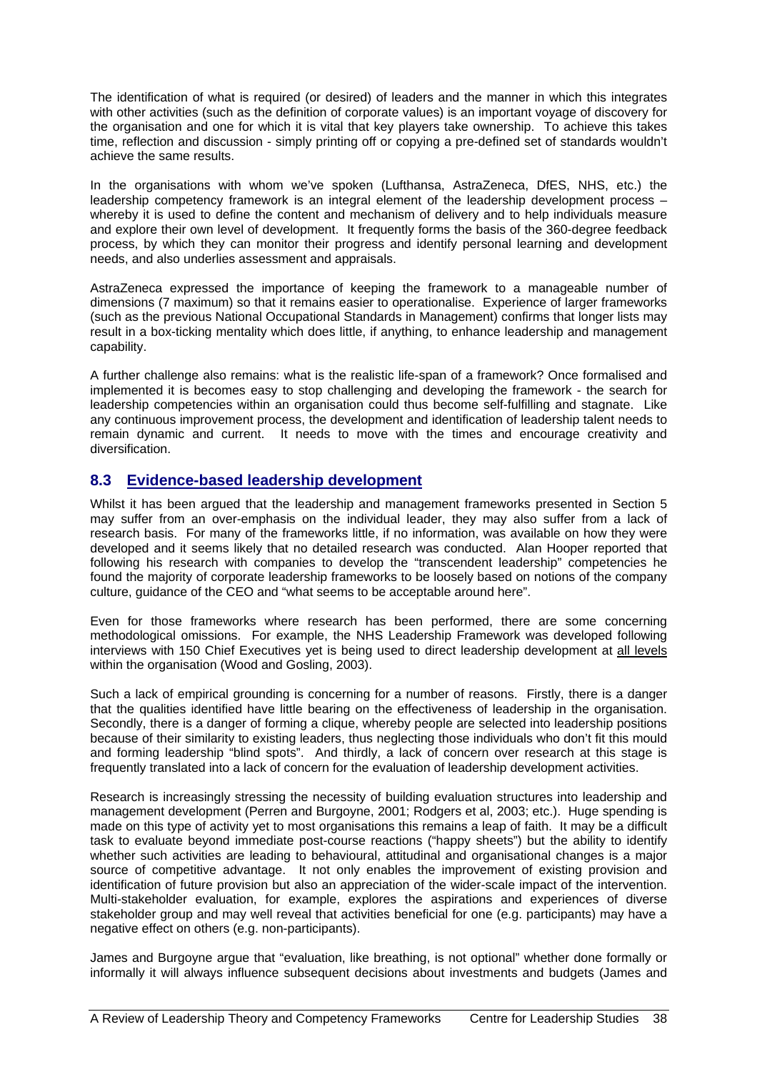The identification of what is required (or desired) of leaders and the manner in which this integrates with other activities (such as the definition of corporate values) is an important voyage of discovery for the organisation and one for which it is vital that key players take ownership. To achieve this takes time, reflection and discussion - simply printing off or copying a pre-defined set of standards wouldn't achieve the same results.

In the organisations with whom we've spoken (Lufthansa, AstraZeneca, DfES, NHS, etc.) the leadership competency framework is an integral element of the leadership development process – whereby it is used to define the content and mechanism of delivery and to help individuals measure and explore their own level of development. It frequently forms the basis of the 360-degree feedback process, by which they can monitor their progress and identify personal learning and development needs, and also underlies assessment and appraisals.

AstraZeneca expressed the importance of keeping the framework to a manageable number of dimensions (7 maximum) so that it remains easier to operationalise. Experience of larger frameworks (such as the previous National Occupational Standards in Management) confirms that longer lists may result in a box-ticking mentality which does little, if anything, to enhance leadership and management capability.

A further challenge also remains: what is the realistic life-span of a framework? Once formalised and implemented it is becomes easy to stop challenging and developing the framework - the search for leadership competencies within an organisation could thus become self-fulfilling and stagnate. Like any continuous improvement process, the development and identification of leadership talent needs to remain dynamic and current. It needs to move with the times and encourage creativity and diversification.

## 8.3 Evidence-based leadership development

Whilst it has been argued that the leadership and management frameworks presented in Section 5 may suffer from an over-emphasis on the individual leader, they may also suffer from a lack of research basis. For many of the frameworks little, if no information, was available on how they were developed and it seems likely that no detailed research was conducted. Alan Hooper reported that following his research with companies to develop the "transcendent leadership" competencies he found the majority of corporate leadership frameworks to be loosely based on notions of the company culture, guidance of the CEO and "what seems to be acceptable around here".

Even for those frameworks where research has been performed, there are some concerning methodological omissions. For example, the NHS Leadership Framework was developed following interviews with 150 Chief Executives yet is being used to direct leadership development at all levels within the organisation (Wood and Gosling, 2003).

Such a lack of empirical grounding is concerning for a number of reasons. Firstly, there is a danger that the qualities identified have little bearing on the effectiveness of leadership in the organisation. Secondly, there is a danger of forming a clique, whereby people are selected into leadership positions because of their similarity to existing leaders, thus neglecting those individuals who don't fit this mould and forming leadership "blind spots". And thirdly, a lack of concern over research at this stage is frequently translated into a lack of concern for the evaluation of leadership development activities.

Research is increasingly stressing the necessity of building evaluation structures into leadership and management development (Perren and Burgoyne, 2001; Rodgers et al, 2003; etc.). Huge spending is made on this type of activity yet to most organisations this remains a leap of faith. It may be a difficult task to evaluate beyond immediate post-course reactions ("happy sheets") but the ability to identify whether such activities are leading to behavioural, attitudinal and organisational changes is a major source of competitive advantage. It not only enables the improvement of existing provision and identification of future provision but also an appreciation of the wider-scale impact of the intervention. Multi-stakeholder evaluation, for example, explores the aspirations and experiences of diverse stakeholder group and may well reveal that activities beneficial for one (e.g. participants) may have a negative effect on others (e.g. non-participants).

James and Burgoyne argue that "evaluation, like breathing, is not optional" whether done formally or informally it will always influence subsequent decisions about investments and budgets (James and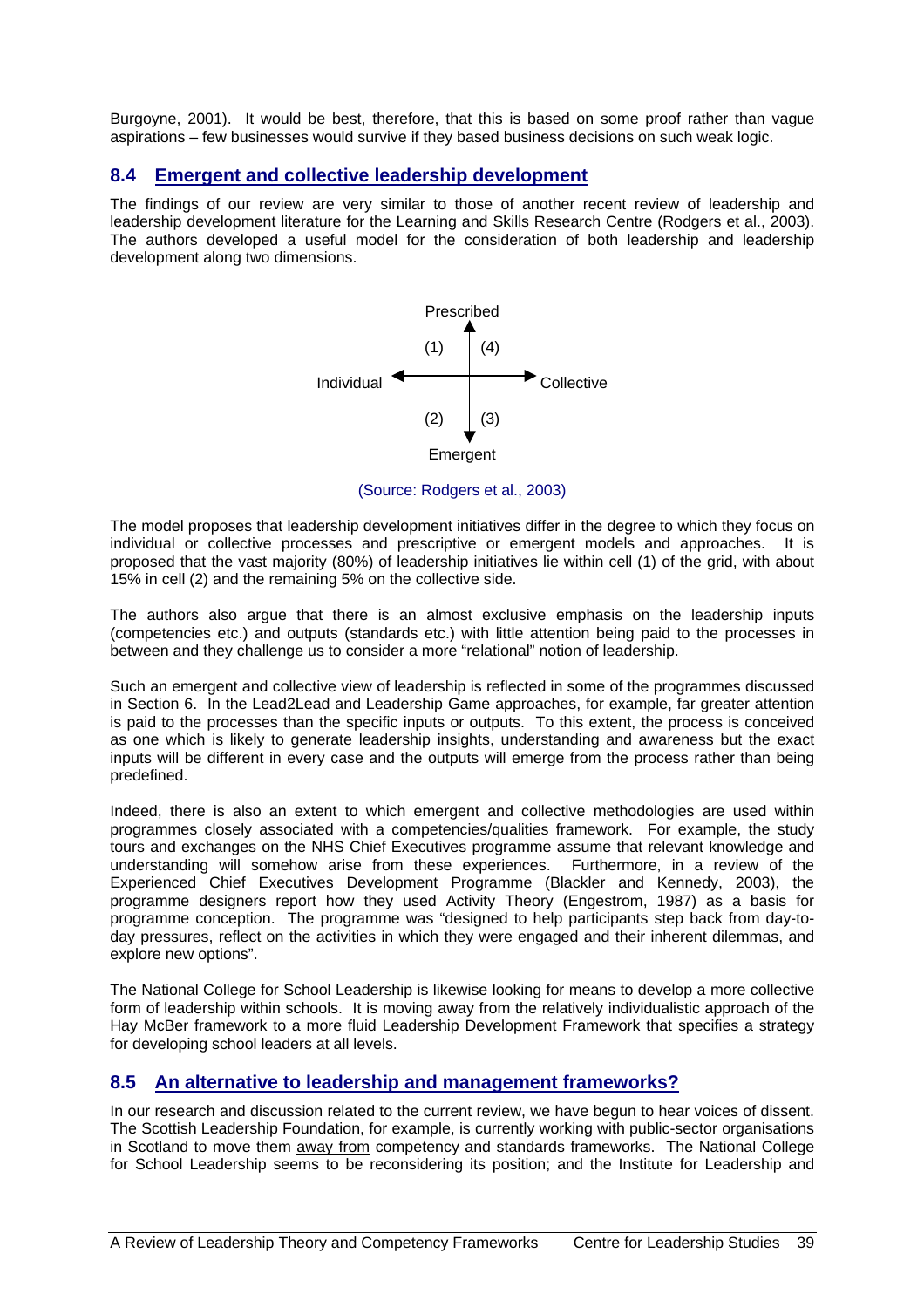Burgoyne, 2001). It would be best, therefore, that this is based on some proof rather than vague aspirations – few businesses would survive if they based business decisions on such weak logic.

## 8.4 Emergent and collective leadership development

The findings of our review are very similar to those of another recent review of leadership and leadership development literature for the Learning and Skills Research Centre (Rodgers et al., 2003). The authors developed a useful model for the consideration of both leadership and leadership development along two dimensions.

```
                Prescribed
                    ▲
            (1)     |     (4)
Individual ◄────────┼────────► Collective
            (2)     |     (3)
                    ▼
                Emergent
```

(Source: Rodgers et al., 2003)

The model proposes that leadership development initiatives differ in the degree to which they focus on individual or collective processes and prescriptive or emergent models and approaches. It is proposed that the vast majority (80%) of leadership initiatives lie within cell (1) of the grid, with about 15% in cell (2) and the remaining 5% on the collective side.

The authors also argue that there is an almost exclusive emphasis on the leadership inputs (competencies etc.) and outputs (standards etc.) with little attention being paid to the processes in between and they challenge us to consider a more "relational" notion of leadership.

Such an emergent and collective view of leadership is reflected in some of the programmes discussed in Section 6. In the Lead2Lead and Leadership Game approaches, for example, far greater attention is paid to the processes than the specific inputs or outputs. To this extent, the process is conceived as one which is likely to generate leadership insights, understanding and awareness but the exact inputs will be different in every case and the outputs will emerge from the process rather than being predefined.

Indeed, there is also an extent to which emergent and collective methodologies are used within programmes closely associated with a competencies/qualities framework. For example, the study tours and exchanges on the NHS Chief Executives programme assume that relevant knowledge and understanding will somehow arise from these experiences. Furthermore, in a review of the Experienced Chief Executives Development Programme (Blackler and Kennedy, 2003), the programme designers report how they used Activity Theory (Engestrom, 1987) as a basis for programme conception. The programme was "designed to help participants step back from day-to-day pressures, reflect on the activities in which they were engaged and their inherent dilemmas, and explore new options".

The National College for School Leadership is likewise looking for means to develop a more collective form of leadership within schools. It is moving away from the relatively individualistic approach of the Hay McBer framework to a more fluid Leadership Development Framework that specifies a strategy for developing school leaders at all levels.

## 8.5 An alternative to leadership and management frameworks?

In our research and discussion related to the current review, we have begun to hear voices of dissent. The Scottish Leadership Foundation, for example, is currently working with public-sector organisations in Scotland to move them away from competency and standards frameworks. The National College for School Leadership seems to be reconsidering its position; and the Institute for Leadership and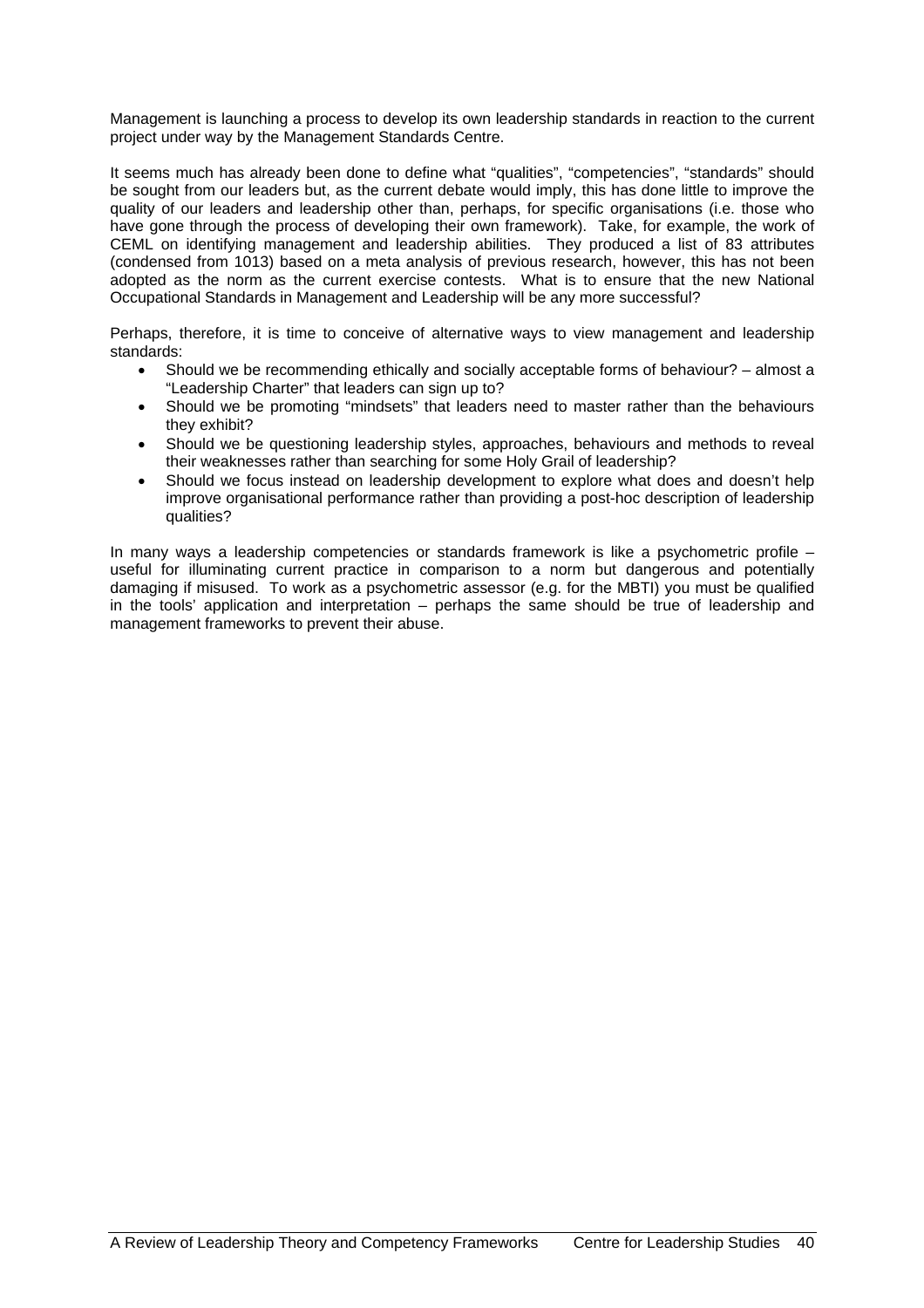Management is launching a process to develop its own leadership standards in reaction to the current project under way by the Management Standards Centre.

It seems much has already been done to define what "qualities", "competencies", "standards" should be sought from our leaders but, as the current debate would imply, this has done little to improve the quality of our leaders and leadership other than, perhaps, for specific organisations (i.e. those who have gone through the process of developing their own framework). Take, for example, the work of CEML on identifying management and leadership abilities. They produced a list of 83 attributes (condensed from 1013) based on a meta analysis of previous research, however, this has not been adopted as the norm as the current exercise contests. What is to ensure that the new National Occupational Standards in Management and Leadership will be any more successful?

Perhaps, therefore, it is time to conceive of alternative ways to view management and leadership standards:

- Should we be recommending ethically and socially acceptable forms of behaviour? – almost a "Leadership Charter" that leaders can sign up to?
- Should we be promoting "mindsets" that leaders need to master rather than the behaviours they exhibit?
- Should we be questioning leadership styles, approaches, behaviours and methods to reveal their weaknesses rather than searching for some Holy Grail of leadership?
- Should we focus instead on leadership development to explore what does and doesn't help improve organisational performance rather than providing a post-hoc description of leadership qualities?

In many ways a leadership competencies or standards framework is like a psychometric profile – useful for illuminating current practice in comparison to a norm but dangerous and potentially damaging if misused. To work as a psychometric assessor (e.g. for the MBTI) you must be qualified in the tools' application and interpretation – perhaps the same should be true of leadership and management frameworks to prevent their abuse.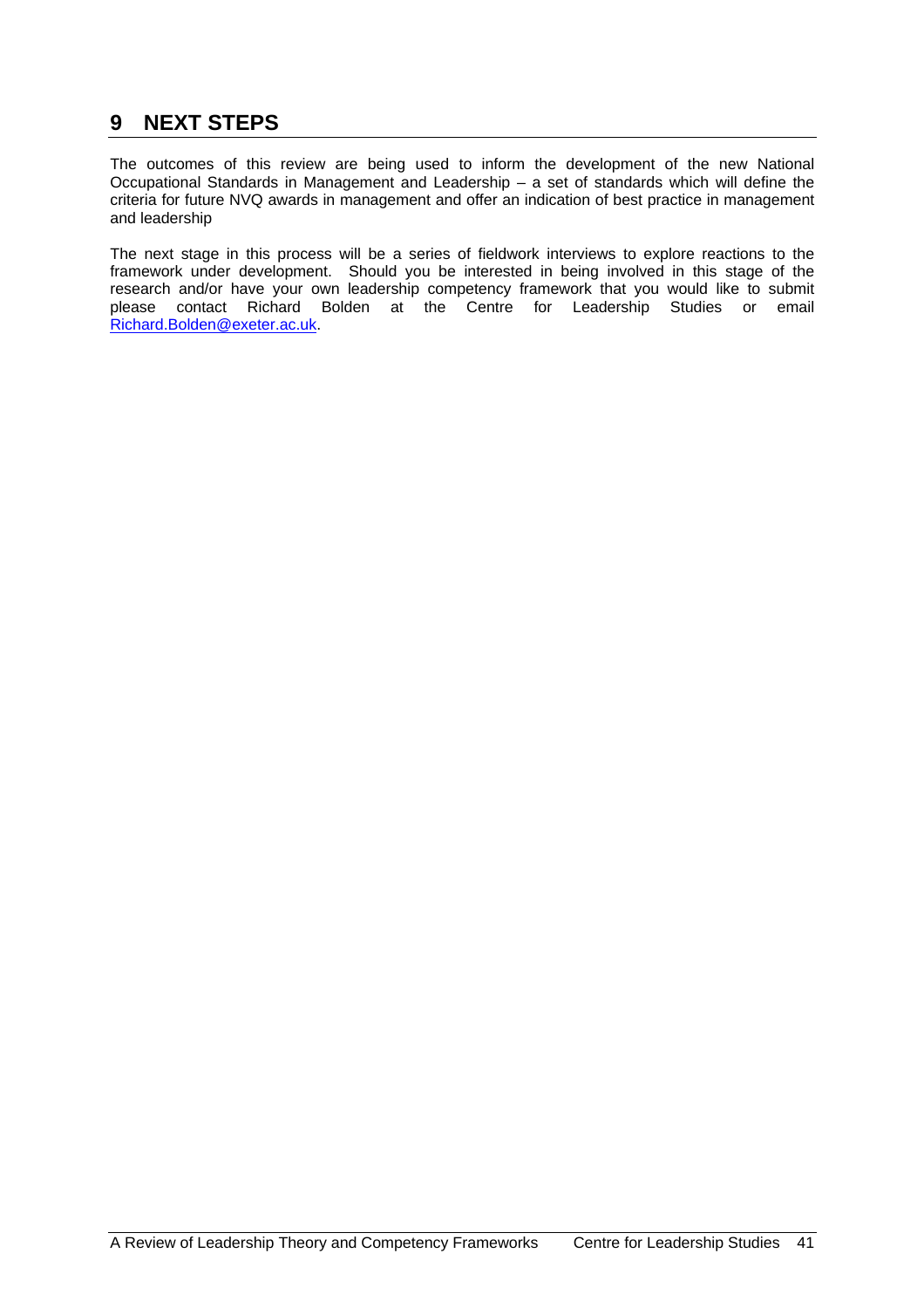# 9 NEXT STEPS

The outcomes of this review are being used to inform the development of the new National Occupational Standards in Management and Leadership – a set of standards which will define the criteria for future NVQ awards in management and offer an indication of best practice in management and leadership

The next stage in this process will be a series of fieldwork interviews to explore reactions to the framework under development. Should you be interested in being involved in this stage of the research and/or have your own leadership competency framework that you would like to submit please contact Richard Bolden at the Centre for Leadership Studies or email Richard.Bolden@exeter.ac.uk.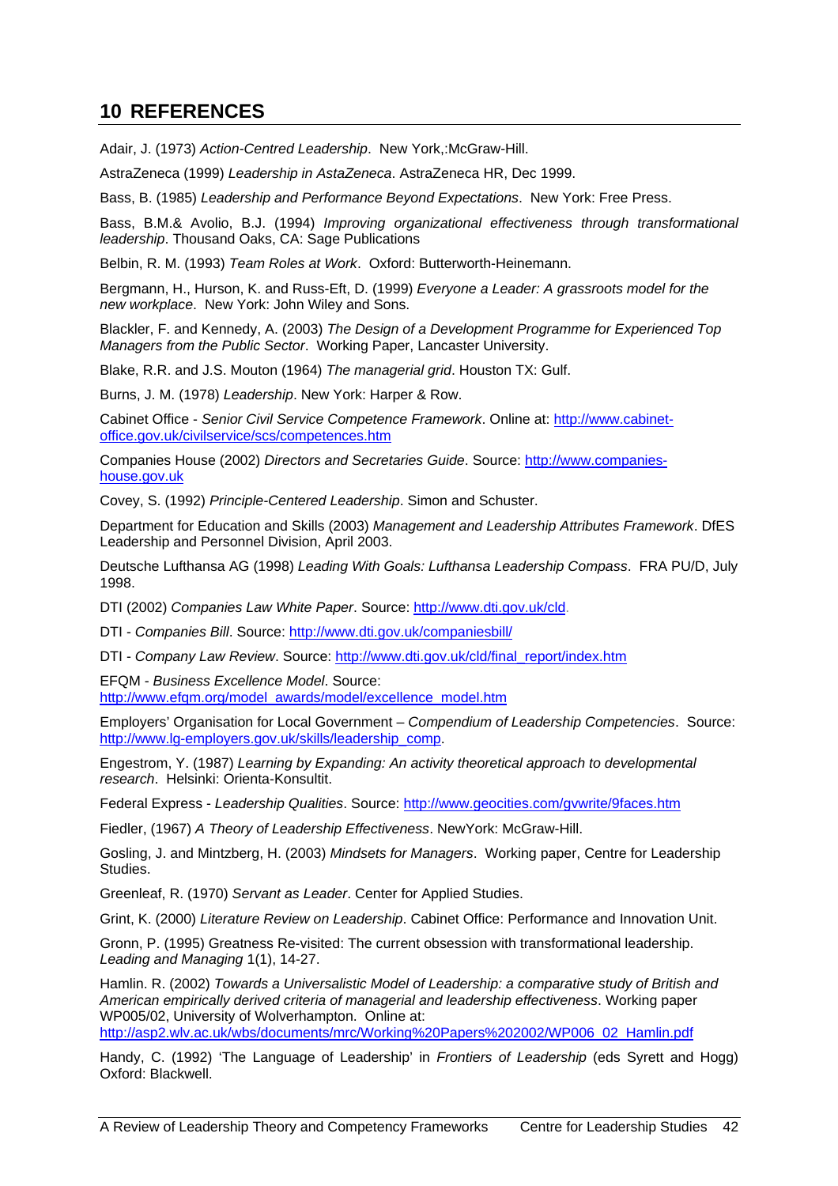# 10 REFERENCES

Adair, J. (1973) *Action-Centred Leadership*. New York,:McGraw-Hill.

AstraZeneca (1999) *Leadership in AstaZeneca*. AstraZeneca HR, Dec 1999.

Bass, B. (1985) *Leadership and Performance Beyond Expectations*. New York: Free Press.

Bass, B.M.& Avolio, B.J. (1994) *Improving organizational effectiveness through transformational leadership*. Thousand Oaks, CA: Sage Publications

Belbin, R. M. (1993) *Team Roles at Work*. Oxford: Butterworth-Heinemann.

Bergmann, H., Hurson, K. and Russ-Eft, D. (1999) *Everyone a Leader: A grassroots model for the new workplace*. New York: John Wiley and Sons.

Blackler, F. and Kennedy, A. (2003) *The Design of a Development Programme for Experienced Top Managers from the Public Sector*. Working Paper, Lancaster University.

Blake, R.R. and J.S. Mouton (1964) *The managerial grid*. Houston TX: Gulf.

Burns, J. M. (1978) *Leadership*. New York: Harper & Row.

Cabinet Office - *Senior Civil Service Competence Framework*. Online at: http://www.cabinet-office.gov.uk/civilservice/scs/competences.htm

Companies House (2002) *Directors and Secretaries Guide*. Source: http://www.companies-house.gov.uk

Covey, S. (1992) *Principle-Centered Leadership*. Simon and Schuster.

Department for Education and Skills (2003) *Management and Leadership Attributes Framework*. DfES Leadership and Personnel Division, April 2003.

Deutsche Lufthansa AG (1998) *Leading With Goals: Lufthansa Leadership Compass*. FRA PU/D, July 1998.

DTI (2002) *Companies Law White Paper*. Source: http://www.dti.gov.uk/cld.

DTI - *Companies Bill*. Source: http://www.dti.gov.uk/companiesbill/

DTI - *Company Law Review*. Source: http://www.dti.gov.uk/cld/final_report/index.htm

EFQM - *Business Excellence Model*. Source: http://www.efqm.org/model_awards/model/excellence_model.htm

Employers' Organisation for Local Government – *Compendium of Leadership Competencies*. Source: http://www.lg-employers.gov.uk/skills/leadership_comp.

Engestrom, Y. (1987) *Learning by Expanding: An activity theoretical approach to developmental research*. Helsinki: Orienta-Konsultit.

Federal Express - *Leadership Qualities*. Source: http://www.geocities.com/gvwrite/9faces.htm

Fiedler, (1967) *A Theory of Leadership Effectiveness*. NewYork: McGraw-Hill.

Gosling, J. and Mintzberg, H. (2003) *Mindsets for Managers*. Working paper, Centre for Leadership Studies.

Greenleaf, R. (1970) *Servant as Leader*. Center for Applied Studies.

Grint, K. (2000) *Literature Review on Leadership*. Cabinet Office: Performance and Innovation Unit.

Gronn, P. (1995) Greatness Re-visited: The current obsession with transformational leadership. *Leading and Managing* 1(1), 14-27.

Hamlin. R. (2002) *Towards a Universalistic Model of Leadership: a comparative study of British and American empirically derived criteria of managerial and leadership effectiveness*. Working paper WP005/02, University of Wolverhampton. Online at: http://asp2.wlv.ac.uk/wbs/documents/mrc/Working%20Papers%202002/WP006_02_Hamlin.pdf

Handy, C. (1992) 'The Language of Leadership' in *Frontiers of Leadership* (eds Syrett and Hogg) Oxford: Blackwell.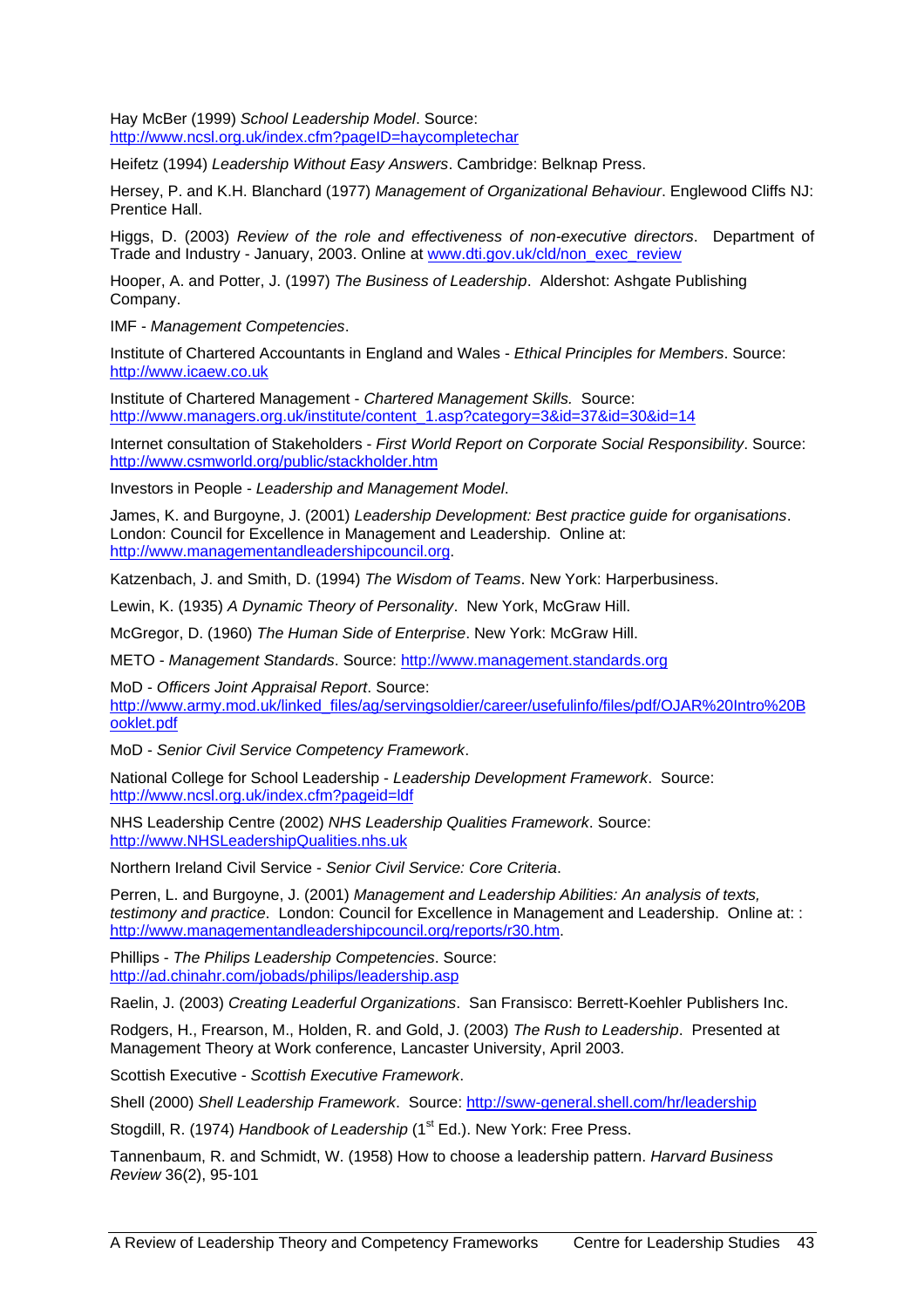Hay McBer (1999) *School Leadership Model*. Source: http://www.ncsl.org.uk/index.cfm?pageID=haycompletechar

Heifetz (1994) *Leadership Without Easy Answers*. Cambridge: Belknap Press.

Hersey, P. and K.H. Blanchard (1977) *Management of Organizational Behaviour*. Englewood Cliffs NJ: Prentice Hall.

Higgs, D. (2003) *Review of the role and effectiveness of non-executive directors*. Department of Trade and Industry - January, 2003. Online at www.dti.gov.uk/cld/non_exec_review

Hooper, A. and Potter, J. (1997) *The Business of Leadership*. Aldershot: Ashgate Publishing Company.

IMF - *Management Competencies*.

Institute of Chartered Accountants in England and Wales - *Ethical Principles for Members*. Source: http://www.icaew.co.uk

Institute of Chartered Management - *Chartered Management Skills.* Source: http://www.managers.org.uk/institute/content_1.asp?category=3&id=37&id=30&id=14

Internet consultation of Stakeholders - *First World Report on Corporate Social Responsibility*. Source: http://www.csmworld.org/public/stackholder.htm

Investors in People - *Leadership and Management Model*.

James, K. and Burgoyne, J. (2001) *Leadership Development: Best practice guide for organisations*. London: Council for Excellence in Management and Leadership. Online at: http://www.managementandleadershipcouncil.org.

Katzenbach, J. and Smith, D. (1994) *The Wisdom of Teams*. New York: Harperbusiness.

Lewin, K. (1935) *A Dynamic Theory of Personality*. New York, McGraw Hill.

McGregor, D. (1960) *The Human Side of Enterprise*. New York: McGraw Hill.

METO - *Management Standards*. Source: http://www.management.standards.org

MoD - *Officers Joint Appraisal Report*. Source: http://www.army.mod.uk/linked_files/ag/servingsoldier/career/usefulinfo/files/pdf/OJAR%20Intro%20Booklet.pdf

MoD - *Senior Civil Service Competency Framework*.

National College for School Leadership - *Leadership Development Framework*. Source: http://www.ncsl.org.uk/index.cfm?pageid=ldf

NHS Leadership Centre (2002) *NHS Leadership Qualities Framework*. Source: http://www.NHSLeadershipQualities.nhs.uk

Northern Ireland Civil Service - *Senior Civil Service: Core Criteria*.

Perren, L. and Burgoyne, J. (2001) *Management and Leadership Abilities: An analysis of texts, testimony and practice*. London: Council for Excellence in Management and Leadership. Online at: : http://www.managementandleadershipcouncil.org/reports/r30.htm.

Phillips - *The Philips Leadership Competencies*. Source: http://ad.chinahr.com/jobads/philips/leadership.asp

Raelin, J. (2003) *Creating Leaderful Organizations*. San Fransisco: Berrett-Koehler Publishers Inc.

Rodgers, H., Frearson, M., Holden, R. and Gold, J. (2003) *The Rush to Leadership*. Presented at Management Theory at Work conference, Lancaster University, April 2003.

Scottish Executive - *Scottish Executive Framework*.

Shell (2000) *Shell Leadership Framework*. Source: http://sww-general.shell.com/hr/leadership

Stogdill, R. (1974) *Handbook of Leadership* (1st Ed.). New York: Free Press.

Tannenbaum, R. and Schmidt, W. (1958) How to choose a leadership pattern. *Harvard Business Review* 36(2), 95-101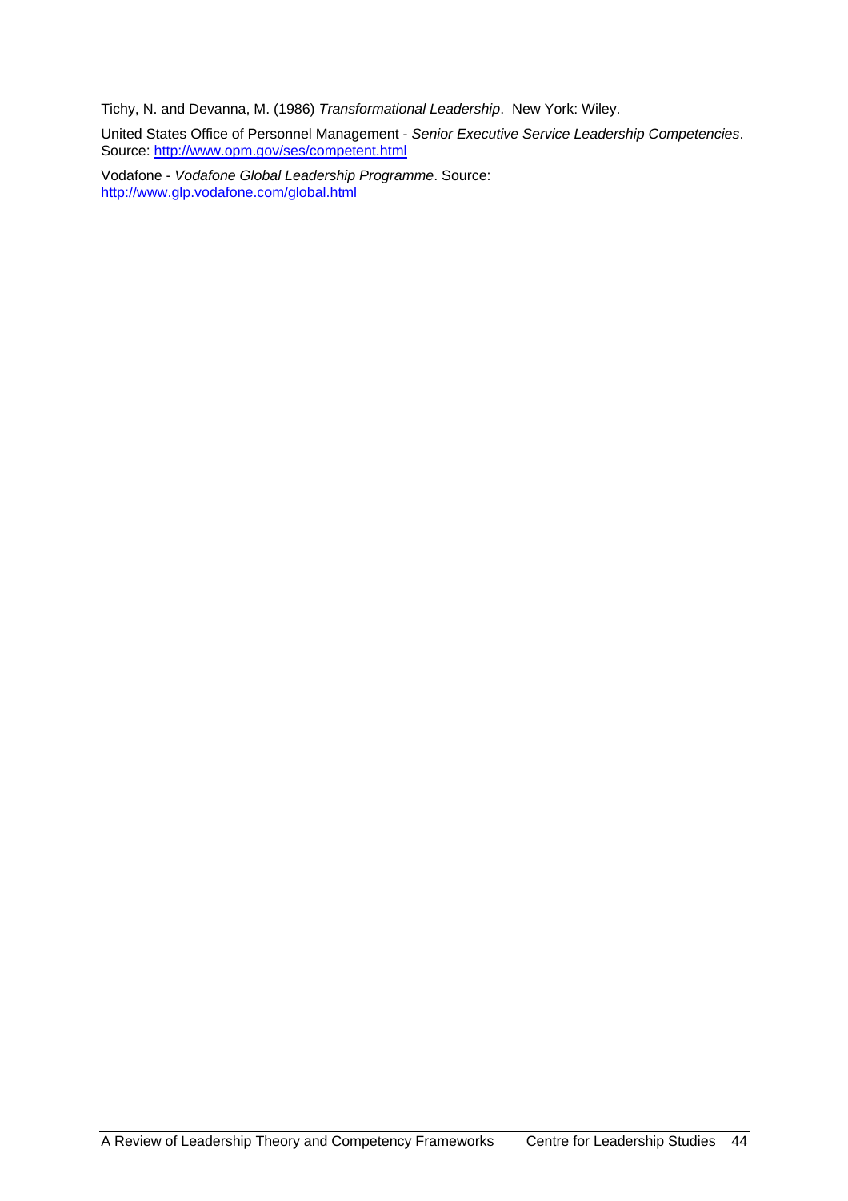Tichy, N. and Devanna, M. (1986) *Transformational Leadership*. New York: Wiley.

United States Office of Personnel Management - *Senior Executive Service Leadership Competencies*. Source: http://www.opm.gov/ses/competent.html

Vodafone - *Vodafone Global Leadership Programme*. Source: http://www.glp.vodafone.com/global.html